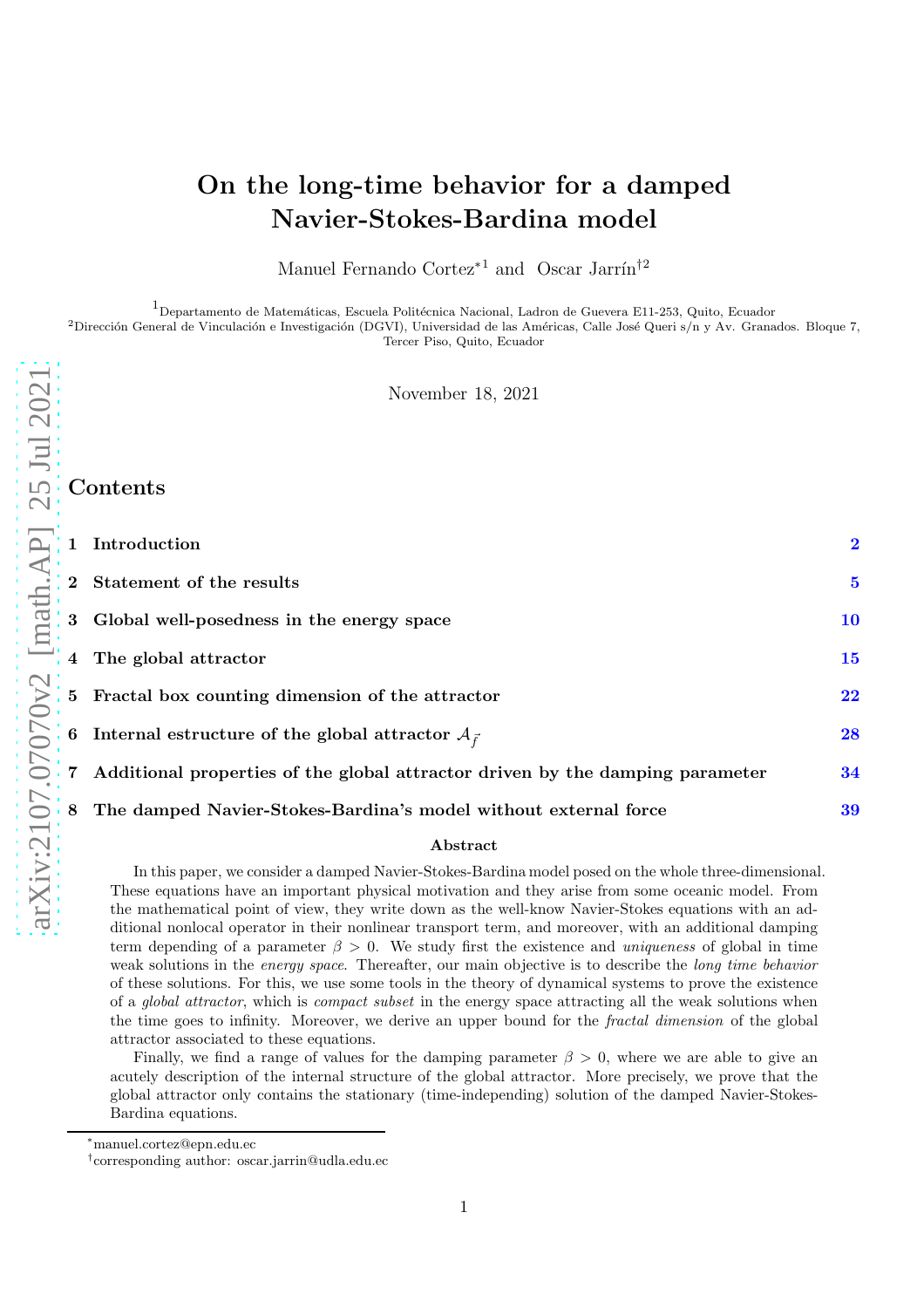# On the long-time behavior for a damped Navier-Stokes-Bardina model

Manuel Fernando Cortez*[1] and Oscar Jarrín†[2]

[1]Departamento de Matemáticas, Escuela Politécnica Nacional, Ladron de Guevera E11-253, Quito, Ecuador
[2]Dirección General de Vinculación e Investigación (DGVI), Universidad de las Américas, Calle José Queri s/n y Av. Granados. Bloque 7, Tercer Piso, Quito, Ecuador

November 18, 2021

## Contents

1 Introduction 2

2 Statement of the results 5

3 Global well-posedness in the energy space 10

4 The global attractor 15

5 Fractal box counting dimension of the attractor 22

6 Internal estructure of the global attractor $\mathcal{A}_{\vec{f}}$ 28

7 Additional properties of the global attractor driven by the damping parameter 34

8 The damped Navier-Stokes-Bardina's model without external force 39

**Abstract**

In this paper, we consider a damped Navier-Stokes-Bardina model posed on the whole three-dimensional. These equations have an important physical motivation and they arise from some oceanic model. From the mathematical point of view, they write down as the well-know Navier-Stokes equations with an additional nonlocal operator in their nonlinear transport term, and moreover, with an additional damping term depending of a parameter $\beta > 0$. We study first the existence and *uniqueness* of global in time weak solutions in the *energy space*. Thereafter, our main objective is to describe the *long time behavior* of these solutions. For this, we use some tools in the theory of dynamical systems to prove the existence of a *global attractor*, which is *compact subset* in the energy space attracting all the weak solutions when the time goes to infinity. Moreover, we derive an upper bound for the *fractal dimension* of the global attractor associated to these equations.

Finally, we find a range of values for the damping parameter $\beta > 0$, where we are able to give an acutely description of the internal structure of the global attractor. More precisely, we prove that the global attractor only contains the stationary (time-independing) solution of the damped Navier-Stokes-Bardina equations.

---

*manuel.cortez@epn.edu.ec
†corresponding author: oscar.jarrin@udla.edu.ec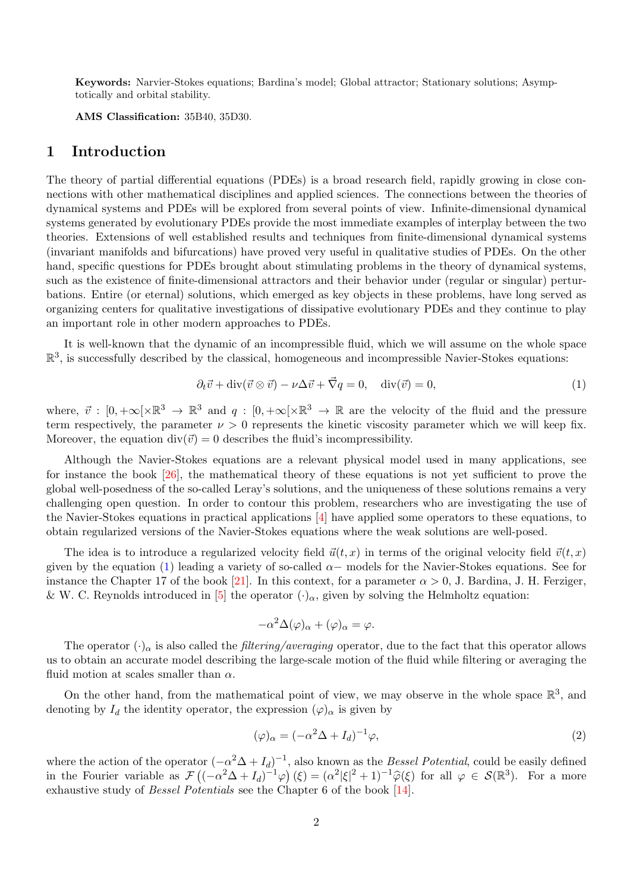**Keywords:** Narvier-Stokes equations; Bardina's model; Global attractor; Stationary solutions; Asymptotically and orbital stability.

**AMS Classification:** 35B40, 35D30.

# 1 Introduction

The theory of partial differential equations (PDEs) is a broad research field, rapidly growing in close connections with other mathematical disciplines and applied sciences. The connections between the theories of dynamical systems and PDEs will be explored from several points of view. Infinite-dimensional dynamical systems generated by evolutionary PDEs provide the most immediate examples of interplay between the two theories. Extensions of well established results and techniques from finite-dimensional dynamical systems (invariant manifolds and bifurcations) have proved very useful in qualitative studies of PDEs. On the other hand, specific questions for PDEs brought about stimulating problems in the theory of dynamical systems, such as the existence of finite-dimensional attractors and their behavior under (regular or singular) perturbations. Entire (or eternal) solutions, which emerged as key objects in these problems, have long served as organizing centers for qualitative investigations of dissipative evolutionary PDEs and they continue to play an important role in other modern approaches to PDEs.

It is well-known that the dynamic of an incompressible fluid, which we will assume on the whole space $\mathbb{R}^3$, is successfully described by the classical, homogeneous and incompressible Navier-Stokes equations:

$$\partial_t \vec{v} + \text{div}(\vec{v} \otimes \vec{v}) - \nu \Delta \vec{v} + \vec{\nabla} q = 0, \quad \text{div}(\vec{v}) = 0, \tag{1}$$

where, $\vec{v} : [0, +\infty[\times \mathbb{R}^3 \to \mathbb{R}^3$ and $q : [0, +\infty[\times \mathbb{R}^3 \to \mathbb{R}$ are the velocity of the fluid and the pressure term respectively, the parameter $\nu > 0$ represents the kinetic viscosity parameter which we will keep fix. Moreover, the equation $\text{div}(\vec{v}) = 0$ describes the fluid's incompressibility.

Although the Navier-Stokes equations are a relevant physical model used in many applications, see for instance the book [26], the mathematical theory of these equations is not yet sufficient to prove the global well-posedness of the so-called Leray's solutions, and the uniqueness of these solutions remains a very challenging open question. In order to contour this problem, researchers who are investigating the use of the Navier-Stokes equations in practical applications [4] have applied some operators to these equations, to obtain regularized versions of the Navier-Stokes equations where the weak solutions are well-posed.

The idea is to introduce a regularized velocity field $\vec{u}(t,x)$ in terms of the original velocity field $\vec{v}(t,x)$ given by the equation (1) leading a variety of so-called $\alpha-$ models for the Navier-Stokes equations. See for instance the Chapter 17 of the book [21]. In this context, for a parameter $\alpha > 0$, J. Bardina, J. H. Ferziger, & W. C. Reynolds introduced in [5] the operator $(\cdot)_\alpha$, given by solving the Helmholtz equation:

$$-\alpha^2 \Delta (\varphi)_\alpha + (\varphi)_\alpha = \varphi.$$

The operator $(\cdot)_\alpha$ is also called the *filtering/averaging* operator, due to the fact that this operator allows us to obtain an accurate model describing the large-scale motion of the fluid while filtering or averaging the fluid motion at scales smaller than $\alpha$.

On the other hand, from the mathematical point of view, we may observe in the whole space $\mathbb{R}^3$, and denoting by $I_d$ the identity operator, the expression $(\varphi)_\alpha$ is given by

$$(\varphi)_\alpha = (-\alpha^2 \Delta + I_d)^{-1} \varphi, \tag{2}$$

where the action of the operator $(-\alpha^2 \Delta + I_d)^{-1}$, also known as the *Bessel Potential*, could be easily defined in the Fourier variable as $\mathcal{F}\left((-\alpha^2 \Delta + I_d)^{-1} \varphi\right)(\xi) = (\alpha^2 |\xi|^2 + 1)^{-1} \widehat{\varphi}(\xi)$ for all $\varphi \in \mathcal{S}(\mathbb{R}^3)$. For a more exhaustive study of *Bessel Potentials* see the Chapter 6 of the book [14].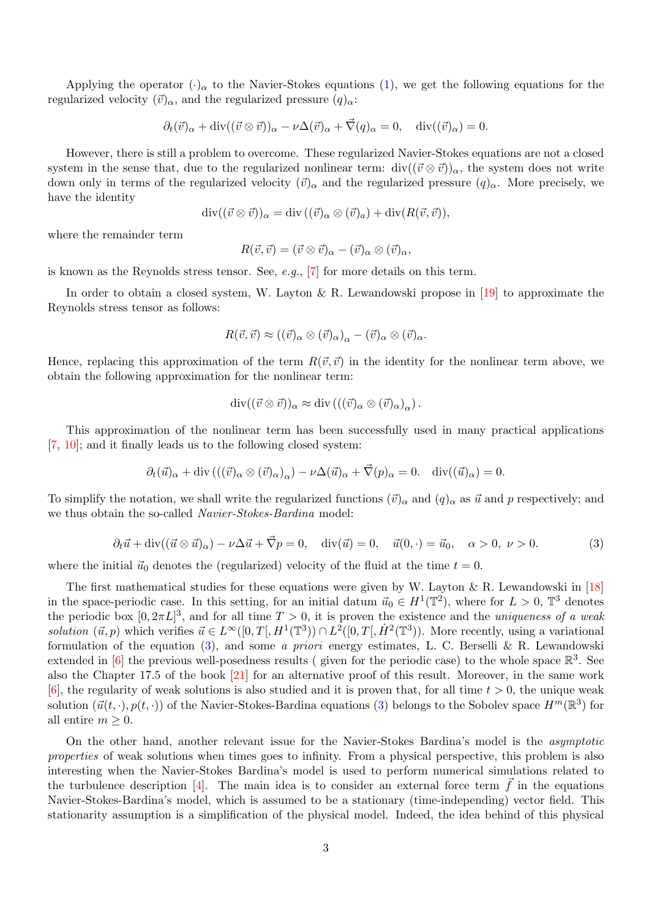Applying the operator $(\cdot)_\alpha$ to the Navier-Stokes equations (1), we get the following equations for the regularized velocity $(\vec{v})_\alpha$, and the regularized pressure $(q)_\alpha$:

$$\partial_t(\vec{v})_\alpha + \text{div}((\vec{v}\otimes\vec{v}))_\alpha - \nu\Delta(\vec{v})_\alpha + \vec{\nabla}(q)_\alpha = 0, \quad \text{div}((\vec{v})_\alpha) = 0.$$

However, there is still a problem to overcome. These regularized Navier-Stokes equations are not a closed system in the sense that, due to the regularized nonlinear term: $\text{div}((\vec{v}\otimes\vec{v}))_\alpha$, the system does not write down only in terms of the regularized velocity $(\vec{v})_\alpha$ and the regularized pressure $(q)_\alpha$. More precisely, we have the identity

$$\text{div}((\vec{v}\otimes\vec{v}))_\alpha = \text{div}\left((\vec{v})_\alpha\otimes(\vec{v})_a\right) + \text{div}(R(\vec{v},\vec{v})),$$

where the remainder term

$$R(\vec{v},\vec{v}) = (\vec{v}\otimes\vec{v})_\alpha - (\vec{v})_\alpha\otimes(\vec{v})_\alpha,$$

is known as the Reynolds stress tensor. See, *e.g.*, [7] for more details on this term.

In order to obtain a closed system, W. Layton & R. Lewandowski propose in [19] to approximate the Reynolds stress tensor as follows:

$$R(\vec{v},\vec{v}) \approx \left((\vec{v})_\alpha\otimes(\vec{v})_\alpha\right)_\alpha - (\vec{v})_\alpha\otimes(\vec{v})_\alpha.$$

Hence, replacing this approximation of the term $R(\vec{v},\vec{v})$ in the identity for the nonlinear term above, we obtain the following approximation for the nonlinear term:

$$\text{div}((\vec{v}\otimes\vec{v}))_\alpha \approx \text{div}\left(\left((\vec{v})_\alpha\otimes(\vec{v})_\alpha\right)_\alpha\right).$$

This approximation of the nonlinear term has been successfully used in many practical applications [7, 10]; and it finally leads us to the following closed system:

$$\partial_t(\vec{u})_\alpha + \text{div}\left(\left((\vec{v})_\alpha\otimes(\vec{v})_\alpha\right)_\alpha\right) - \nu\Delta(\vec{u})_\alpha + \vec{\nabla}(p)_\alpha = 0. \quad \text{div}((\vec{u})_\alpha) = 0.$$

To simplify the notation, we shall write the regularized functions $(\vec{v})_\alpha$ and $(q)_\alpha$ as $\vec{u}$ and $p$ respectively; and we thus obtain the so-called *Navier-Stokes-Bardina* model:

$$\partial_t\vec{u} + \text{div}((\vec{u}\otimes\vec{u})_\alpha) - \nu\Delta\vec{u} + \vec{\nabla}p = 0, \quad \text{div}(\vec{u}) = 0, \quad \vec{u}(0,\cdot) = \vec{u}_0, \quad \alpha > 0,\ \nu > 0. \tag{3}$$

where the initial $\vec{u}_0$ denotes the (regularized) velocity of the fluid at the time $t = 0$.

The first mathematical studies for these equations were given by W. Layton & R. Lewandowski in [18] in the space-periodic case. In this setting, for an initial datum $\vec{u}_0 \in H^1(\mathbb{T}^2)$, where for $L > 0$, $\mathbb{T}^3$ denotes the periodic box $[0, 2\pi L]^3$, and for all time $T > 0$, it is proven the existence and the *uniqueness of a weak solution* $(\vec{u}, p)$ which verifies $\vec{u} \in L^\infty([0,T[, H^1(\mathbb{T}^3)) \cap L^2([0,T[, \dot{H}^2(\mathbb{T}^3))$. More recently, using a variational formulation of the equation (3), and some *a priori* energy estimates, L. C. Berselli & R. Lewandowski extended in [6] the previous well-posedness results ( given for the periodic case) to the whole space $\mathbb{R}^3$. See also the Chapter 17.5 of the book [21] for an alternative proof of this result. Moreover, in the same work [6], the regularity of weak solutions is also studied and it is proven that, for all time $t > 0$, the unique weak solution $(\vec{u}(t,\cdot), p(t,\cdot))$ of the Navier-Stokes-Bardina equations (3) belongs to the Sobolev space $H^m(\mathbb{R}^3)$ for all entire $m \geq 0$.

On the other hand, another relevant issue for the Navier-Stokes Bardina's model is the *asymptotic properties* of weak solutions when times goes to infinity. From a physical perspective, this problem is also interesting when the Navier-Stokes Bardina's model is used to perform numerical simulations related to the turbulence description [4]. The main idea is to consider an external force term $\vec{f}$ in the equations Navier-Stokes-Bardina's model, which is assumed to be a stationary (time-independing) vector field. This stationarity assumption is a simplification of the physical model. Indeed, the idea behind of this physical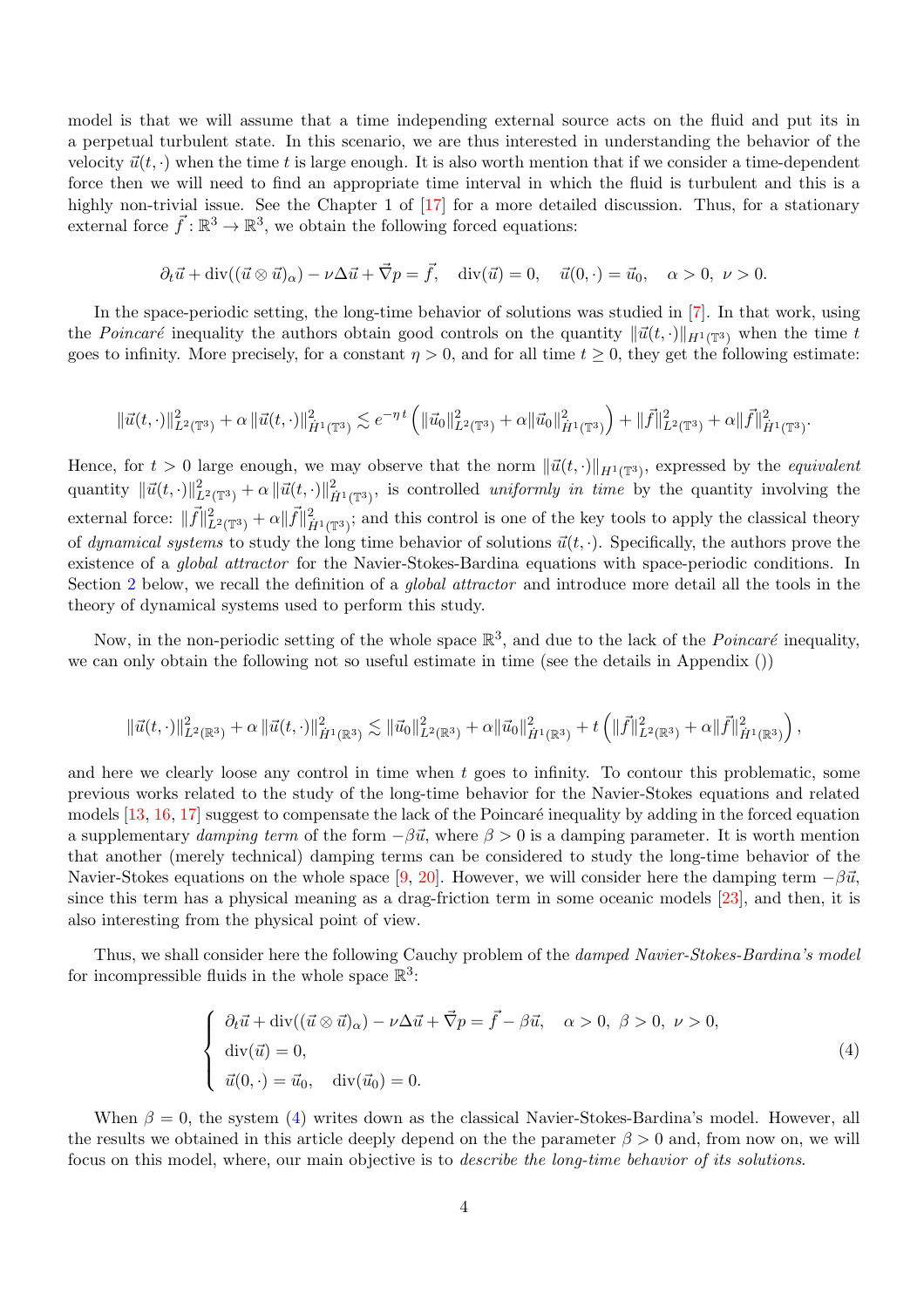model is that we will assume that a time independing external source acts on the fluid and put its in a perpetual turbulent state. In this scenario, we are thus interested in understanding the behavior of the velocity $\vec{u}(t,\cdot)$ when the time $t$ is large enough. It is also worth mention that if we consider a time-dependent force then we will need to find an appropriate time interval in which the fluid is turbulent and this is a highly non-trivial issue. See the Chapter 1 of [17] for a more detailed discussion. Thus, for a stationary external force $\vec{f}:\mathbb{R}^3 \to \mathbb{R}^3$, we obtain the following forced equations:

$$\partial_t \vec{u} + \text{div}((\vec{u}\otimes\vec{u})_\alpha) - \nu\Delta\vec{u} + \vec{\nabla}p = \vec{f}, \quad \text{div}(\vec{u}) = 0, \quad \vec{u}(0,\cdot) = \vec{u}_0, \quad \alpha > 0, \ \nu > 0.$$

In the space-periodic setting, the long-time behavior of solutions was studied in [7]. In that work, using the *Poincaré* inequality the authors obtain good controls on the quantity $\|\vec{u}(t,\cdot)\|_{H^1(\mathbb{T}^3)}$ when the time $t$ goes to infinity. More precisely, for a constant $\eta > 0$, and for all time $t \geq 0$, they get the following estimate:

$$\|\vec{u}(t,\cdot)\|^2_{L^2(\mathbb{T}^3)} + \alpha\,\|\vec{u}(t,\cdot)\|^2_{\dot{H}^1(\mathbb{T}^3)} \lesssim e^{-\eta\, t}\left(\|\vec{u}_0\|^2_{L^2(\mathbb{T}^3)} + \alpha\|\vec{u}_0\|^2_{\dot{H}^1(\mathbb{T}^3)}\right) + \|\vec{f}\|^2_{L^2(\mathbb{T}^3)} + \alpha\|\vec{f}\|^2_{\dot{H}^1(\mathbb{T}^3)}.$$

Hence, for $t > 0$ large enough, we may observe that the norm $\|\vec{u}(t,\cdot)\|_{H^1(\mathbb{T}^3)}$, expressed by the *equivalent* quantity $\|\vec{u}(t,\cdot)\|^2_{L^2(\mathbb{T}^3)} + \alpha\,\|\vec{u}(t,\cdot)\|^2_{\dot{H}^1(\mathbb{T}^3)}$, is controlled *uniformly in time* by the quantity involving the external force: $\|\vec{f}\|^2_{L^2(\mathbb{T}^3)} + \alpha\|\vec{f}\|^2_{\dot{H}^1(\mathbb{T}^3)}$; and this control is one of the key tools to apply the classical theory of *dynamical systems* to study the long time behavior of solutions $\vec{u}(t,\cdot)$. Specifically, the authors prove the existence of a *global attractor* for the Navier-Stokes-Bardina equations with space-periodic conditions. In Section 2 below, we recall the definition of a *global attractor* and introduce more detail all the tools in the theory of dynamical systems used to perform this study.

Now, in the non-periodic setting of the whole space $\mathbb{R}^3$, and due to the lack of the *Poincaré* inequality, we can only obtain the following not so useful estimate in time (see the details in Appendix ())

$$\|\vec{u}(t,\cdot)\|^2_{L^2(\mathbb{R}^3)} + \alpha\,\|\vec{u}(t,\cdot)\|^2_{\dot{H}^1(\mathbb{R}^3)} \lesssim \|\vec{u}_0\|^2_{L^2(\mathbb{R}^3)} + \alpha\|\vec{u}_0\|^2_{\dot{H}^1(\mathbb{R}^3)} + t\left(\|\vec{f}\|^2_{L^2(\mathbb{R}^3)} + \alpha\|\vec{f}\|^2_{\dot{H}^1(\mathbb{R}^3)}\right),$$

and here we clearly loose any control in time when $t$ goes to infinity. To contour this problematic, some previous works related to the study of the long-time behavior for the Navier-Stokes equations and related models [13, 16, 17] suggest to compensate the lack of the Poincaré inequality by adding in the forced equation a supplementary *damping term* of the form $-\beta\vec{u}$, where $\beta > 0$ is a damping parameter. It is worth mention that another (merely technical) damping terms can be considered to study the long-time behavior of the Navier-Stokes equations on the whole space [9, 20]. However, we will consider here the damping term $-\beta\vec{u}$, since this term has a physical meaning as a drag-friction term in some oceanic models [23], and then, it is also interesting from the physical point of view.

Thus, we shall consider here the following Cauchy problem of the *damped Navier-Stokes-Bardina's model* for incompressible fluids in the whole space $\mathbb{R}^3$:

$$\begin{cases} \partial_t \vec{u} + \text{div}((\vec{u}\otimes\vec{u})_\alpha) - \nu\Delta\vec{u} + \vec{\nabla}p = \vec{f} - \beta\vec{u}, \quad \alpha > 0, \ \beta > 0, \ \nu > 0, \\ \text{div}(\vec{u}) = 0, \\ \vec{u}(0,\cdot) = \vec{u}_0, \quad \text{div}(\vec{u}_0) = 0. \end{cases} \tag{4}$$

When $\beta = 0$, the system (4) writes down as the classical Navier-Stokes-Bardina's model. However, all the results we obtained in this article deeply depend on the the parameter $\beta > 0$ and, from now on, we will focus on this model, where, our main objective is to *describe the long-time behavior of its solutions*.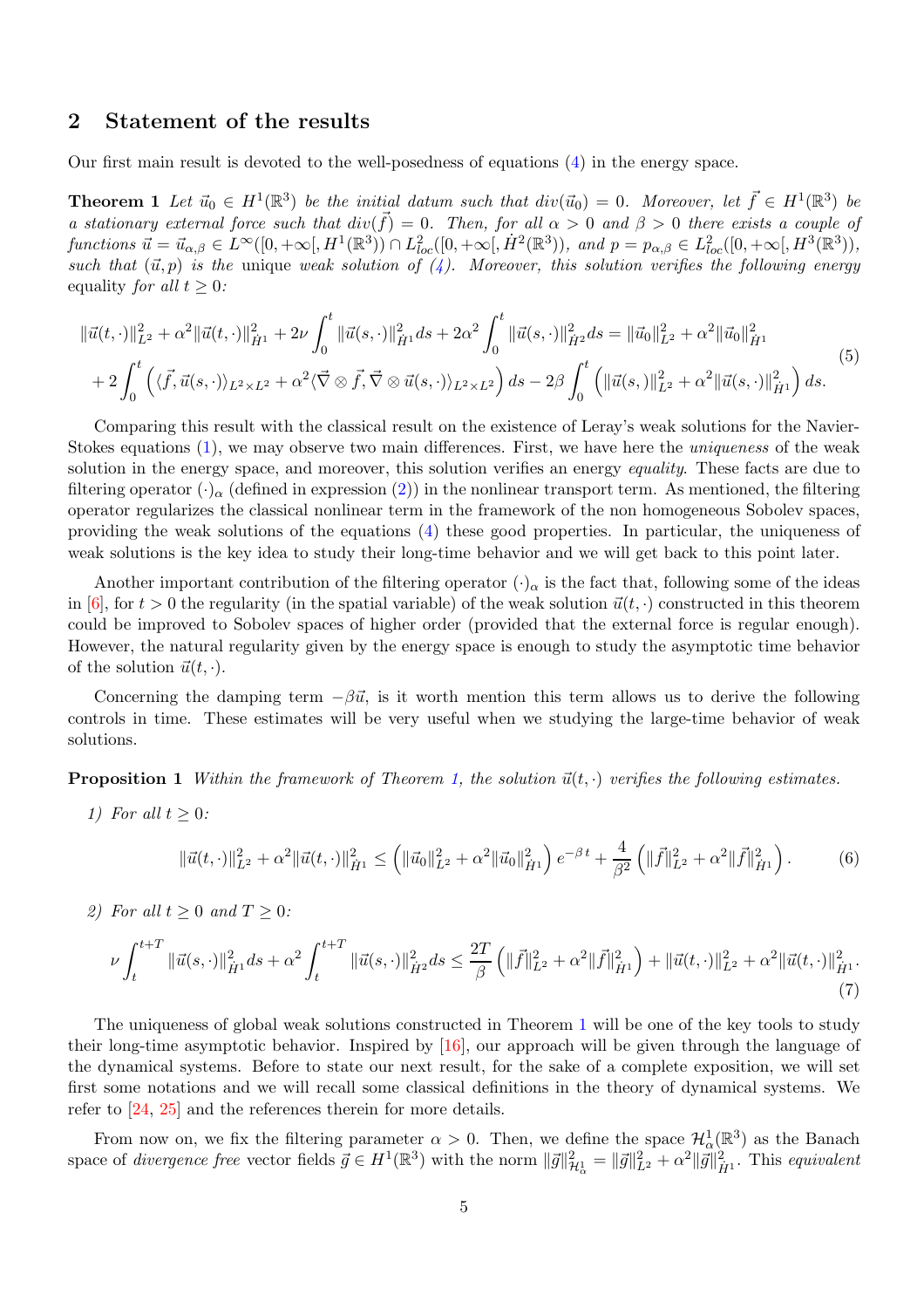## 2 Statement of the results

Our first main result is devoted to the well-posedness of equations (4) in the energy space.

**Theorem 1** *Let $\vec{u}_0 \in H^1(\mathbb{R}^3)$ be the initial datum such that $div(\vec{u}_0) = 0$. Moreover, let $\vec{f} \in H^1(\mathbb{R}^3)$ be a stationary external force such that $div(\vec{f}) = 0$. Then, for all $\alpha > 0$ and $\beta > 0$ there exists a couple of functions $\vec{u} = \vec{u}_{\alpha,\beta} \in L^\infty([0, +\infty[, H^1(\mathbb{R}^3)) \cap L^2_{loc}([0, +\infty[, \dot{H}^2(\mathbb{R}^3))$, and $p = p_{\alpha,\beta} \in L^2_{loc}([0, +\infty[, H^3(\mathbb{R}^3))$, such that $(\vec{u}, p)$ is the* unique *weak solution of (4). Moreover, this solution verifies the following energy equality for all $t \geq 0$:*

$$
\begin{aligned}
&\|\vec{u}(t,\cdot)\|^2_{L^2} + \alpha^2\|\vec{u}(t,\cdot)\|^2_{\dot{H}^1} + 2\nu\int_0^t \|\vec{u}(s,\cdot)\|^2_{\dot{H}^1} ds + 2\alpha^2\int_0^t \|\vec{u}(s,\cdot)\|^2_{\dot{H}^2} ds = \|\vec{u}_0\|^2_{L^2} + \alpha^2\|\vec{u}_0\|^2_{\dot{H}^1} \\
&+ 2\int_0^t \left( \langle \vec{f}, \vec{u}(s,\cdot)\rangle_{L^2\times L^2} + \alpha^2\langle \vec{\nabla}\otimes\vec{f}, \vec{\nabla}\otimes\vec{u}(s,\cdot)\rangle_{L^2\times L^2}\right) ds - 2\beta\int_0^t \left( \|\vec{u}(s,)\|^2_{L^2} + \alpha^2\|\vec{u}(s,\cdot)\|^2_{\dot{H}^1}\right) ds.
\end{aligned} \tag{5}
$$

Comparing this result with the classical result on the existence of Leray's weak solutions for the Navier-Stokes equations (1), we may observe two main differences. First, we have here the *uniqueness* of the weak solution in the energy space, and moreover, this solution verifies an energy *equality*. These facts are due to filtering operator $(\cdot)_\alpha$ (defined in expression (2)) in the nonlinear transport term. As mentioned, the filtering operator regularizes the classical nonlinear term in the framework of the non homogeneous Sobolev spaces, providing the weak solutions of the equations (4) these good properties. In particular, the uniqueness of weak solutions is the key idea to study their long-time behavior and we will get back to this point later.

Another important contribution of the filtering operator $(\cdot)_\alpha$ is the fact that, following some of the ideas in [6], for $t > 0$ the regularity (in the spatial variable) of the weak solution $\vec{u}(t,\cdot)$ constructed in this theorem could be improved to Sobolev spaces of higher order (provided that the external force is regular enough). However, the natural regularity given by the energy space is enough to study the asymptotic time behavior of the solution $\vec{u}(t,\cdot)$.

Concerning the damping term $-\beta\vec{u}$, is it worth mention this term allows us to derive the following controls in time. These estimates will be very useful when we studying the large-time behavior of weak solutions.

**Proposition 1** *Within the framework of Theorem 1, the solution $\vec{u}(t,\cdot)$ verifies the following estimates.*

*1) For all $t \geq 0$:*

$$
\|\vec{u}(t,\cdot)\|^2_{L^2} + \alpha^2\|\vec{u}(t,\cdot)\|^2_{\dot{H}^1} \leq \left(\|\vec{u}_0\|^2_{L^2} + \alpha^2\|\vec{u}_0\|^2_{\dot{H}^1}\right) e^{-\beta\, t} + \frac{4}{\beta^2}\left(\|\vec{f}\|^2_{L^2} + \alpha^2\|\vec{f}\|^2_{\dot{H}^1}\right). \tag{6}
$$

*2) For all $t \geq 0$ and $T \geq 0$:*

$$
\nu\int_t^{t+T} \|\vec{u}(s,\cdot)\|^2_{\dot{H}^1} ds + \alpha^2\int_t^{t+T} \|\vec{u}(s,\cdot)\|^2_{\dot{H}^2} ds \leq \frac{2T}{\beta}\left(\|\vec{f}\|^2_{L^2} + \alpha^2\|\vec{f}\|^2_{\dot{H}^1}\right) + \|\vec{u}(t,\cdot)\|^2_{L^2} + \alpha^2\|\vec{u}(t,\cdot)\|^2_{\dot{H}^1}. \tag{7}
$$

The uniqueness of global weak solutions constructed in Theorem 1 will be one of the key tools to study their long-time asymptotic behavior. Inspired by [16], our approach will be given through the language of the dynamical systems. Before to state our next result, for the sake of a complete exposition, we will set first some notations and we will recall some classical definitions in the theory of dynamical systems. We refer to [24, 25] and the references therein for more details.

From now on, we fix the filtering parameter $\alpha > 0$. Then, we define the space $\mathcal{H}^1_\alpha(\mathbb{R}^3)$ as the Banach space of *divergence free* vector fields $\vec{g} \in H^1(\mathbb{R}^3)$ with the norm $\|\vec{g}\|^2_{\mathcal{H}^1_\alpha} = \|\vec{g}\|^2_{L^2} + \alpha^2\|\vec{g}\|^2_{\dot{H}^1}$. This *equivalent*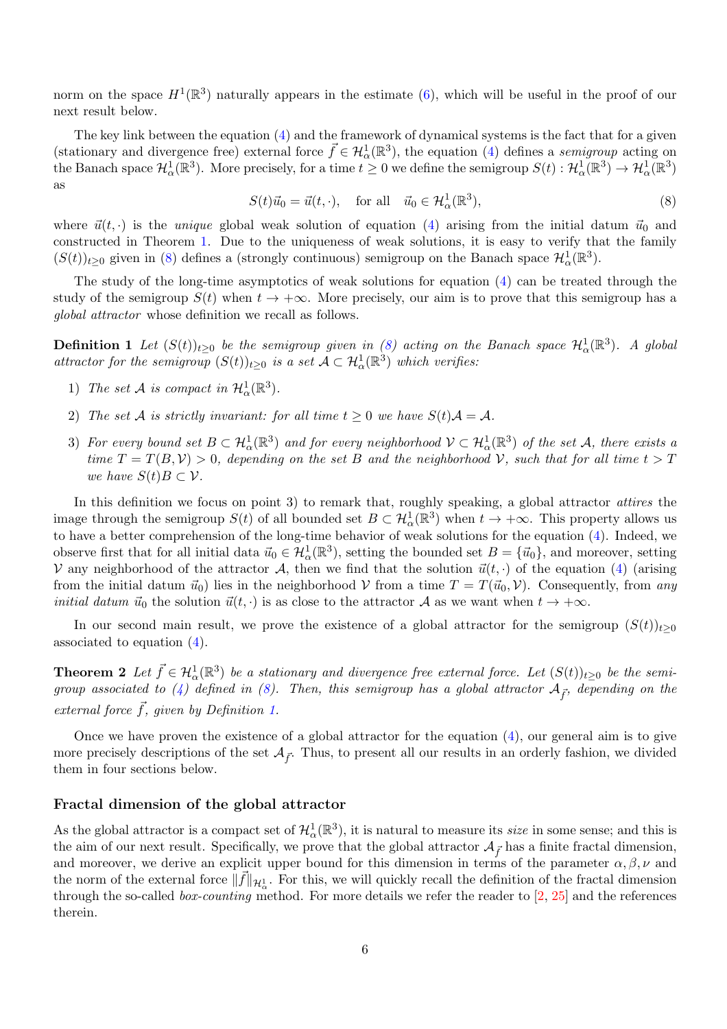norm on the space $H^1(\mathbb{R}^3)$ naturally appears in the estimate (6), which will be useful in the proof of our next result below.

The key link between the equation (4) and the framework of dynamical systems is the fact that for a given (stationary and divergence free) external force $\vec{f} \in \mathcal{H}^1_\alpha(\mathbb{R}^3)$, the equation (4) defines a *semigroup* acting on the Banach space $\mathcal{H}^1_\alpha(\mathbb{R}^3)$. More precisely, for a time $t \geq 0$ we define the semigroup $S(t) : \mathcal{H}^1_\alpha(\mathbb{R}^3) \to \mathcal{H}^1_\alpha(\mathbb{R}^3)$ as

$$S(t)\vec{u}_0 = \vec{u}(t, \cdot), \quad \text{for all} \quad \vec{u}_0 \in \mathcal{H}^1_\alpha(\mathbb{R}^3), \tag{8}$$

where $\vec{u}(t, \cdot)$ is the *unique* global weak solution of equation (4) arising from the initial datum $\vec{u}_0$ and constructed in Theorem 1. Due to the uniqueness of weak solutions, it is easy to verify that the family $(S(t))_{t\geq 0}$ given in (8) defines a (strongly continuous) semigroup on the Banach space $\mathcal{H}^1_\alpha(\mathbb{R}^3)$.

The study of the long-time asymptotics of weak solutions for equation (4) can be treated through the study of the semigroup $S(t)$ when $t \to +\infty$. More precisely, our aim is to prove that this semigroup has a *global attractor* whose definition we recall as follows.

**Definition 1** *Let $(S(t))_{t\geq 0}$ be the semigroup given in (8) acting on the Banach space $\mathcal{H}^1_\alpha(\mathbb{R}^3)$. A global attractor for the semigroup $(S(t))_{t\geq 0}$ is a set $\mathcal{A} \subset \mathcal{H}^1_\alpha(\mathbb{R}^3)$ which verifies:*

1) *The set $\mathcal{A}$ is compact in $\mathcal{H}^1_\alpha(\mathbb{R}^3)$.*

2) *The set $\mathcal{A}$ is strictly invariant: for all time $t \geq 0$ we have $S(t)\mathcal{A} = \mathcal{A}$.*

3) *For every bound set $B \subset \mathcal{H}^1_\alpha(\mathbb{R}^3)$ and for every neighborhood $\mathcal{V} \subset \mathcal{H}^1_\alpha(\mathbb{R}^3)$ of the set $\mathcal{A}$, there exists a time $T = T(B, \mathcal{V}) > 0$, depending on the set $B$ and the neighborhood $\mathcal{V}$, such that for all time $t > T$ we have $S(t)B \subset \mathcal{V}$.*

In this definition we focus on point 3) to remark that, roughly speaking, a global attractor *attires* the image through the semigroup $S(t)$ of all bounded set $B \subset \mathcal{H}^1_\alpha(\mathbb{R}^3)$ when $t \to +\infty$. This property allows us to have a better comprehension of the long-time behavior of weak solutions for the equation (4). Indeed, we observe first that for all initial data $\vec{u}_0 \in \mathcal{H}^1_\alpha(\mathbb{R}^3)$, setting the bounded set $B = \{\vec{u}_0\}$, and moreover, setting $\mathcal{V}$ any neighborhood of the attractor $\mathcal{A}$, then we find that the solution $\vec{u}(t, \cdot)$ of the equation (4) (arising from the initial datum $\vec{u}_0$) lies in the neighborhood $\mathcal{V}$ from a time $T = T(\vec{u}_0, \mathcal{V})$. Consequently, from *any initial datum* $\vec{u}_0$ the solution $\vec{u}(t, \cdot)$ is as close to the attractor $\mathcal{A}$ as we want when $t \to +\infty$.

In our second main result, we prove the existence of a global attractor for the semigroup $(S(t))_{t\geq 0}$ associated to equation (4).

**Theorem 2** *Let $\vec{f} \in \mathcal{H}^1_\alpha(\mathbb{R}^3)$ be a stationary and divergence free external force. Let $(S(t))_{t\geq 0}$ be the semigroup associated to (4) defined in (8). Then, this semigroup has a global attractor $\mathcal{A}_{\vec{f}}$, depending on the external force $\vec{f}$, given by Definition 1.*

Once we have proven the existence of a global attractor for the equation (4), our general aim is to give more precisely descriptions of the set $\mathcal{A}_{\vec{f}}$. Thus, to present all our results in an orderly fashion, we divided them in four sections below.

### Fractal dimension of the global attractor

As the global attractor is a compact set of $\mathcal{H}^1_\alpha(\mathbb{R}^3)$, it is natural to measure its *size* in some sense; and this is the aim of our next result. Specifically, we prove that the global attractor $\mathcal{A}_{\vec{f}}$ has a finite fractal dimension, and moreover, we derive an explicit upper bound for this dimension in terms of the parameter $\alpha, \beta, \nu$ and the norm of the external force $\|\vec{f}\|_{\mathcal{H}^1_\alpha}$. For this, we will quickly recall the definition of the fractal dimension through the so-called *box-counting* method. For more details we refer the reader to [2, 25] and the references therein.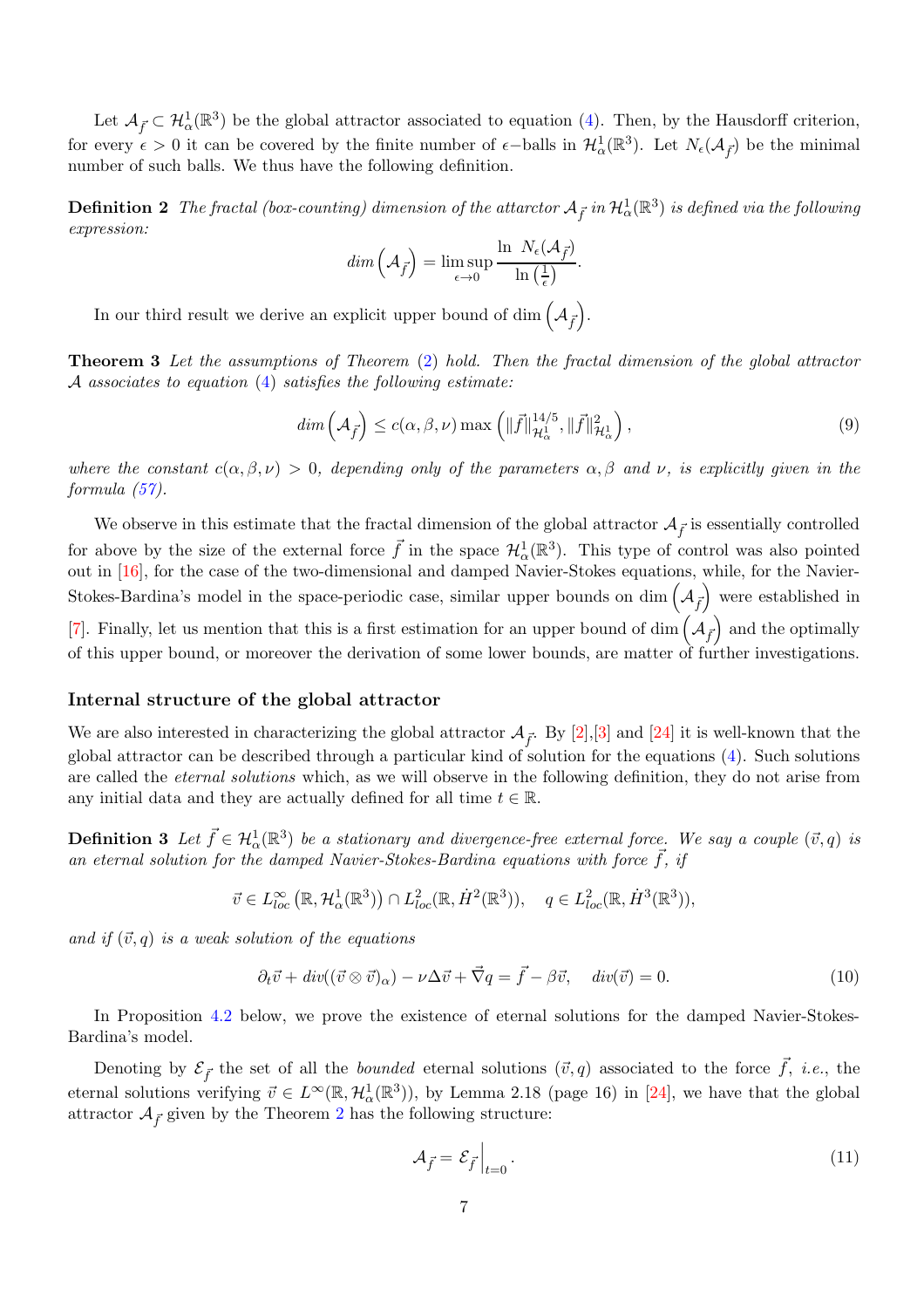Let $\mathcal{A}_{\vec{f}} \subset \mathcal{H}^1_\alpha(\mathbb{R}^3)$ be the global attractor associated to equation (4). Then, by the Hausdorff criterion, for every $\epsilon > 0$ it can be covered by the finite number of $\epsilon-$balls in $\mathcal{H}^1_\alpha(\mathbb{R}^3)$. Let $N_\epsilon(\mathcal{A}_{\vec{f}})$ be the minimal number of such balls. We thus have the following definition.

**Definition 2** *The fractal (box-counting) dimension of the attarctor $\mathcal{A}_{\vec{f}}$ in $\mathcal{H}^1_\alpha(\mathbb{R}^3)$ is defined via the following expression:*

$$dim\left(\mathcal{A}_{\vec{f}}\right) = \limsup_{\epsilon \to 0} \frac{\ln\ N_\epsilon(\mathcal{A}_{\vec{f}})}{\ln\left(\frac{1}{\epsilon}\right)}.$$

In our third result we derive an explicit upper bound of $\dim\left(\mathcal{A}_{\vec{f}}\right)$.

**Theorem 3** *Let the assumptions of Theorem (2) hold. Then the fractal dimension of the global attractor $\mathcal{A}$ associates to equation (4) satisfies the following estimate:*

$$dim\left(\mathcal{A}_{\vec{f}}\right) \leq c(\alpha,\beta,\nu) \max\left(\|\vec{f}\|^{14/5}_{\mathcal{H}^1_\alpha}, \|\vec{f}\|^2_{\mathcal{H}^1_\alpha}\right), \tag{9}$$

*where the constant $c(\alpha,\beta,\nu) > 0$, depending only of the parameters $\alpha,\beta$ and $\nu$, is explicitly given in the formula (57).*

We observe in this estimate that the fractal dimension of the global attractor $\mathcal{A}_{\vec{f}}$ is essentially controlled for above by the size of the external force $\vec{f}$ in the space $\mathcal{H}^1_\alpha(\mathbb{R}^3)$. This type of control was also pointed out in [16], for the case of the two-dimensional and damped Navier-Stokes equations, while, for the Navier-Stokes-Bardina's model in the space-periodic case, similar upper bounds on $\dim\left(\mathcal{A}_{\vec{f}}\right)$ were established in [7]. Finally, let us mention that this is a first estimation for an upper bound of $\dim\left(\mathcal{A}_{\vec{f}}\right)$ and the optimally of this upper bound, or moreover the derivation of some lower bounds, are matter of further investigations.

### Internal structure of the global attractor

We are also interested in characterizing the global attractor $\mathcal{A}_{\vec{f}}$. By [2],[3] and [24] it is well-known that the global attractor can be described through a particular kind of solution for the equations (4). Such solutions are called the *eternal solutions* which, as we will observe in the following definition, they do not arise from any initial data and they are actually defined for all time $t \in \mathbb{R}$.

**Definition 3** *Let $\vec{f} \in \mathcal{H}^1_\alpha(\mathbb{R}^3)$ be a stationary and divergence-free external force. We say a couple $(\vec{v}, q)$ is an eternal solution for the damped Navier-Stokes-Bardina equations with force $\vec{f}$, if*

$$\vec{v} \in L^\infty_{loc}\left(\mathbb{R}, \mathcal{H}^1_\alpha(\mathbb{R}^3)\right) \cap L^2_{loc}(\mathbb{R}, \dot{H}^2(\mathbb{R}^3)), \quad q \in L^2_{loc}(\mathbb{R}, \dot{H}^3(\mathbb{R}^3)),$$

*and if $(\vec{v}, q)$ is a weak solution of the equations*

$$\partial_t \vec{v} + div((\vec{v} \otimes \vec{v})_\alpha) - \nu \Delta \vec{v} + \vec{\nabla} q = \vec{f} - \beta \vec{v}, \quad div(\vec{v}) = 0. \tag{10}$$

In Proposition 4.2 below, we prove the existence of eternal solutions for the damped Navier-Stokes-Bardina's model.

Denoting by $\mathcal{E}_{\vec{f}}$ the set of all the *bounded* eternal solutions $(\vec{v}, q)$ associated to the force $\vec{f}$, *i.e.*, the eternal solutions verifying $\vec{v} \in L^\infty(\mathbb{R}, \mathcal{H}^1_\alpha(\mathbb{R}^3))$, by Lemma 2.18 (page 16) in [24], we have that the global attractor $\mathcal{A}_{\vec{f}}$ given by the Theorem 2 has the following structure:

$$\mathcal{A}_{\vec{f}} = \mathcal{E}_{\vec{f}}\Big|_{t=0}. \tag{11}$$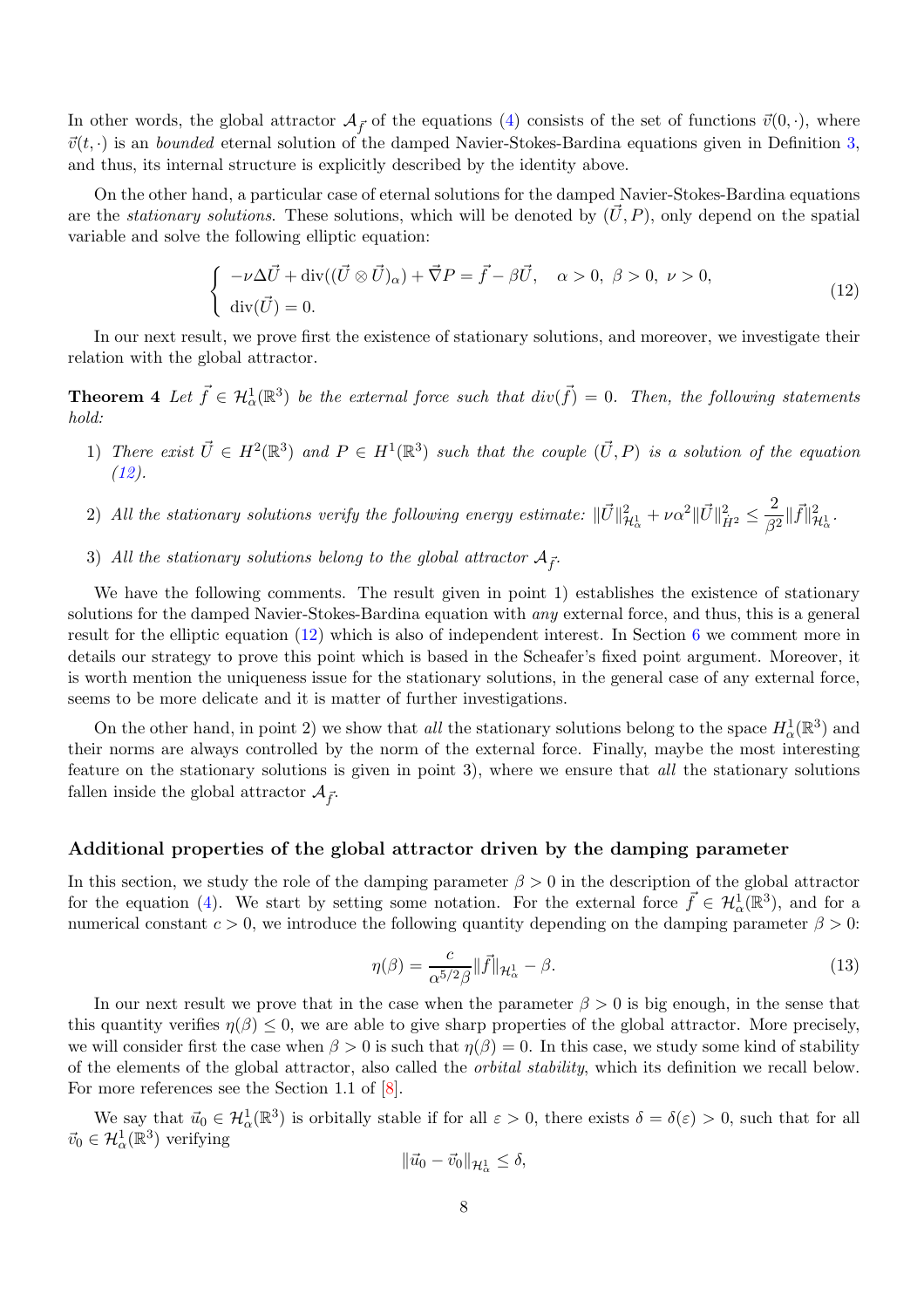In other words, the global attractor $\mathcal{A}_{\vec{f}}$ of the equations (4) consists of the set of functions $\vec{v}(0,\cdot)$, where $\vec{v}(t,\cdot)$ is an *bounded* eternal solution of the damped Navier-Stokes-Bardina equations given in Definition 3, and thus, its internal structure is explicitly described by the identity above.

On the other hand, a particular case of eternal solutions for the damped Navier-Stokes-Bardina equations are the *stationary solutions*. These solutions, which will be denoted by $(\vec{U},P)$, only depend on the spatial variable and solve the following elliptic equation:

$$
\begin{cases} -\nu\Delta\vec{U} + \operatorname{div}((\vec{U}\otimes\vec{U})_\alpha) + \vec{\nabla}P = \vec{f} - \beta\vec{U}, \quad \alpha>0,\ \beta>0,\ \nu>0, \\ \operatorname{div}(\vec{U}) = 0. \end{cases} \tag{12}
$$

In our next result, we prove first the existence of stationary solutions, and moreover, we investigate their relation with the global attractor.

**Theorem 4** *Let $\vec{f}\in\mathcal{H}^1_\alpha(\mathbb{R}^3)$ be the external force such that $div(\vec{f})=0$. Then, the following statements hold:*

1) *There exist $\vec{U}\in H^2(\mathbb{R}^3)$ and $P\in H^1(\mathbb{R}^3)$ such that the couple $(\vec{U},P)$ is a solution of the equation (12).*

2) *All the stationary solutions verify the following energy estimate: $\|\vec{U}\|^2_{\mathcal{H}^1_\alpha} + \nu\alpha^2\|\vec{U}\|^2_{\dot{H}^2} \leq \dfrac{2}{\beta^2}\|\vec{f}\|^2_{\mathcal{H}^1_\alpha}$.*

3) *All the stationary solutions belong to the global attractor $\mathcal{A}_{\vec{f}}$.*

We have the following comments. The result given in point 1) establishes the existence of stationary solutions for the damped Navier-Stokes-Bardina equation with *any* external force, and thus, this is a general result for the elliptic equation (12) which is also of independent interest. In Section 6 we comment more in details our strategy to prove this point which is based in the Scheafer's fixed point argument. Moreover, it is worth mention the uniqueness issue for the stationary solutions, in the general case of any external force, seems to be more delicate and it is matter of further investigations.

On the other hand, in point 2) we show that *all* the stationary solutions belong to the space $H^1_\alpha(\mathbb{R}^3)$ and their norms are always controlled by the norm of the external force. Finally, maybe the most interesting feature on the stationary solutions is given in point 3), where we ensure that *all* the stationary solutions fallen inside the global attractor $\mathcal{A}_{\vec{f}}$.

### Additional properties of the global attractor driven by the damping parameter

In this section, we study the role of the damping parameter $\beta>0$ in the description of the global attractor for the equation (4). We start by setting some notation. For the external force $\vec{f}\in\mathcal{H}^1_\alpha(\mathbb{R}^3)$, and for a numerical constant $c>0$, we introduce the following quantity depending on the damping parameter $\beta>0$:

$$
\eta(\beta) = \frac{c}{\alpha^{5/2}\beta}\|\vec{f}\|_{\mathcal{H}^1_\alpha} - \beta. \tag{13}
$$

In our next result we prove that in the case when the parameter $\beta>0$ is big enough, in the sense that this quantity verifies $\eta(\beta)\leq 0$, we are able to give sharp properties of the global attractor. More precisely, we will consider first the case when $\beta>0$ is such that $\eta(\beta)=0$. In this case, we study some kind of stability of the elements of the global attractor, also called the *orbital stability*, which its definition we recall below. For more references see the Section 1.1 of [8].

We say that $\vec{u}_0\in\mathcal{H}^1_\alpha(\mathbb{R}^3)$ is orbitally stable if for all $\varepsilon>0$, there exists $\delta=\delta(\varepsilon)>0$, such that for all $\vec{v}_0\in\mathcal{H}^1_\alpha(\mathbb{R}^3)$ verifying

$$
\|\vec{u}_0 - \vec{v}_0\|_{\mathcal{H}^1_\alpha} \leq \delta,
$$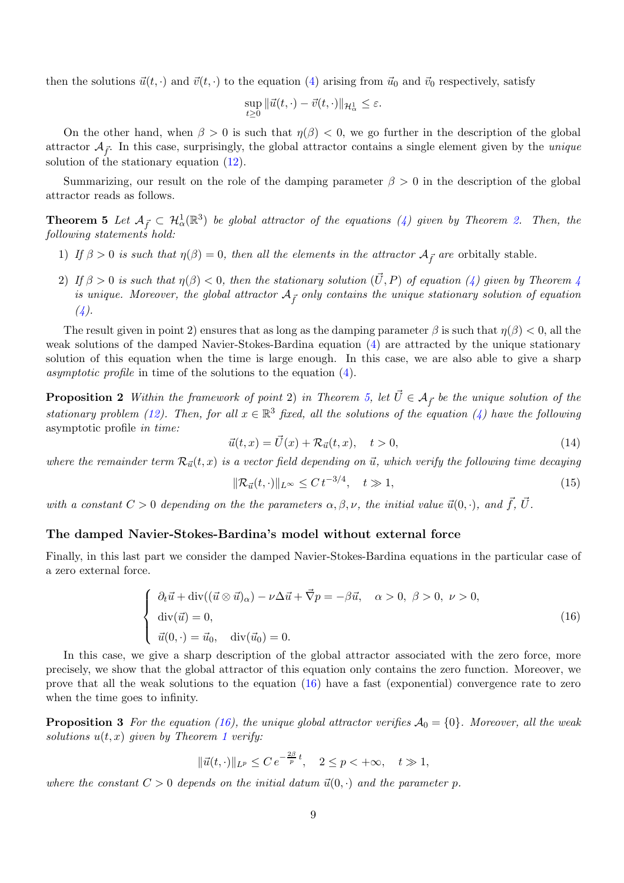then the solutions $\vec{u}(t,\cdot)$ and $\vec{v}(t,\cdot)$ to the equation (4) arising from $\vec{u}_0$ and $\vec{v}_0$ respectively, satisfy

$$\sup_{t\geq 0} \|\vec{u}(t,\cdot) - \vec{v}(t,\cdot)\|_{\mathcal{H}^1_\alpha} \leq \varepsilon.$$

On the other hand, when $\beta > 0$ is such that $\eta(\beta) < 0$, we go further in the description of the global attractor $\mathcal{A}_{\vec{f}}$. In this case, surprisingly, the global attractor contains a single element given by the *unique* solution of the stationary equation (12).

Summarizing, our result on the role of the damping parameter $\beta > 0$ in the description of the global attractor reads as follows.

**Theorem 5** *Let $\mathcal{A}_{\vec{f}} \subset \mathcal{H}^1_\alpha(\mathbb{R}^3)$ be global attractor of the equations (4) given by Theorem 2. Then, the following statements hold:*

1) *If $\beta > 0$ is such that $\eta(\beta) = 0$, then all the elements in the attractor $\mathcal{A}_{\vec{f}}$ are* orbitally stable.

2) *If $\beta > 0$ is such that $\eta(\beta) < 0$, then the stationary solution $(\vec{U}, P)$ of equation (4) given by Theorem 4 is unique. Moreover, the global attractor $\mathcal{A}_{\vec{f}}$ only contains the unique stationary solution of equation (4).*

The result given in point 2) ensures that as long as the damping parameter $\beta$ is such that $\eta(\beta) < 0$, all the weak solutions of the damped Navier-Stokes-Bardina equation (4) are attracted by the unique stationary solution of this equation when the time is large enough. In this case, we are also able to give a sharp *asymptotic profile* in time of the solutions to the equation (4).

**Proposition 2** *Within the framework of point 2) in Theorem 5, let $\vec{U} \in \mathcal{A}_{\vec{f}}$ be the unique solution of the stationary problem (12). Then, for all $x \in \mathbb{R}^3$ fixed, all the solutions of the equation (4) have the following* asymptotic profile *in time:*

$$\vec{u}(t,x) = \vec{U}(x) + \mathcal{R}_{\vec{u}}(t,x), \quad t > 0, \tag{14}$$

*where the remainder term $\mathcal{R}_{\vec{u}}(t,x)$ is a vector field depending on $\vec{u}$, which verify the following time decaying*

$$\|\mathcal{R}_{\vec{u}}(t,\cdot)\|_{L^\infty} \leq C\, t^{-3/4}, \quad t \gg 1, \tag{15}$$

*with a constant $C > 0$ depending on the the parameters $\alpha, \beta, \nu$, the initial value $\vec{u}(0,\cdot)$, and $\vec{f}$, $\vec{U}$.*

### The damped Navier-Stokes-Bardina's model without external force

Finally, in this last part we consider the damped Navier-Stokes-Bardina equations in the particular case of a zero external force.

$$\begin{cases} \partial_t \vec{u} + \text{div}((\vec{u} \otimes \vec{u})_\alpha) - \nu \Delta \vec{u} + \vec{\nabla} p = -\beta \vec{u}, \quad \alpha > 0,\ \beta > 0,\ \nu > 0, \\ \text{div}(\vec{u}) = 0, \\ \vec{u}(0,\cdot) = \vec{u}_0, \quad \text{div}(\vec{u}_0) = 0. \end{cases} \tag{16}$$

In this case, we give a sharp description of the global attractor associated with the zero force, more precisely, we show that the global attractor of this equation only contains the zero function. Moreover, we prove that all the weak solutions to the equation (16) have a fast (exponential) convergence rate to zero when the time goes to infinity.

**Proposition 3** *For the equation (16), the unique global attractor verifies $\mathcal{A}_0 = \{0\}$. Moreover, all the weak solutions $u(t,x)$ given by Theorem 1 verify:*

$$\|\vec{u}(t,\cdot)\|_{L^p} \leq C\, e^{-\frac{2\beta}{p}\, t}, \quad 2 \leq p < +\infty, \quad t \gg 1,$$

*where the constant $C > 0$ depends on the initial datum $\vec{u}(0,\cdot)$ and the parameter $p$.*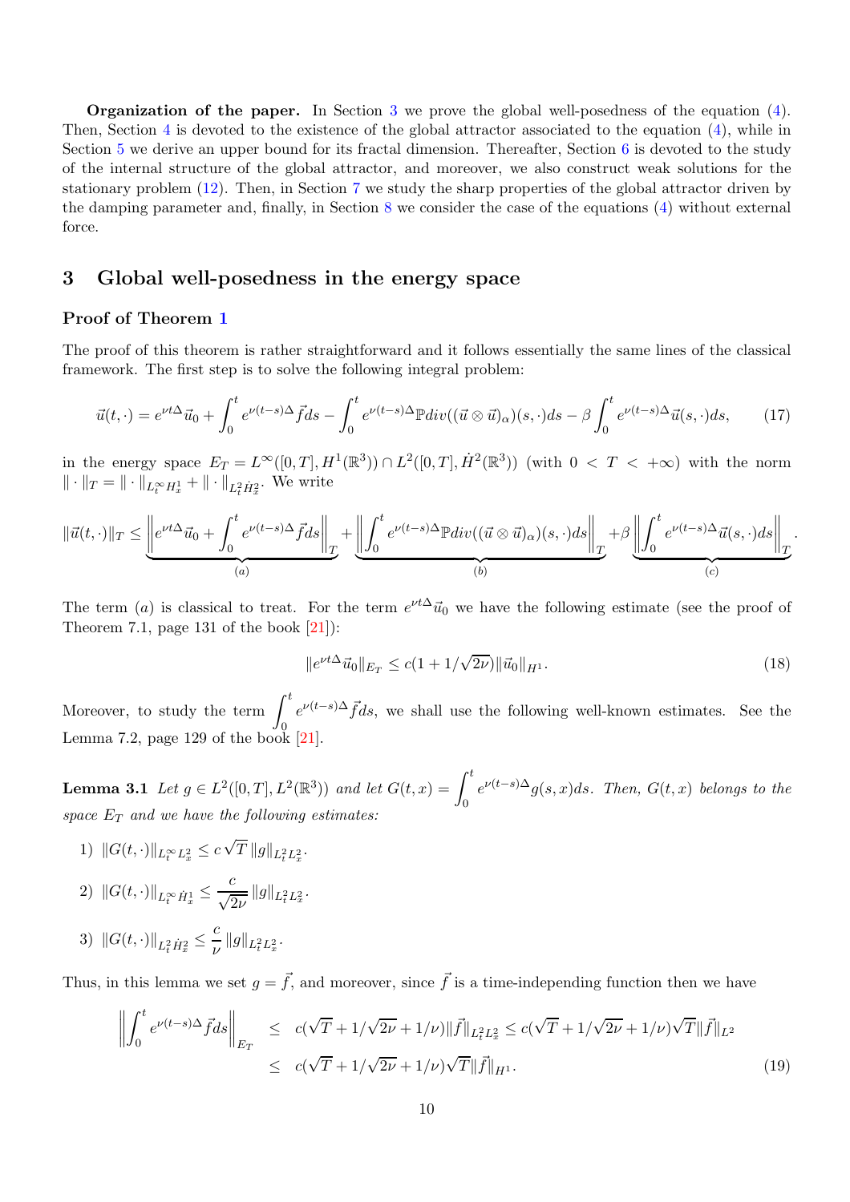**Organization of the paper.** In Section 3 we prove the global well-posedness of the equation (4). Then, Section 4 is devoted to the existence of the global attractor associated to the equation (4), while in Section 5 we derive an upper bound for its fractal dimension. Thereafter, Section 6 is devoted to the study of the internal structure of the global attractor, and moreover, we also construct weak solutions for the stationary problem (12). Then, in Section 7 we study the sharp properties of the global attractor driven by the damping parameter and, finally, in Section 8 we consider the case of the equations (4) without external force.

## 3 Global well-posedness in the energy space

### Proof of Theorem 1

The proof of this theorem is rather straightforward and it follows essentially the same lines of the classical framework. The first step is to solve the following integral problem:

$$\vec{u}(t,\cdot) = e^{\nu t\Delta}\vec{u}_0 + \int_0^t e^{\nu(t-s)\Delta}\vec{f}ds - \int_0^t e^{\nu(t-s)\Delta}\mathbb{P}div((\vec{u}\otimes\vec{u})_\alpha)(s,\cdot)ds - \beta\int_0^t e^{\nu(t-s)\Delta}\vec{u}(s,\cdot)ds, \tag{17}$$

in the energy space $E_T = L^\infty([0,T], H^1(\mathbb{R}^3)) \cap L^2([0,T], \dot{H}^2(\mathbb{R}^3))$ (with $0 < T < +\infty$) with the norm $\|\cdot\|_T = \|\cdot\|_{L^\infty_t H^1_x} + \|\cdot\|_{L^2_t \dot{H}^2_x}$. We write

$$\|\vec{u}(t,\cdot)\|_T \leq \underbrace{\left\| e^{\nu t\Delta}\vec{u}_0 + \int_0^t e^{\nu(t-s)\Delta}\vec{f}ds\right\|_T}_{(a)} + \underbrace{\left\|\int_0^t e^{\nu(t-s)\Delta}\mathbb{P}div((\vec{u}\otimes\vec{u})_\alpha)(s,\cdot)ds\right\|_T}_{(b)} + \beta\underbrace{\left\|\int_0^t e^{\nu(t-s)\Delta}\vec{u}(s,\cdot)ds\right\|_T}_{(c)}.$$

The term $(a)$ is classical to treat. For the term $e^{\nu t\Delta}\vec{u}_0$ we have the following estimate (see the proof of Theorem 7.1, page 131 of the book [21]):

$$\|e^{\nu t\Delta}\vec{u}_0\|_{E_T} \leq c(1 + 1/\sqrt{2\nu})\|\vec{u}_0\|_{H^1}. \tag{18}$$

Moreover, to study the term $\displaystyle\int_0^t e^{\nu(t-s)\Delta}\vec{f}ds$, we shall use the following well-known estimates. See the Lemma 7.2, page 129 of the book [21].

**Lemma 3.1** *Let $g \in L^2([0,T], L^2(\mathbb{R}^3))$ and let $G(t,x) = \displaystyle\int_0^t e^{\nu(t-s)\Delta}g(s,x)ds$. Then, $G(t,x)$ belongs to the space $E_T$ and we have the following estimates:*

1) $\|G(t,\cdot)\|_{L^\infty_t L^2_x} \leq c\sqrt{T}\|g\|_{L^2_t L^2_x}$.

2) $\|G(t,\cdot)\|_{L^\infty_t \dot{H}^1_x} \leq \dfrac{c}{\sqrt{2\nu}}\|g\|_{L^2_t L^2_x}$.

3) $\|G(t,\cdot)\|_{L^2_t \dot{H}^2_x} \leq \dfrac{c}{\nu}\|g\|_{L^2_t L^2_x}$.

Thus, in this lemma we set $g = \vec{f}$, and moreover, since $\vec{f}$ is a time-independing function then we have

$$\begin{aligned}
\left\|\int_0^t e^{\nu(t-s)\Delta}\vec{f}ds\right\|_{E_T} &\leq c(\sqrt{T} + 1/\sqrt{2\nu} + 1/\nu)\|\vec{f}\|_{L^2_t L^2_x} \leq c(\sqrt{T} + 1/\sqrt{2\nu} + 1/\nu)\sqrt{T}\|\vec{f}\|_{L^2} \\
&\leq c(\sqrt{T} + 1/\sqrt{2\nu} + 1/\nu)\sqrt{T}\|\vec{f}\|_{H^1}.
\end{aligned} \tag{19}$$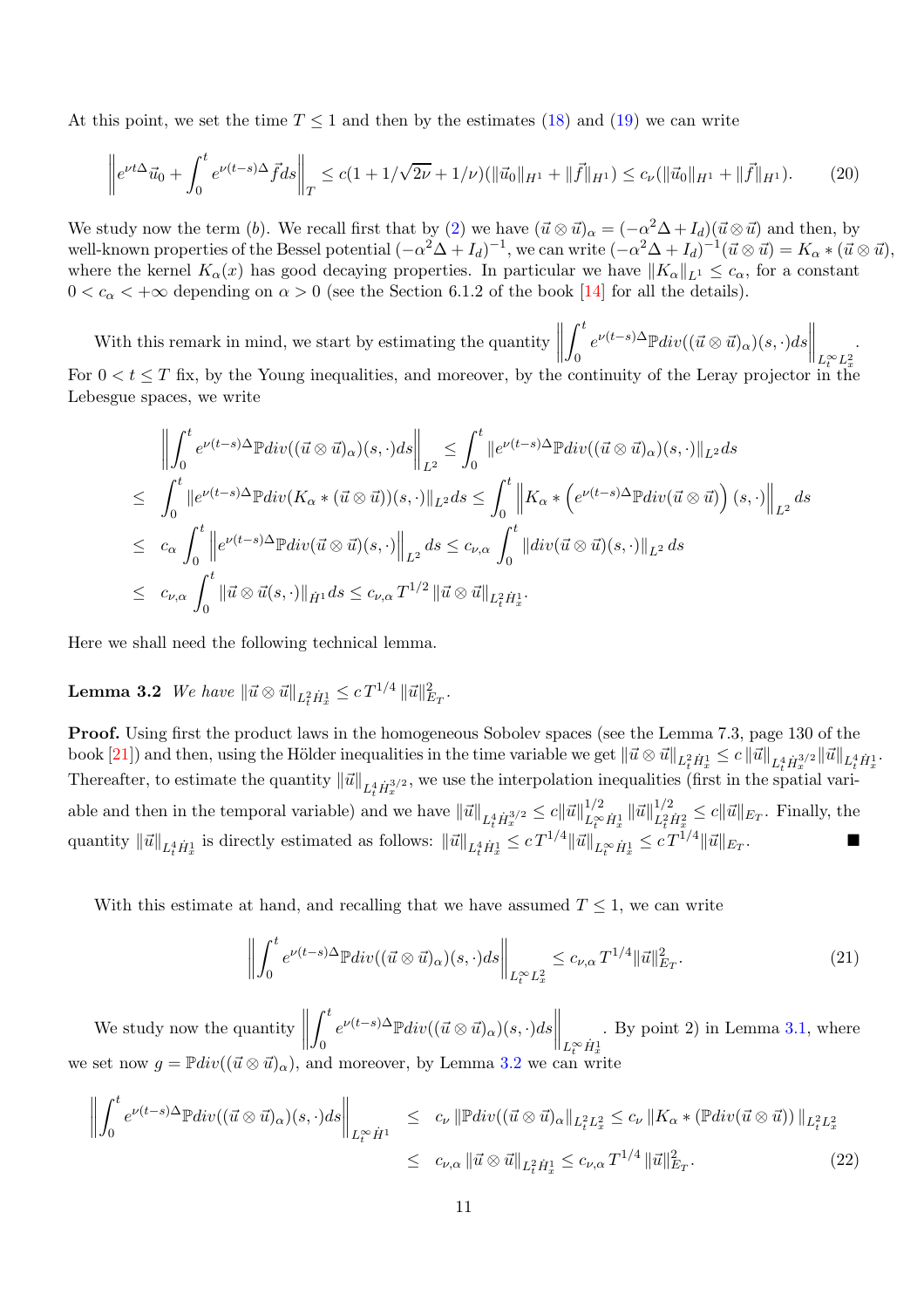At this point, we set the time $T \leq 1$ and then by the estimates (18) and (19) we can write

$$\left\| e^{\nu t \Delta}\vec{u}_0 + \int_0^t e^{\nu(t-s)\Delta}\vec{f}ds \right\|_T \leq c(1+1/\sqrt{2\nu}+1/\nu)(\|\vec{u}_0\|_{H^1}+\|\vec{f}\|_{H^1}) \leq c_\nu(\|\vec{u}_0\|_{H^1}+\|\vec{f}\|_{H^1}). \tag{20}$$

We study now the term $(b)$. We recall first that by (2) we have $(\vec{u}\otimes\vec{u})_\alpha = (-\alpha^2\Delta + I_d)(\vec{u}\otimes\vec{u})$ and then, by well-known properties of the Bessel potential $(-\alpha^2\Delta+I_d)^{-1}$, we can write $(-\alpha^2\Delta+I_d)^{-1}(\vec{u}\otimes\vec{u}) = K_\alpha * (\vec{u}\otimes\vec{u})$, where the kernel $K_\alpha(x)$ has good decaying properties. In particular we have $\|K_\alpha\|_{L^1} \leq c_\alpha$, for a constant $0 < c_\alpha < +\infty$ depending on $\alpha > 0$ (see the Section 6.1.2 of the book [14] for all the details).

With this remark in mind, we start by estimating the quantity $\left\| \int_0^t e^{\nu(t-s)\Delta}\mathbb{P}div((\vec{u}\otimes\vec{u})_\alpha)(s,\cdot)ds \right\|_{L^\infty_t L^2_x}$. For $0 < t \leq T$ fix, by the Young inequalities, and moreover, by the continuity of the Leray projector in the Lebesgue spaces, we write

$$\begin{aligned}
&\left\| \int_0^t e^{\nu(t-s)\Delta}\mathbb{P}div((\vec{u}\otimes\vec{u})_\alpha)(s,\cdot)ds \right\|_{L^2} \leq \int_0^t \|e^{\nu(t-s)\Delta}\mathbb{P}div((\vec{u}\otimes\vec{u})_\alpha)(s,\cdot)\|_{L^2}ds \\
\leq\;& \int_0^t \|e^{\nu(t-s)\Delta}\mathbb{P}div(K_\alpha*(\vec{u}\otimes\vec{u}))(s,\cdot)\|_{L^2}ds \leq \int_0^t \left\| K_\alpha * \left(e^{\nu(t-s)\Delta}\mathbb{P}div(\vec{u}\otimes\vec{u})\right)(s,\cdot)\right\|_{L^2}ds \\
\leq\;& c_\alpha \int_0^t \left\| e^{\nu(t-s)\Delta}\mathbb{P}div(\vec{u}\otimes\vec{u})(s,\cdot)\right\|_{L^2}ds \leq c_{\nu,\alpha}\int_0^t \|div(\vec{u}\otimes\vec{u})(s,\cdot)\|_{L^2}ds \\
\leq\;& c_{\nu,\alpha}\int_0^t \|\vec{u}\otimes\vec{u}(s,\cdot)\|_{\dot{H}^1}ds \leq c_{\nu,\alpha}\, T^{1/2}\, \|\vec{u}\otimes\vec{u}\|_{L^2_t\dot{H}^1_x}.
\end{aligned}$$

Here we shall need the following technical lemma.

**Lemma 3.2** *We have* $\|\vec{u}\otimes\vec{u}\|_{L^2_t\dot{H}^1_x} \leq c\,T^{1/4}\,\|\vec{u}\|^2_{E_T}$.

**Proof.** Using first the product laws in the homogeneous Sobolev spaces (see the Lemma 7.3, page 130 of the book [21]) and then, using the Hölder inequalities in the time variable we get $\|\vec{u}\otimes\vec{u}\|_{L^2_t\dot{H}^1_x} \leq c\,\|\vec{u}\|_{L^4_t\dot{H}^{3/2}_x}\|\vec{u}\|_{L^4_t\dot{H}^1_x}$. Thereafter, to estimate the quantity $\|\vec{u}\|_{L^4_t\dot{H}^{3/2}_x}$, we use the interpolation inequalities (first in the spatial variable and then in the temporal variable) and we have $\|\vec{u}\|_{L^4_t\dot{H}^{3/2}_x} \leq c\|\vec{u}\|^{1/2}_{L^\infty_t\dot{H}^1_x}\|\vec{u}\|^{1/2}_{L^2_t\dot{H}^2_x} \leq c\|\vec{u}\|_{E_T}$. Finally, the quantity $\|\vec{u}\|_{L^4_t\dot{H}^1_x}$ is directly estimated as follows: $\|\vec{u}\|_{L^4_t\dot{H}^1_x} \leq c\,T^{1/4}\|\vec{u}\|_{L^\infty_t\dot{H}^1_x} \leq c\,T^{1/4}\|\vec{u}\|_{E_T}$. ■

With this estimate at hand, and recalling that we have assumed $T \leq 1$, we can write

$$\left\| \int_0^t e^{\nu(t-s)\Delta}\mathbb{P}div((\vec{u}\otimes\vec{u})_\alpha)(s,\cdot)ds \right\|_{L^\infty_t L^2_x} \leq c_{\nu,\alpha}\,T^{1/4}\|\vec{u}\|^2_{E_T}. \tag{21}$$

We study now the quantity $\left\| \int_0^t e^{\nu(t-s)\Delta}\mathbb{P}div((\vec{u}\otimes\vec{u})_\alpha)(s,\cdot)ds \right\|_{L^\infty_t\dot{H}^1_x}$. By point 2) in Lemma 3.1, where we set now $g = \mathbb{P}div((\vec{u}\otimes\vec{u})_\alpha)$, and moreover, by Lemma 3.2 we can write

$$\begin{aligned}
\left\| \int_0^t e^{\nu(t-s)\Delta}\mathbb{P}div((\vec{u}\otimes\vec{u})_\alpha)(s,\cdot)ds \right\|_{L^\infty_t\dot{H}^1} &\leq c_\nu\,\|\mathbb{P}div((\vec{u}\otimes\vec{u})_\alpha\|_{L^2_tL^2_x} \leq c_\nu\,\|K_\alpha*(\mathbb{P}div(\vec{u}\otimes\vec{u}))\|_{L^2_tL^2_x} \\
&\leq c_{\nu,\alpha}\,\|\vec{u}\otimes\vec{u}\|_{L^2_t\dot{H}^1_x} \leq c_{\nu,\alpha}\,T^{1/4}\,\|\vec{u}\|^2_{E_T}.
\end{aligned} \tag{22}$$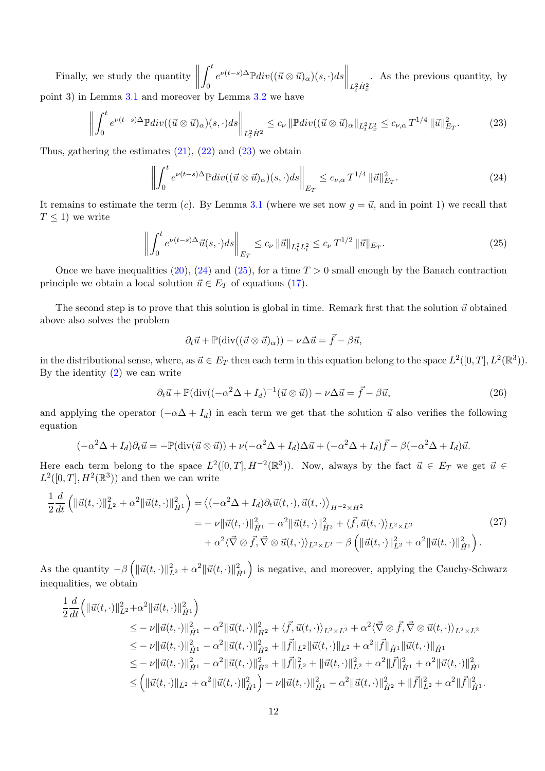Finally, we study the quantity $\displaystyle\left\| \int_0^t e^{\nu(t-s)\Delta}\mathbb{P}div((\vec{u}\otimes\vec{u})_\alpha)(s,\cdot)ds \right\|_{L^2_t \dot{H}^2_x}$. As the previous quantity, by point 3) in Lemma 3.1 and moreover by Lemma 3.2 we have

$$\left\| \int_0^t e^{\nu(t-s)\Delta}\mathbb{P}div((\vec{u}\otimes\vec{u})_\alpha)(s,\cdot)ds \right\|_{L^2_t \dot{H}^2} \leq c_\nu \left\|\mathbb{P}div((\vec{u}\otimes\vec{u})_\alpha\right\|_{L^2_t L^2_x} \leq c_{\nu,\alpha}\, T^{1/4}\, \|\vec{u}\|^2_{E_T}. \tag{23}$$

Thus, gathering the estimates (21), (22) and (23) we obtain

$$\left\| \int_0^t e^{\nu(t-s)\Delta}\mathbb{P}div((\vec{u}\otimes\vec{u})_\alpha)(s,\cdot)ds \right\|_{E_T} \leq c_{\nu,\alpha}\, T^{1/4}\, \|\vec{u}\|^2_{E_T}. \tag{24}$$

It remains to estimate the term $(c)$. By Lemma 3.1 (where we set now $g=\vec{u}$, and in point 1) we recall that $T\leq 1$) we write

$$\left\| \int_0^t e^{\nu(t-s)\Delta}\vec{u}(s,\cdot)ds \right\|_{E_T} \leq c_\nu \,\|\vec{u}\|_{L^2_t L^2_t} \leq c_\nu\, T^{1/2}\, \|\vec{u}\|_{E_T}. \tag{25}$$

Once we have inequalities (20), (24) and (25), for a time $T>0$ small enough by the Banach contraction principle we obtain a local solution $\vec{u}\in E_T$ of equations (17).

The second step is to prove that this solution is global in time. Remark first that the solution $\vec{u}$ obtained above also solves the problem

$$\partial_t \vec{u} + \mathbb{P}(\text{div}((\vec{u}\otimes\vec{u})_\alpha)) - \nu\Delta\vec{u} = \vec{f} - \beta\vec{u},$$

in the distributional sense, where, as $\vec{u}\in E_T$ then each term in this equation belong to the space $L^2([0,T],L^2(\mathbb{R}^3))$. By the identity (2) we can write

$$\partial_t \vec{u} + \mathbb{P}(\text{div}((-\alpha^2\Delta + I_d)^{-1}(\vec{u}\otimes\vec{u})) - \nu\Delta\vec{u} = \vec{f} - \beta\vec{u}, \tag{26}$$

and applying the operator $(-\alpha\Delta + I_d)$ in each term we get that the solution $\vec{u}$ also verifies the following equation

$$(-\alpha^2\Delta + I_d)\partial_t\vec{u} = -\mathbb{P}(\text{div}(\vec{u}\otimes\vec{u})) + \nu(-\alpha^2\Delta + I_d)\Delta\vec{u} + (-\alpha^2\Delta + I_d)\vec{f} - \beta(-\alpha^2\Delta + I_d)\vec{u}.$$

Here each term belong to the space $L^2([0,T],H^{-2}(\mathbb{R}^3))$. Now, always by the fact $\vec{u}\in E_T$ we get $\vec{u}\in L^2([0,T],H^2(\mathbb{R}^3))$ and then we can write

$$\begin{aligned}
\frac{1}{2}\frac{d}{dt}\left(\|\vec{u}(t,\cdot)\|^2_{L^2} + \alpha^2\|\vec{u}(t,\cdot)\|^2_{\dot{H}^1}\right) =& \left\langle (-\alpha^2\Delta + I_d)\partial_t\vec{u}(t,\cdot), \vec{u}(t,\cdot)\right\rangle_{H^{-2}\times H^2}\\
=& -\nu\|\vec{u}(t,\cdot)\|^2_{\dot{H}^1} - \alpha^2\|\vec{u}(t,\cdot)\|^2_{\dot{H}^2} + \langle \vec{f},\vec{u}(t,\cdot)\rangle_{L^2\times L^2}\\
&+\alpha^2\langle \vec{\nabla}\otimes\vec{f}, \vec{\nabla}\otimes\vec{u}(t,\cdot)\rangle_{L^2\times L^2} - \beta\left(\|\vec{u}(t,\cdot)\|^2_{L^2} + \alpha^2\|\vec{u}(t,\cdot)\|^2_{\dot{H}^1}\right).
\end{aligned} \tag{27}$$

As the quantity $-\beta\left(\|\vec{u}(t,\cdot)\|^2_{L^2} + \alpha^2\|\vec{u}(t,\cdot)\|^2_{\dot{H}^1}\right)$ is negative, and moreover, applying the Cauchy-Schwarz inequalities, we obtain

$$\begin{aligned}
\frac{1}{2}\frac{d}{dt}&\left(\|\vec{u}(t,\cdot)\|^2_{L^2} + \alpha^2\|\vec{u}(t,\cdot)\|^2_{\dot{H}^1}\right)\\
&\leq -\nu\|\vec{u}(t,\cdot)\|^2_{\dot{H}^1} - \alpha^2\|\vec{u}(t,\cdot)\|^2_{\dot{H}^2} + \langle \vec{f},\vec{u}(t,\cdot)\rangle_{L^2\times L^2} + \alpha^2\langle \vec{\nabla}\otimes\vec{f}, \vec{\nabla}\otimes\vec{u}(t,\cdot)\rangle_{L^2\times L^2}\\
&\leq -\nu\|\vec{u}(t,\cdot)\|^2_{\dot{H}^1} - \alpha^2\|\vec{u}(t,\cdot)\|^2_{\dot{H}^2} + \|\vec{f}\|_{L^2}\|\vec{u}(t,\cdot)\|_{L^2} + \alpha^2\|\vec{f}\|_{\dot{H}^1}\|\vec{u}(t,\cdot)\|_{\dot{H}^1}\\
&\leq -\nu\|\vec{u}(t,\cdot)\|^2_{\dot{H}^1} - \alpha^2\|\vec{u}(t,\cdot)\|^2_{\dot{H}^2} + \|\vec{f}\|^2_{L^2} + \|\vec{u}(t,\cdot)\|^2_{L^2} + \alpha^2\|\vec{f}\|^2_{\dot{H}^1} + \alpha^2\|\vec{u}(t,\cdot)\|^2_{\dot{H}^1}\\
&\leq \left(\|\vec{u}(t,\cdot)\|_{L^2} + \alpha^2\|\vec{u}(t,\cdot)\|^2_{\dot{H}^1}\right) - \nu\|\vec{u}(t,\cdot)\|^2_{\dot{H}^1} - \alpha^2\|\vec{u}(t,\cdot)\|^2_{\dot{H}^2} + \|\vec{f}\|^2_{L^2} + \alpha^2\|\vec{f}\|^2_{\dot{H}^1}.
\end{aligned}$$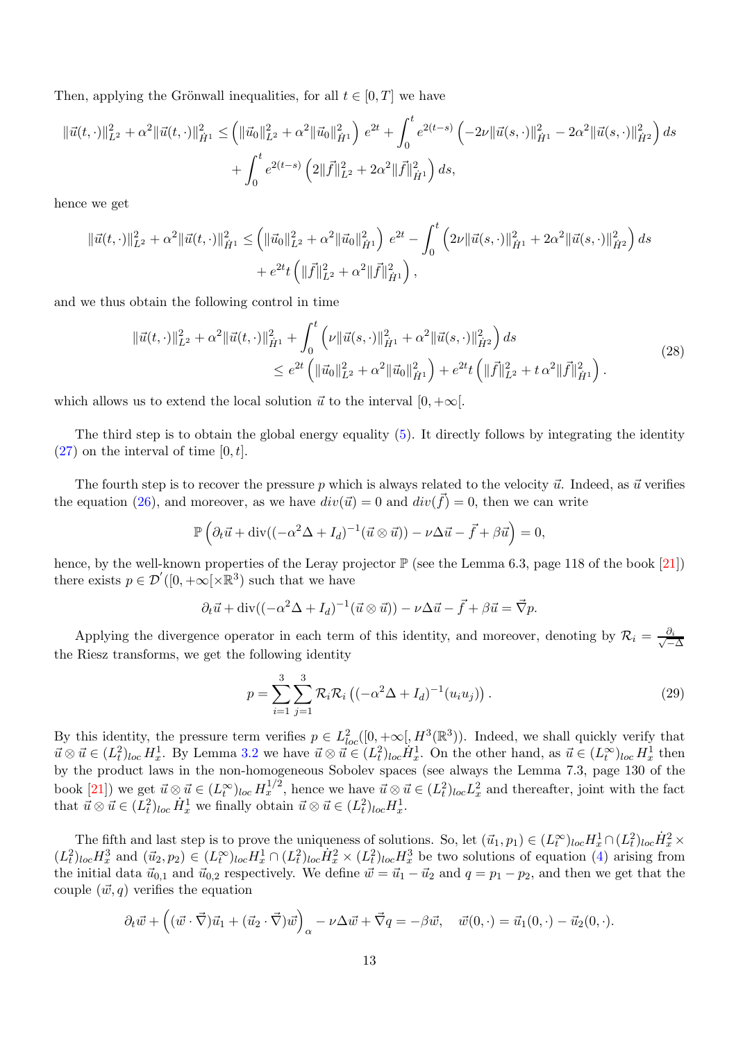Then, applying the Grönwall inequalities, for all $t \in [0,T]$ we have

$$
\begin{aligned}
\|\vec{u}(t,\cdot)\|_{L^2}^2 + \alpha^2 \|\vec{u}(t,\cdot)\|_{\dot{H}^1}^2 \leq & \left( \|\vec{u}_0\|_{L^2}^2 + \alpha^2 \|\vec{u}_0\|_{\dot{H}^1}^2 \right) e^{2t} + \int_0^t e^{2(t-s)} \left( -2\nu \|\vec{u}(s,\cdot)\|_{\dot{H}^1}^2 - 2\alpha^2 \|\vec{u}(s,\cdot)\|_{\dot{H}^2}^2 \right) ds \\
& + \int_0^t e^{2(t-s)} \left( 2\|\vec{f}\|_{L^2}^2 + 2\alpha^2 \|\vec{f}\|_{\dot{H}^1}^2 \right) ds,
\end{aligned}
$$

hence we get

$$
\begin{aligned}
\|\vec{u}(t,\cdot)\|_{L^2}^2 + \alpha^2 \|\vec{u}(t,\cdot)\|_{\dot{H}^1}^2 \leq & \left( \|\vec{u}_0\|_{L^2}^2 + \alpha^2 \|\vec{u}_0\|_{\dot{H}^1}^2 \right) e^{2t} - \int_0^t \left( 2\nu \|\vec{u}(s,\cdot)\|_{\dot{H}^1}^2 + 2\alpha^2 \|\vec{u}(s,\cdot)\|_{\dot{H}^2}^2 \right) ds \\
& + e^{2t} t \left( \|\vec{f}\|_{L^2}^2 + \alpha^2 \|\vec{f}\|_{\dot{H}^1}^2 \right),
\end{aligned}
$$

and we thus obtain the following control in time

$$
\begin{aligned}
\|\vec{u}(t,\cdot)\|_{L^2}^2 + \alpha^2 \|\vec{u}(t,\cdot)\|_{\dot{H}^1}^2 & + \int_0^t \left( \nu \|\vec{u}(s,\cdot)\|_{\dot{H}^1}^2 + \alpha^2 \|\vec{u}(s,\cdot)\|_{\dot{H}^2}^2 \right) ds \\
& \leq e^{2t} \left( \|\vec{u}_0\|_{L^2}^2 + \alpha^2 \|\vec{u}_0\|_{\dot{H}^1}^2 \right) + e^{2t} t \left( \|\vec{f}\|_{L^2}^2 + t\, \alpha^2 \|\vec{f}\|_{\dot{H}^1}^2 \right).
\end{aligned}
\tag{28}
$$

which allows us to extend the local solution $\vec{u}$ to the interval $[0,+\infty[$.

The third step is to obtain the global energy equality (5). It directly follows by integrating the identity (27) on the interval of time $[0,t]$.

The fourth step is to recover the pressure $p$ which is always related to the velocity $\vec{u}$. Indeed, as $\vec{u}$ verifies the equation (26), and moreover, as we have $div(\vec{u}) = 0$ and $div(\vec{f}) = 0$, then we can write

$$
\mathbb{P} \left( \partial_t \vec{u} + \text{div}((-\alpha^2 \Delta + I_d)^{-1} (\vec{u} \otimes \vec{u})) - \nu \Delta \vec{u} - \vec{f} + \beta \vec{u} \right) = 0,
$$

hence, by the well-known properties of the Leray projector $\mathbb{P}$ (see the Lemma 6.3, page 118 of the book [21]) there exists $p \in \mathcal{D}'([0,+\infty[\times \mathbb{R}^3)$ such that we have

$$
\partial_t \vec{u} + \text{div}((-\alpha^2 \Delta + I_d)^{-1} (\vec{u} \otimes \vec{u})) - \nu \Delta \vec{u} - \vec{f} + \beta \vec{u} = \vec{\nabla} p.
$$

Applying the divergence operator in each term of this identity, and moreover, denoting by $\mathcal{R}_i = \frac{\partial_i}{\sqrt{-\Delta}}$ the Riesz transforms, we get the following identity

$$
p = \sum_{i=1}^{3} \sum_{j=1}^{3} \mathcal{R}_i \mathcal{R}_j \left( (-\alpha^2 \Delta + I_d)^{-1} (u_i u_j) \right). \tag{29}
$$

By this identity, the pressure term verifies $p \in L^2_{loc}([0,+\infty[, H^3(\mathbb{R}^3))$. Indeed, we shall quickly verify that $\vec{u} \otimes \vec{u} \in (L^2_t)_{loc} H^1_x$. By Lemma 3.2 we have $\vec{u} \otimes \vec{u} \in (L^2_t)_{loc} \dot{H}^1_x$. On the other hand, as $\vec{u} \in (L^\infty_t)_{loc} H^1_x$ then by the product laws in the non-homogeneous Sobolev spaces (see always the Lemma 7.3, page 130 of the book [21]) we get $\vec{u} \otimes \vec{u} \in (L^\infty_t)_{loc} H^{1/2}_x$, hence we have $\vec{u} \otimes \vec{u} \in (L^2_t)_{loc} L^2_x$ and thereafter, joint with the fact that $\vec{u} \otimes \vec{u} \in (L^2_t)_{loc} \dot{H}^1_x$ we finally obtain $\vec{u} \otimes \vec{u} \in (L^2_t)_{loc} H^1_x$.

The fifth and last step is to prove the uniqueness of solutions. So, let $(\vec{u}_1, p_1) \in (L^\infty_t)_{loc} H^1_x \cap (L^2_t)_{loc} \dot{H}^2_x \times (L^2_t)_{loc} H^3_x$ and $(\vec{u}_2, p_2) \in (L^\infty_t)_{loc} H^1_x \cap (L^2_t)_{loc} \dot{H}^2_x \times (L^2_t)_{loc} H^3_x$ be two solutions of equation (4) arising from the initial data $\vec{u}_{0,1}$ and $\vec{u}_{0,2}$ respectively. We define $\vec{w} = \vec{u}_1 - \vec{u}_2$ and $q = p_1 - p_2$, and then we get that the couple $(\vec{w}, q)$ verifies the equation

$$
\partial_t \vec{w} + \left( (\vec{w} \cdot \vec{\nabla}) \vec{u}_1 + (\vec{u}_2 \cdot \vec{\nabla}) \vec{w} \right)_\alpha - \nu \Delta \vec{w} + \vec{\nabla} q = -\beta \vec{w}, \quad \vec{w}(0,\cdot) = \vec{u}_1(0,\cdot) - \vec{u}_2(0,\cdot).
$$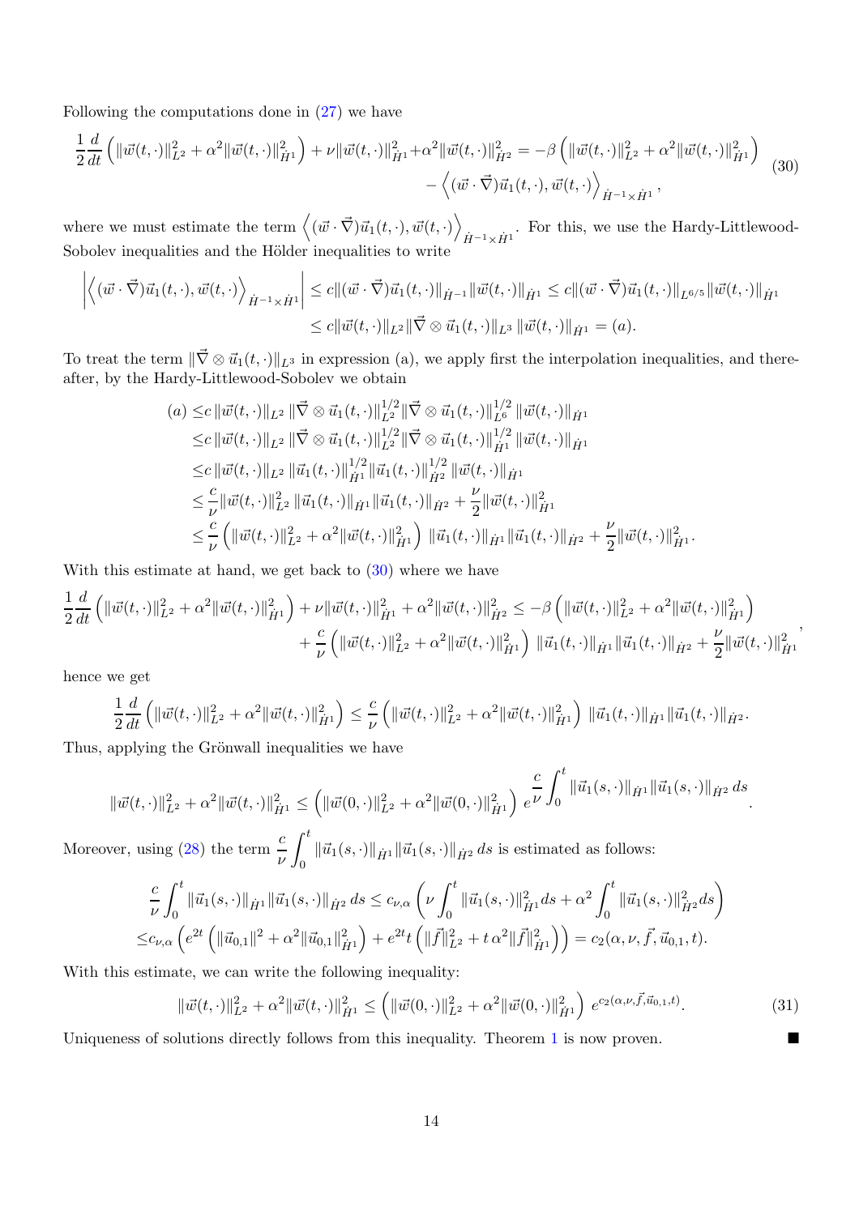Following the computations done in (27) we have

$$\frac{1}{2}\frac{d}{dt}\left(\|\vec{w}(t,\cdot)\|_{L^2}^2+\alpha^2\|\vec{w}(t,\cdot)\|_{\dot{H}^1}^2\right)+\nu\|\vec{w}(t,\cdot)\|_{\dot{H}^1}^2+\alpha^2\|\vec{w}(t,\cdot)\|_{\dot{H}^2}^2=-\beta\left(\|\vec{w}(t,\cdot)\|_{L^2}^2+\alpha^2\|\vec{w}(t,\cdot)\|_{\dot{H}^1}^2\right)$$
$$-\left\langle(\vec{w}\cdot\vec{\nabla})\vec{u}_1(t,\cdot),\vec{w}(t,\cdot)\right\rangle_{\dot{H}^{-1}\times\dot{H}^1},\tag{30}$$

where we must estimate the term $\left\langle(\vec{w}\cdot\vec{\nabla})\vec{u}_1(t,\cdot),\vec{w}(t,\cdot)\right\rangle_{\dot{H}^{-1}\times\dot{H}^1}$. For this, we use the Hardy-Littlewood-Sobolev inequalities and the Hölder inequalities to write

$$\left|\left\langle(\vec{w}\cdot\vec{\nabla})\vec{u}_1(t,\cdot),\vec{w}(t,\cdot)\right\rangle_{\dot{H}^{-1}\times\dot{H}^1}\right|\leq c\|(\vec{w}\cdot\vec{\nabla})\vec{u}_1(t,\cdot)\|_{\dot{H}^{-1}}\|\vec{w}(t,\cdot)\|_{\dot{H}^1}\leq c\|(\vec{w}\cdot\vec{\nabla})\vec{u}_1(t,\cdot)\|_{L^{6/5}}\|\vec{w}(t,\cdot)\|_{\dot{H}^1}$$
$$\leq c\|\vec{w}(t,\cdot)\|_{L^2}\|\vec{\nabla}\otimes\vec{u}_1(t,\cdot)\|_{L^3}\,\|\vec{w}(t,\cdot)\|_{\dot{H}^1}=(a).$$

To treat the term $\|\vec{\nabla}\otimes\vec{u}_1(t,\cdot)\|_{L^3}$ in expression (a), we apply first the interpolation inequalities, and thereafter, by the Hardy-Littlewood-Sobolev we obtain

$$\begin{aligned}
(a)\leq& c\,\|\vec{w}(t,\cdot)\|_{L^2}\,\|\vec{\nabla}\otimes\vec{u}_1(t,\cdot)\|_{L^2}^{1/2}\|\vec{\nabla}\otimes\vec{u}_1(t,\cdot)\|_{L^6}^{1/2}\,\|\vec{w}(t,\cdot)\|_{\dot{H}^1}\\
\leq& c\,\|\vec{w}(t,\cdot)\|_{L^2}\,\|\vec{\nabla}\otimes\vec{u}_1(t,\cdot)\|_{L^2}^{1/2}\|\vec{\nabla}\otimes\vec{u}_1(t,\cdot)\|_{\dot{H}^1}^{1/2}\,\|\vec{w}(t,\cdot)\|_{\dot{H}^1}\\
\leq& c\,\|\vec{w}(t,\cdot)\|_{L^2}\,\|\vec{u}_1(t,\cdot)\|_{\dot{H}^1}^{1/2}\|\vec{u}_1(t,\cdot)\|_{\dot{H}^2}^{1/2}\,\|\vec{w}(t,\cdot)\|_{\dot{H}^1}\\
\leq& \frac{c}{\nu}\|\vec{w}(t,\cdot)\|_{L^2}^2\,\|\vec{u}_1(t,\cdot)\|_{\dot{H}^1}\|\vec{u}_1(t,\cdot)\|_{\dot{H}^2}+\frac{\nu}{2}\|\vec{w}(t,\cdot)\|_{\dot{H}^1}^2\\
\leq& \frac{c}{\nu}\left(\|\vec{w}(t,\cdot)\|_{L^2}^2+\alpha^2\|\vec{w}(t,\cdot)\|_{\dot{H}^1}^2\right)\,\|\vec{u}_1(t,\cdot)\|_{\dot{H}^1}\|\vec{u}_1(t,\cdot)\|_{\dot{H}^2}+\frac{\nu}{2}\|\vec{w}(t,\cdot)\|_{\dot{H}^1}^2.
\end{aligned}$$

With this estimate at hand, we get back to (30) where we have

$$\frac{1}{2}\frac{d}{dt}\left(\|\vec{w}(t,\cdot)\|_{L^2}^2+\alpha^2\|\vec{w}(t,\cdot)\|_{\dot{H}^1}^2\right)+\nu\|\vec{w}(t,\cdot)\|_{\dot{H}^1}^2+\alpha^2\|\vec{w}(t,\cdot)\|_{\dot{H}^2}^2\leq-\beta\left(\|\vec{w}(t,\cdot)\|_{L^2}^2+\alpha^2\|\vec{w}(t,\cdot)\|_{\dot{H}^1}^2\right)$$
$$+\frac{c}{\nu}\left(\|\vec{w}(t,\cdot)\|_{L^2}^2+\alpha^2\|\vec{w}(t,\cdot)\|_{\dot{H}^1}^2\right)\,\|\vec{u}_1(t,\cdot)\|_{\dot{H}^1}\|\vec{u}_1(t,\cdot)\|_{\dot{H}^2}+\frac{\nu}{2}\|\vec{w}(t,\cdot)\|_{\dot{H}^1}^2,$$

hence we get

$$\frac{1}{2}\frac{d}{dt}\left(\|\vec{w}(t,\cdot)\|_{L^2}^2+\alpha^2\|\vec{w}(t,\cdot)\|_{\dot{H}^1}^2\right)\leq\frac{c}{\nu}\left(\|\vec{w}(t,\cdot)\|_{L^2}^2+\alpha^2\|\vec{w}(t,\cdot)\|_{\dot{H}^1}^2\right)\,\|\vec{u}_1(t,\cdot)\|_{\dot{H}^1}\|\vec{u}_1(t,\cdot)\|_{\dot{H}^2}.$$

Thus, applying the Grönwall inequalities we have

$$\|\vec{w}(t,\cdot)\|_{L^2}^2+\alpha^2\|\vec{w}(t,\cdot)\|_{\dot{H}^1}^2\leq\left(\|\vec{w}(0,\cdot)\|_{L^2}^2+\alpha^2\|\vec{w}(0,\cdot)\|_{\dot{H}^1}^2\right)\,e^{\displaystyle\frac{c}{\nu}\int_0^t\|\vec{u}_1(s,\cdot)\|_{\dot{H}^1}\|\vec{u}_1(s,\cdot)\|_{\dot{H}^2}\,ds}.$$

Moreover, using (28) the term $\displaystyle\frac{c}{\nu}\int_0^t\|\vec{u}_1(s,\cdot)\|_{\dot{H}^1}\|\vec{u}_1(s,\cdot)\|_{\dot{H}^2}\,ds$ is estimated as follows:

$$\begin{aligned}
&\frac{c}{\nu}\int_0^t\|\vec{u}_1(s,\cdot)\|_{\dot{H}^1}\|\vec{u}_1(s,\cdot)\|_{\dot{H}^2}\,ds\leq c_{\nu,\alpha}\left(\nu\int_0^t\|\vec{u}_1(s,\cdot)\|_{\dot{H}^1}^2ds+\alpha^2\int_0^t\|\vec{u}_1(s,\cdot)\|_{\dot{H}^2}^2ds\right)\\
\leq& c_{\nu,\alpha}\left(e^{2t}\left(\|\vec{u}_{0,1}\|^2+\alpha^2\|\vec{u}_{0,1}\|_{\dot{H}^1}^2\right)+e^{2t}t\left(\|\vec{f}\|_{L^2}^2+t\,\alpha^2\|\vec{f}\|_{\dot{H}^1}^2\right)\right)=c_2(\alpha,\nu,\vec{f},\vec{u}_{0,1},t).
\end{aligned}$$

With this estimate, we can write the following inequality:

$$\|\vec{w}(t,\cdot)\|_{L^2}^2+\alpha^2\|\vec{w}(t,\cdot)\|_{\dot{H}^1}^2\leq\left(\|\vec{w}(0,\cdot)\|_{L^2}^2+\alpha^2\|\vec{w}(0,\cdot)\|_{\dot{H}^1}^2\right)\,e^{c_2(\alpha,\nu,\vec{f},\vec{u}_{0,1},t)}.\tag{31}$$

Uniqueness of solutions directly follows from this inequality. Theorem 1 is now proven. ■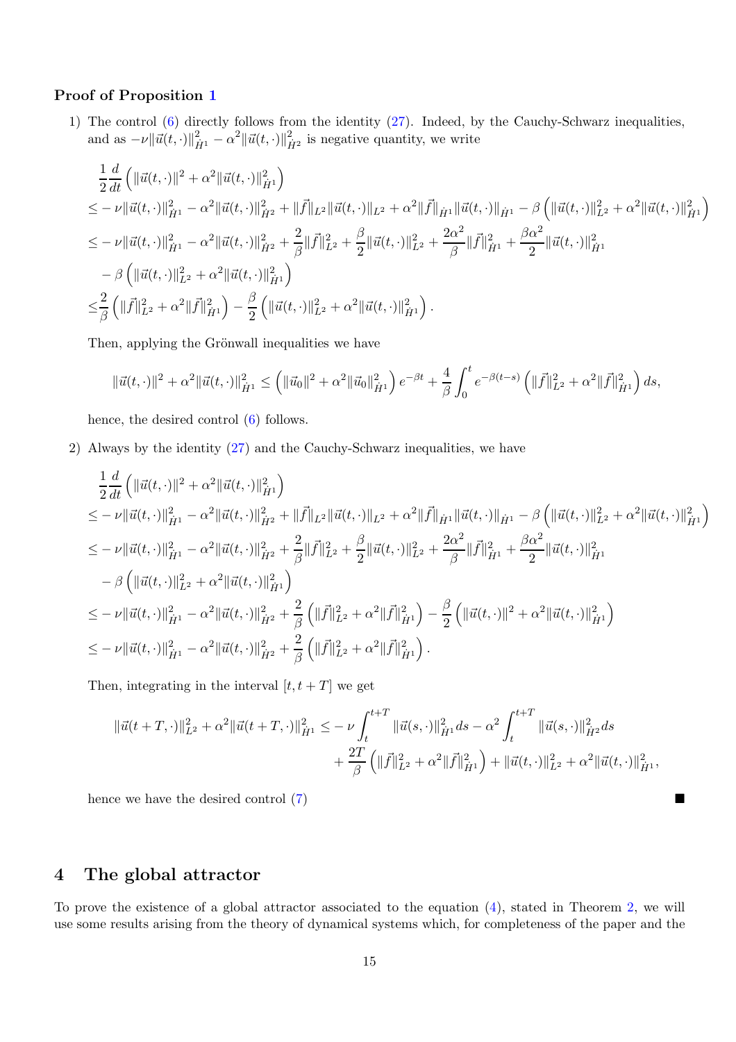### Proof of Proposition 1

1) The control (6) directly follows from the identity (27). Indeed, by the Cauchy-Schwarz inequalities, and as $-\nu\|\vec{u}(t,\cdot)\|^2_{\dot{H}^1} - \alpha^2\|\vec{u}(t,\cdot)\|^2_{\dot{H}^2}$ is negative quantity, we write

$$
\begin{aligned}
&\frac{1}{2}\frac{d}{dt}\left(\|\vec{u}(t,\cdot)\|^2 + \alpha^2\|\vec{u}(t,\cdot)\|^2_{\dot{H}^1}\right)\\
&\leq -\nu\|\vec{u}(t,\cdot)\|^2_{\dot{H}^1} - \alpha^2\|\vec{u}(t,\cdot)\|^2_{\dot{H}^2} + \|\vec{f}\|_{L^2}\|\vec{u}(t,\cdot)\|_{L^2} + \alpha^2\|\vec{f}\|_{\dot{H}^1}\|\vec{u}(t,\cdot)\|_{\dot{H}^1} - \beta\left(\|\vec{u}(t,\cdot)\|^2_{L^2} + \alpha^2\|\vec{u}(t,\cdot)\|^2_{\dot{H}^1}\right)\\
&\leq -\nu\|\vec{u}(t,\cdot)\|^2_{\dot{H}^1} - \alpha^2\|\vec{u}(t,\cdot)\|^2_{\dot{H}^2} + \frac{2}{\beta}\|\vec{f}\|^2_{L^2} + \frac{\beta}{2}\|\vec{u}(t,\cdot)\|^2_{L^2} + \frac{2\alpha^2}{\beta}\|\vec{f}\|^2_{\dot{H}^1} + \frac{\beta\alpha^2}{2}\|\vec{u}(t,\cdot)\|^2_{\dot{H}^1}\\
&\quad - \beta\left(\|\vec{u}(t,\cdot)\|^2_{L^2} + \alpha^2\|\vec{u}(t,\cdot)\|^2_{\dot{H}^1}\right)\\
&\leq \frac{2}{\beta}\left(\|\vec{f}\|^2_{L^2} + \alpha^2\|\vec{f}\|^2_{\dot{H}^1}\right) - \frac{\beta}{2}\left(\|\vec{u}(t,\cdot)\|^2_{L^2} + \alpha^2\|\vec{u}(t,\cdot)\|^2_{\dot{H}^1}\right).
\end{aligned}
$$

Then, applying the Grönwall inequalities we have

$$
\|\vec{u}(t,\cdot)\|^2 + \alpha^2\|\vec{u}(t,\cdot)\|^2_{\dot{H}^1} \leq \left(\|\vec{u}_0\|^2 + \alpha^2\|\vec{u}_0\|^2_{\dot{H}^1}\right)e^{-\beta t} + \frac{4}{\beta}\int_0^t e^{-\beta(t-s)}\left(\|\vec{f}\|^2_{L^2} + \alpha^2\|\vec{f}\|^2_{\dot{H}^1}\right)ds,
$$

hence, the desired control (6) follows.

2) Always by the identity (27) and the Cauchy-Schwarz inequalities, we have

$$
\begin{aligned}
&\frac{1}{2}\frac{d}{dt}\left(\|\vec{u}(t,\cdot)\|^2 + \alpha^2\|\vec{u}(t,\cdot)\|^2_{\dot{H}^1}\right)\\
&\leq -\nu\|\vec{u}(t,\cdot)\|^2_{\dot{H}^1} - \alpha^2\|\vec{u}(t,\cdot)\|^2_{\dot{H}^2} + \|\vec{f}\|_{L^2}\|\vec{u}(t,\cdot)\|_{L^2} + \alpha^2\|\vec{f}\|_{\dot{H}^1}\|\vec{u}(t,\cdot)\|_{\dot{H}^1} - \beta\left(\|\vec{u}(t,\cdot)\|^2_{L^2} + \alpha^2\|\vec{u}(t,\cdot)\|^2_{\dot{H}^1}\right)\\
&\leq -\nu\|\vec{u}(t,\cdot)\|^2_{\dot{H}^1} - \alpha^2\|\vec{u}(t,\cdot)\|^2_{\dot{H}^2} + \frac{2}{\beta}\|\vec{f}\|^2_{L^2} + \frac{\beta}{2}\|\vec{u}(t,\cdot)\|^2_{L^2} + \frac{2\alpha^2}{\beta}\|\vec{f}\|^2_{\dot{H}^1} + \frac{\beta\alpha^2}{2}\|\vec{u}(t,\cdot)\|^2_{\dot{H}^1}\\
&\quad - \beta\left(\|\vec{u}(t,\cdot)\|^2_{L^2} + \alpha^2\|\vec{u}(t,\cdot)\|^2_{\dot{H}^1}\right)\\
&\leq -\nu\|\vec{u}(t,\cdot)\|^2_{\dot{H}^1} - \alpha^2\|\vec{u}(t,\cdot)\|^2_{\dot{H}^2} + \frac{2}{\beta}\left(\|\vec{f}\|^2_{L^2} + \alpha^2\|\vec{f}\|^2_{\dot{H}^1}\right) - \frac{\beta}{2}\left(\|\vec{u}(t,\cdot)\|^2 + \alpha^2\|\vec{u}(t,\cdot)\|^2_{\dot{H}^1}\right)\\
&\leq -\nu\|\vec{u}(t,\cdot)\|^2_{\dot{H}^1} - \alpha^2\|\vec{u}(t,\cdot)\|^2_{\dot{H}^2} + \frac{2}{\beta}\left(\|\vec{f}\|^2_{L^2} + \alpha^2\|\vec{f}\|^2_{\dot{H}^1}\right).
\end{aligned}
$$

Then, integrating in the interval $[t, t+T]$ we get

$$
\begin{aligned}
\|\vec{u}(t+T,\cdot)\|^2_{L^2} + \alpha^2\|\vec{u}(t+T,\cdot)\|^2_{\dot{H}^1} \leq & -\nu\int_t^{t+T}\|\vec{u}(s,\cdot)\|^2_{\dot{H}^1}ds - \alpha^2\int_t^{t+T}\|\vec{u}(s,\cdot)\|^2_{\dot{H}^2}ds\\
& + \frac{2T}{\beta}\left(\|\vec{f}\|^2_{L^2} + \alpha^2\|\vec{f}\|^2_{\dot{H}^1}\right) + \|\vec{u}(t,\cdot)\|^2_{L^2} + \alpha^2\|\vec{u}(t,\cdot)\|^2_{\dot{H}^1},
\end{aligned}
$$

hence we have the desired control (7) ■

## 4 The global attractor

To prove the existence of a global attractor associated to the equation (4), stated in Theorem 2, we will use some results arising from the theory of dynamical systems which, for completeness of the paper and the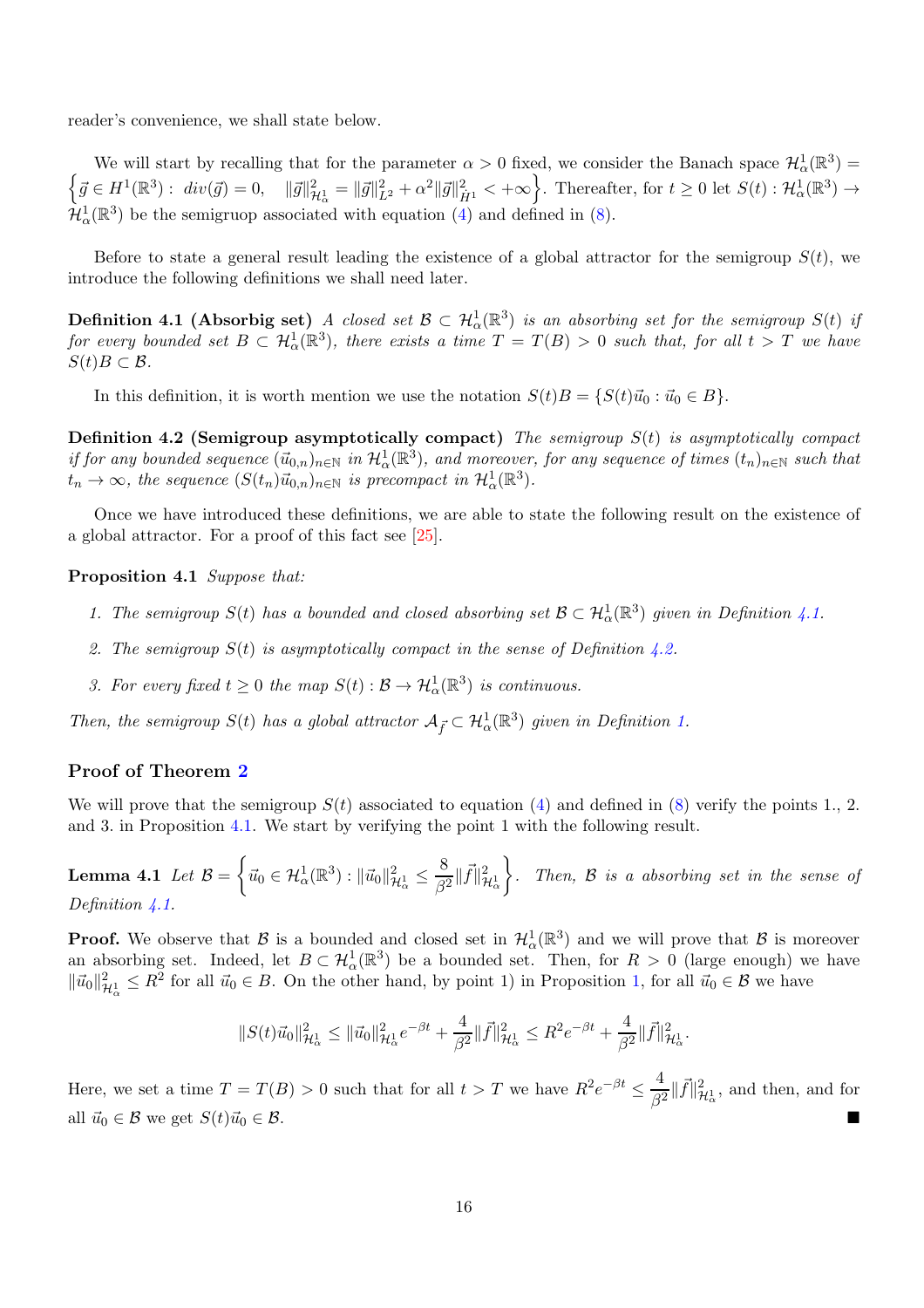reader's convenience, we shall state below.

We will start by recalling that for the parameter $\alpha>0$ fixed, we consider the Banach space $\mathcal{H}^1_\alpha(\mathbb{R}^3)=\left\{\vec{g}\in H^1(\mathbb{R}^3):\ div(\vec{g})=0,\quad \|\vec{g}\|^2_{\mathcal{H}^1_\alpha}=\|\vec{g}\|^2_{L^2}+\alpha^2\|\vec{g}\|^2_{\dot{H}^1}<+\infty\right\}$. Thereafter, for $t\geq 0$ let $S(t):\mathcal{H}^1_\alpha(\mathbb{R}^3)\to\mathcal{H}^1_\alpha(\mathbb{R}^3)$ be the semigruop associated with equation (4) and defined in (8).

Before to state a general result leading the existence of a global attractor for the semigroup $S(t)$, we introduce the following definitions we shall need later.

**Definition 4.1 (Absorbig set)** *A closed set $\mathcal{B}\subset\mathcal{H}^1_\alpha(\mathbb{R}^3)$ is an absorbing set for the semigroup $S(t)$ if for every bounded set $B\subset\mathcal{H}^1_\alpha(\mathbb{R}^3)$, there exists a time $T=T(B)>0$ such that, for all $t>T$ we have $S(t)B\subset\mathcal{B}$.*

In this definition, it is worth mention we use the notation $S(t)B=\{S(t)\vec{u}_0:\vec{u}_0\in B\}$.

**Definition 4.2 (Semigroup asymptotically compact)** *The semigroup $S(t)$ is asymptotically compact if for any bounded sequence $(\vec{u}_{0,n})_{n\in\mathbb{N}}$ in $\mathcal{H}^1_\alpha(\mathbb{R}^3)$, and moreover, for any sequence of times $(t_n)_{n\in\mathbb{N}}$ such that $t_n\to\infty$, the sequence $(S(t_n)\vec{u}_{0,n})_{n\in\mathbb{N}}$ is precompact in $\mathcal{H}^1_\alpha(\mathbb{R}^3)$.*

Once we have introduced these definitions, we are able to state the following result on the existence of a global attractor. For a proof of this fact see [25].

**Proposition 4.1** *Suppose that:*

1. *The semigroup $S(t)$ has a bounded and closed absorbing set $\mathcal{B}\subset\mathcal{H}^1_\alpha(\mathbb{R}^3)$ given in Definition 4.1.*
2. *The semigroup $S(t)$ is asymptotically compact in the sense of Definition 4.2.*
3. *For every fixed $t\geq 0$ the map $S(t):\mathcal{B}\to\mathcal{H}^1_\alpha(\mathbb{R}^3)$ is continuous.*

*Then, the semigroup $S(t)$ has a global attractor $\mathcal{A}_{\vec{f}}\subset\mathcal{H}^1_\alpha(\mathbb{R}^3)$ given in Definition 1.*

## Proof of Theorem 2

We will prove that the semigroup $S(t)$ associated to equation (4) and defined in (8) verify the points 1., 2. and 3. in Proposition 4.1. We start by verifying the point 1 with the following result.

**Lemma 4.1** *Let $\mathcal{B}=\left\{\vec{u}_0\in\mathcal{H}^1_\alpha(\mathbb{R}^3):\|\vec{u}_0\|^2_{\mathcal{H}^1_\alpha}\leq\dfrac{8}{\beta^2}\|\vec{f}\|^2_{\mathcal{H}^1_\alpha}\right\}$. Then, $\mathcal{B}$ is a absorbing set in the sense of Definition 4.1.*

**Proof.** We observe that $\mathcal{B}$ is a bounded and closed set in $\mathcal{H}^1_\alpha(\mathbb{R}^3)$ and we will prove that $\mathcal{B}$ is moreover an absorbing set. Indeed, let $B\subset\mathcal{H}^1_\alpha(\mathbb{R}^3)$ be a bounded set. Then, for $R>0$ (large enough) we have $\|\vec{u}_0\|^2_{\mathcal{H}^1_\alpha}\leq R^2$ for all $\vec{u}_0\in B$. On the other hand, by point 1) in Proposition 1, for all $\vec{u}_0\in\mathcal{B}$ we have

$$\|S(t)\vec{u}_0\|^2_{\mathcal{H}^1_\alpha}\leq\|\vec{u}_0\|^2_{\mathcal{H}^1_\alpha}e^{-\beta t}+\frac{4}{\beta^2}\|\vec{f}\|^2_{\mathcal{H}^1_\alpha}\leq R^2e^{-\beta t}+\frac{4}{\beta^2}\|\vec{f}\|^2_{\mathcal{H}^1_\alpha}.$$

Here, we set a time $T=T(B)>0$ such that for all $t>T$ we have $R^2e^{-\beta t}\leq\dfrac{4}{\beta^2}\|\vec{f}\|^2_{\mathcal{H}^1_\alpha}$, and then, and for all $\vec{u}_0\in\mathcal{B}$ we get $S(t)\vec{u}_0\in\mathcal{B}$. ∎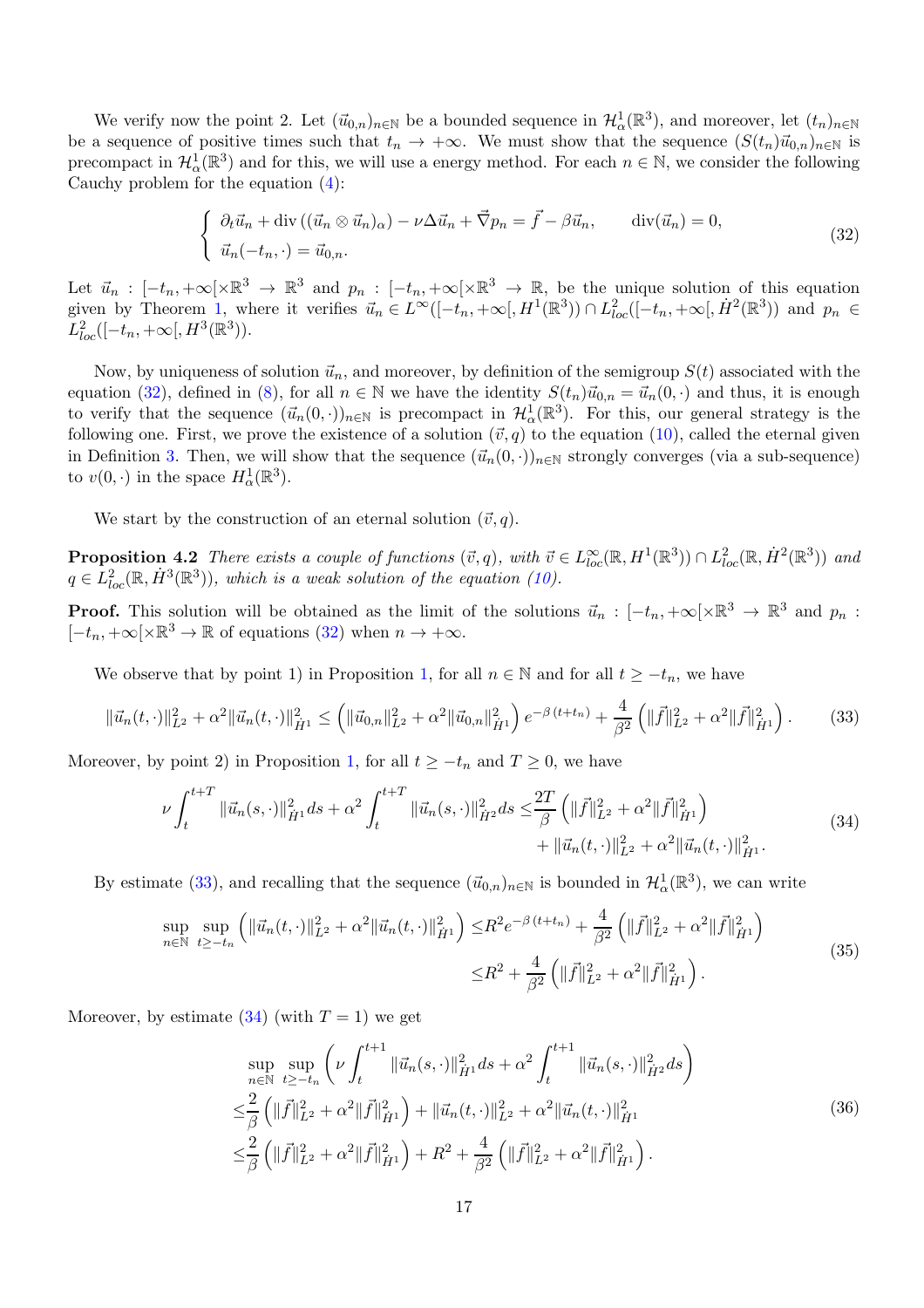We verify now the point 2. Let $(\vec{u}_{0,n})_{n\in\mathbb{N}}$ be a bounded sequence in $\mathcal{H}^1_\alpha(\mathbb{R}^3)$, and moreover, let $(t_n)_{n\in\mathbb{N}}$ be a sequence of positive times such that $t_n \to +\infty$. We must show that the sequence $(S(t_n)\vec{u}_{0,n})_{n\in\mathbb{N}}$ is precompact in $\mathcal{H}^1_\alpha(\mathbb{R}^3)$ and for this, we will use a energy method. For each $n \in \mathbb{N}$, we consider the following Cauchy problem for the equation (4):

$$
\begin{cases} \partial_t \vec{u}_n + \text{div}\left((\vec{u}_n \otimes \vec{u}_n)_\alpha\right) - \nu\Delta\vec{u}_n + \vec{\nabla}p_n = \vec{f} - \beta\vec{u}_n, \qquad \text{div}(\vec{u}_n) = 0, \\ \vec{u}_n(-t_n, \cdot) = \vec{u}_{0,n}. \end{cases} \tag{32}
$$

Let $\vec{u}_n : [-t_n, +\infty[\times\mathbb{R}^3 \to \mathbb{R}^3$ and $p_n : [-t_n, +\infty[\times\mathbb{R}^3 \to \mathbb{R}$, be the unique solution of this equation given by Theorem 1, where it verifies $\vec{u}_n \in L^\infty([-t_n, +\infty[, H^1(\mathbb{R}^3)) \cap L^2_{loc}([-t_n, +\infty[, \dot{H}^2(\mathbb{R}^3))$ and $p_n \in L^2_{loc}([-t_n, +\infty[, H^3(\mathbb{R}^3))$.

Now, by uniqueness of solution $\vec{u}_n$, and moreover, by definition of the semigroup $S(t)$ associated with the equation (32), defined in (8), for all $n \in \mathbb{N}$ we have the identity $S(t_n)\vec{u}_{0,n} = \vec{u}_n(0, \cdot)$ and thus, it is enough to verify that the sequence $(\vec{u}_n(0, \cdot))_{n\in\mathbb{N}}$ is precompact in $\mathcal{H}^1_\alpha(\mathbb{R}^3)$. For this, our general strategy is the following one. First, we prove the existence of a solution $(\vec{v}, q)$ to the equation (10), called the eternal given in Definition 3. Then, we will show that the sequence $(\vec{u}_n(0, \cdot))_{n\in\mathbb{N}}$ strongly converges (via a sub-sequence) to $v(0, \cdot)$ in the space $H^1_\alpha(\mathbb{R}^3)$.

We start by the construction of an eternal solution $(\vec{v}, q)$.

**Proposition 4.2** *There exists a couple of functions $(\vec{v}, q)$, with $\vec{v} \in L^\infty_{loc}(\mathbb{R}, H^1(\mathbb{R}^3)) \cap L^2_{loc}(\mathbb{R}, \dot{H}^2(\mathbb{R}^3))$ and $q \in L^2_{loc}(\mathbb{R}, \dot{H}^3(\mathbb{R}^3))$, which is a weak solution of the equation (10).*

**Proof.** This solution will be obtained as the limit of the solutions $\vec{u}_n : [-t_n, +\infty[\times\mathbb{R}^3 \to \mathbb{R}^3$ and $p_n : [-t_n, +\infty[\times\mathbb{R}^3 \to \mathbb{R}$ of equations (32) when $n \to +\infty$.

We observe that by point 1) in Proposition 1, for all $n \in \mathbb{N}$ and for all $t \geq -t_n$, we have

$$
\|\vec{u}_n(t,\cdot)\|^2_{L^2} + \alpha^2\|\vec{u}_n(t,\cdot)\|^2_{\dot{H}^1} \leq \left(\|\vec{u}_{0,n}\|^2_{L^2} + \alpha^2\|\vec{u}_{0,n}\|^2_{\dot{H}^1}\right)e^{-\beta\,(t+t_n)} + \frac{4}{\beta^2}\left(\|\vec{f}\|^2_{L^2} + \alpha^2\|\vec{f}\|^2_{\dot{H}^1}\right). \tag{33}
$$

Moreover, by point 2) in Proposition 1, for all $t \geq -t_n$ and $T \geq 0$, we have

$$
\begin{aligned}
\nu\int_t^{t+T} \|\vec{u}_n(s,\cdot)\|^2_{\dot{H}^1}ds + \alpha^2\int_t^{t+T} \|\vec{u}_n(s,\cdot)\|^2_{\dot{H}^2}ds \leq &\frac{2T}{\beta}\left(\|\vec{f}\|^2_{L^2} + \alpha^2\|\vec{f}\|^2_{\dot{H}^1}\right) \\
&+ \|\vec{u}_n(t,\cdot)\|^2_{L^2} + \alpha^2\|\vec{u}_n(t,\cdot)\|^2_{\dot{H}^1}.
\end{aligned} \tag{34}
$$

By estimate (33), and recalling that the sequence $(\vec{u}_{0,n})_{n\in\mathbb{N}}$ is bounded in $\mathcal{H}^1_\alpha(\mathbb{R}^3)$, we can write

$$
\begin{aligned}
\sup_{n\in\mathbb{N}}\sup_{t\geq -t_n}\left(\|\vec{u}_n(t,\cdot)\|^2_{L^2} + \alpha^2\|\vec{u}_n(t,\cdot)\|^2_{\dot{H}^1}\right) \leq &R^2 e^{-\beta\,(t+t_n)} + \frac{4}{\beta^2}\left(\|\vec{f}\|^2_{L^2} + \alpha^2\|\vec{f}\|^2_{\dot{H}^1}\right) \\
\leq &R^2 + \frac{4}{\beta^2}\left(\|\vec{f}\|^2_{L^2} + \alpha^2\|\vec{f}\|^2_{\dot{H}^1}\right).
\end{aligned} \tag{35}
$$

Moreover, by estimate (34) (with $T = 1$) we get

$$
\begin{aligned}
&\sup_{n\in\mathbb{N}}\sup_{t\geq -t_n}\left(\nu\int_t^{t+1}\|\vec{u}_n(s,\cdot)\|^2_{\dot{H}^1}ds + \alpha^2\int_t^{t+1}\|\vec{u}_n(s,\cdot)\|^2_{\dot{H}^2}ds\right) \\
\leq &\frac{2}{\beta}\left(\|\vec{f}\|^2_{L^2} + \alpha^2\|\vec{f}\|^2_{\dot{H}^1}\right) + \|\vec{u}_n(t,\cdot)\|^2_{L^2} + \alpha^2\|\vec{u}_n(t,\cdot)\|^2_{\dot{H}^1} \\
\leq &\frac{2}{\beta}\left(\|\vec{f}\|^2_{L^2} + \alpha^2\|\vec{f}\|^2_{\dot{H}^1}\right) + R^2 + \frac{4}{\beta^2}\left(\|\vec{f}\|^2_{L^2} + \alpha^2\|\vec{f}\|^2_{\dot{H}^1}\right).
\end{aligned} \tag{36}
$$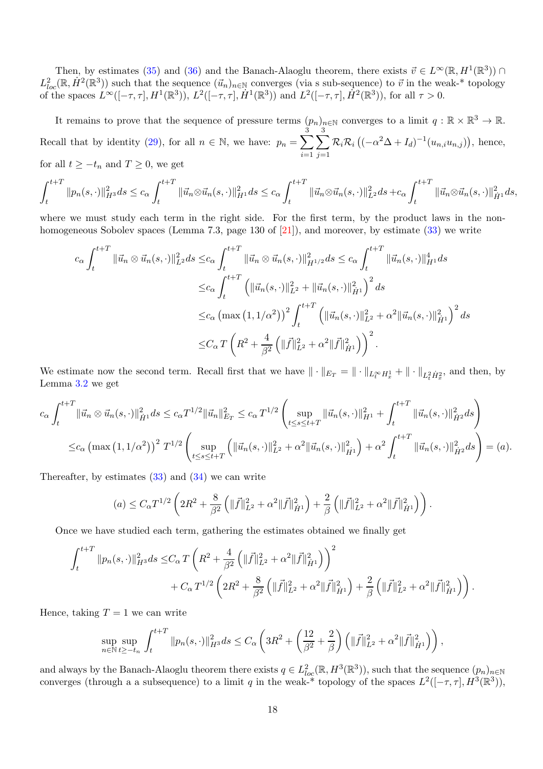Then, by estimates (35) and (36) and the Banach-Alaoglu theorem, there exists $\vec{v} \in L^\infty(\mathbb{R}, H^1(\mathbb{R}^3)) \cap L^2_{loc}(\mathbb{R}, \dot{H}^2(\mathbb{R}^3))$ such that the sequence $(\vec{u}_n)_{n\in\mathbb{N}}$ converges (via s sub-sequence) to $\vec{v}$ in the weak-* topology of the spaces $L^\infty([-\tau,\tau], H^1(\mathbb{R}^3))$, $L^2([-\tau,\tau], \dot{H}^1(\mathbb{R}^3))$ and $L^2([-\tau,\tau], \dot{H}^2(\mathbb{R}^3))$, for all $\tau > 0$.

It remains to prove that the sequence of pressure terms $(p_n)_{n\in\mathbb{N}}$ converges to a limit $q : \mathbb{R}\times\mathbb{R}^3 \to \mathbb{R}$. Recall that by identity (29), for all $n \in \mathbb{N}$, we have: $p_n = \displaystyle\sum_{i=1}^{3}\sum_{j=1}^{3} \mathcal{R}_i\mathcal{R}_i\left((-\alpha^2\Delta + I_d)^{-1}(u_{n,i}u_{n,j})\right)$, hence, for all $t \geq -t_n$ and $T \geq 0$, we get

$$\int_t^{t+T} \|p_n(s,\cdot)\|^2_{H^3} ds \leq c_\alpha \int_t^{t+T} \|\vec{u}_n\otimes\vec{u}_n(s,\cdot)\|^2_{H^1} ds \leq c_\alpha \int_t^{t+T} \|\vec{u}_n\otimes\vec{u}_n(s,\cdot)\|^2_{L^2} ds + c_\alpha \int_t^{t+T} \|\vec{u}_n\otimes\vec{u}_n(s,\cdot)\|^2_{\dot{H}^1} ds,$$

where we must study each term in the right side. For the first term, by the product laws in the non-homogeneous Sobolev spaces (Lemma 7.3, page 130 of [21]), and moreover, by estimate (33) we write

$$\begin{aligned}
c_\alpha \int_t^{t+T} \|\vec{u}_n\otimes\vec{u}_n(s,\cdot)\|^2_{L^2} ds \leq & c_\alpha \int_t^{t+T} \|\vec{u}_n\otimes\vec{u}_n(s,\cdot)\|^2_{H^{1/2}} ds \leq c_\alpha \int_t^{t+T} \|\vec{u}_n(s,\cdot)\|^4_{H^1} ds \\
\leq & c_\alpha \int_t^{t+T} \left(\|\vec{u}_n(s,\cdot)\|^2_{L^2} + \|\vec{u}_n(s,\cdot)\|^2_{\dot{H}^1}\right)^2 ds \\
\leq & c_\alpha \left(\max\left(1, 1/\alpha^2\right)\right)^2 \int_t^{t+T} \left(\|\vec{u}_n(s,\cdot)\|^2_{L^2} + \alpha^2\|\vec{u}_n(s,\cdot)\|^2_{\dot{H}^1}\right)^2 ds \\
\leq & C_\alpha\, T\left(R^2 + \frac{4}{\beta^2}\left(\|\vec{f}\|^2_{L^2} + \alpha^2\|\vec{f}\|^2_{\dot{H}^1}\right)\right)^2.
\end{aligned}$$

We estimate now the second term. Recall first that we have $\|\cdot\|_{E_T} = \|\cdot\|_{L^\infty_t H^1_x} + \|\cdot\|_{L^2_t \dot{H}^2_x}$, and then, by Lemma 3.2 we get

$$\begin{aligned}
c_\alpha \int_t^{t+T} \|\vec{u}_n\otimes\vec{u}_n(s,\cdot)\|^2_{\dot{H}^1} ds \leq & c_\alpha T^{1/2}\|\vec{u}_n\|^2_{E_T} \leq c_\alpha\, T^{1/2}\left(\sup_{t\leq s\leq t+T}\|\vec{u}_n(s,\cdot)\|^2_{H^1} + \int_t^{t+T}\|\vec{u}_n(s,\cdot)\|^2_{\dot{H}^2} ds\right) \\
\leq & c_\alpha \left(\max\left(1, 1/\alpha^2\right)\right)^2 T^{1/2}\left(\sup_{t\leq s\leq t+T}\left(\|\vec{u}_n(s,\cdot)\|^2_{L^2} + \alpha^2\|\vec{u}_n(s,\cdot)\|^2_{\dot{H}^1}\right) + \alpha^2\int_t^{t+T}\|\vec{u}_n(s,\cdot)\|^2_{\dot{H}^2} ds\right) = (a).
\end{aligned}$$

Thereafter, by estimates (33) and (34) we can write

$$(a) \leq C_\alpha T^{1/2}\left(2R^2 + \frac{8}{\beta^2}\left(\|\vec{f}\|^2_{L^2} + \alpha^2\|\vec{f}\|^2_{\dot{H}^1}\right) + \frac{2}{\beta}\left(\|\vec{f}\|^2_{L^2} + \alpha^2\|\vec{f}\|^2_{\dot{H}^1}\right)\right).$$

Once we have studied each term, gathering the estimates obtained we finally get

$$\begin{aligned}
\int_t^{t+T} \|p_n(s,\cdot)\|^2_{H^3} ds \leq & C_\alpha\, T\left(R^2 + \frac{4}{\beta^2}\left(\|\vec{f}\|^2_{L^2} + \alpha^2\|\vec{f}\|^2_{\dot{H}^1}\right)\right)^2 \\
& + C_\alpha\, T^{1/2}\left(2R^2 + \frac{8}{\beta^2}\left(\|\vec{f}\|^2_{L^2} + \alpha^2\|\vec{f}\|^2_{\dot{H}^1}\right) + \frac{2}{\beta}\left(\|\vec{f}\|^2_{L^2} + \alpha^2\|\vec{f}\|^2_{\dot{H}^1}\right)\right).
\end{aligned}$$

Hence, taking $T = 1$ we can write

$$\sup_{n\in\mathbb{N}}\sup_{t\geq -t_n}\int_t^{t+T}\|p_n(s,\cdot)\|^2_{H^3} ds \leq C_\alpha\left(3R^2 + \left(\frac{12}{\beta^2} + \frac{2}{\beta}\right)\left(\|\vec{f}\|^2_{L^2} + \alpha^2\|\vec{f}\|^2_{\dot{H}^1}\right)\right),$$

and always by the Banach-Alaoglu theorem there exists $q \in L^2_{loc}(\mathbb{R}, H^3(\mathbb{R}^3))$, such that the sequence $(p_n)_{n\in\mathbb{N}}$ converges (through a a subsequence) to a limit $q$ in the weak-* topology of the spaces $L^2([-\tau,\tau], H^3(\mathbb{R}^3))$,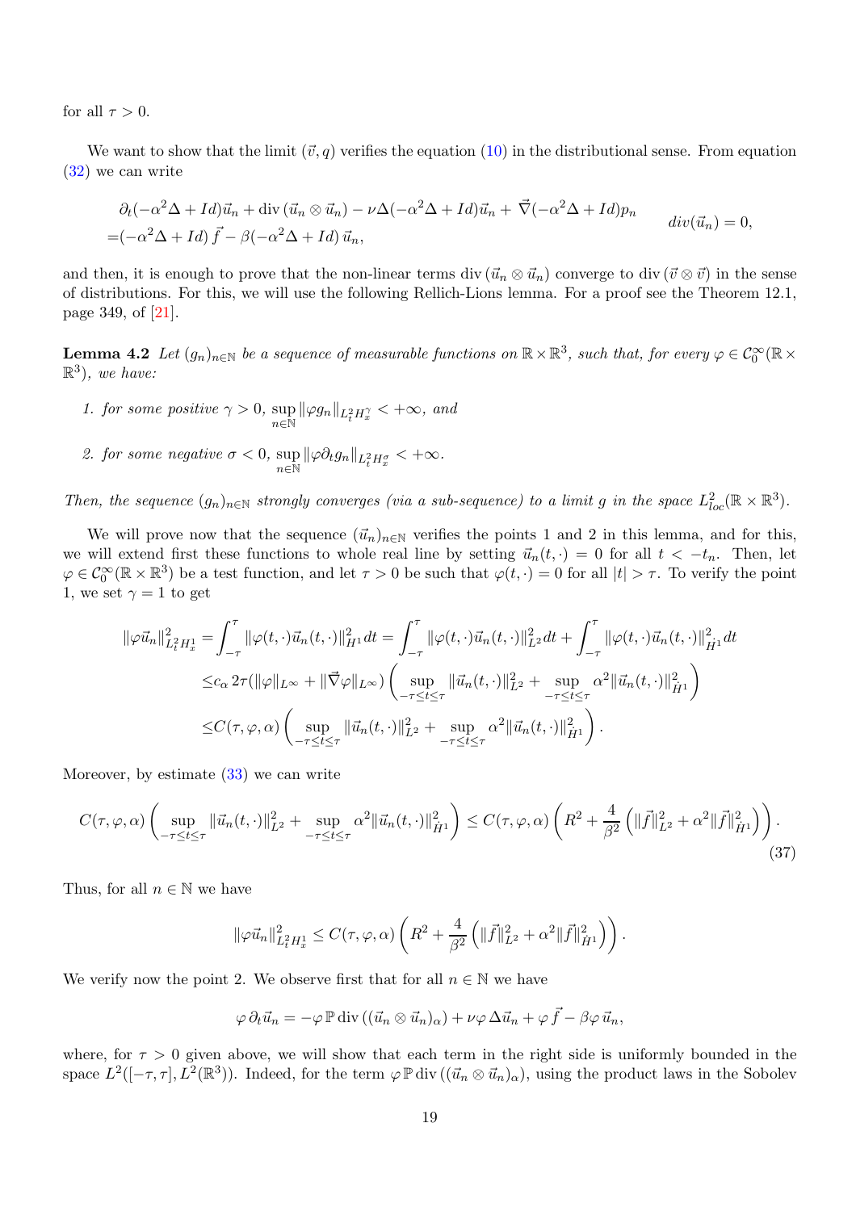for all $\tau > 0$.

We want to show that the limit $(\vec{v}, q)$ verifies the equation (10) in the distributional sense. From equation (32) we can write

$$
\begin{aligned}
&\partial_t(-\alpha^2\Delta + Id)\vec{u}_n + \operatorname{div}(\vec{u}_n \otimes \vec{u}_n) - \nu\Delta(-\alpha^2\Delta + Id)\vec{u}_n + \vec{\nabla}(-\alpha^2\Delta + Id)p_n \\
=&(-\alpha^2\Delta + Id)\,\vec{f} - \beta(-\alpha^2\Delta + Id)\,\vec{u}_n,
\end{aligned}
\qquad div(\vec{u}_n) = 0,
$$

and then, it is enough to prove that the non-linear terms $\operatorname{div}(\vec{u}_n \otimes \vec{u}_n)$ converge to $\operatorname{div}(\vec{v} \otimes \vec{v})$ in the sense of distributions. For this, we will use the following Rellich-Lions lemma. For a proof see the Theorem 12.1, page 349, of [21].

**Lemma 4.2** *Let $(g_n)_{n\in\mathbb{N}}$ be a sequence of measurable functions on $\mathbb{R}\times\mathbb{R}^3$, such that, for every $\varphi \in \mathcal{C}_0^\infty(\mathbb{R}\times\mathbb{R}^3)$, we have:*

1. *for some positive $\gamma > 0$, $\sup_{n\in\mathbb{N}} \|\varphi g_n\|_{L^2_t H^\gamma_x} < +\infty$, and*
2. *for some negative $\sigma < 0$, $\sup_{n\in\mathbb{N}} \|\varphi \partial_t g_n\|_{L^2_t H^\sigma_x} < +\infty$.*

*Then, the sequence $(g_n)_{n\in\mathbb{N}}$ strongly converges (via a sub-sequence) to a limit $g$ in the space $L^2_{loc}(\mathbb{R}\times\mathbb{R}^3)$.*

We will prove now that the sequence $(\vec{u}_n)_{n\in\mathbb{N}}$ verifies the points 1 and 2 in this lemma, and for this, we will extend first these functions to whole real line by setting $\vec{u}_n(t,\cdot) = 0$ for all $t < -t_n$. Then, let $\varphi \in \mathcal{C}_0^\infty(\mathbb{R}\times\mathbb{R}^3)$ be a test function, and let $\tau > 0$ be such that $\varphi(t,\cdot) = 0$ for all $|t| > \tau$. To verify the point 1, we set $\gamma = 1$ to get

$$
\begin{aligned}
\|\varphi\vec{u}_n\|^2_{L^2_t H^1_x} =& \int_{-\tau}^{\tau} \|\varphi(t,\cdot)\vec{u}_n(t,\cdot)\|^2_{H^1} dt = \int_{-\tau}^{\tau} \|\varphi(t,\cdot)\vec{u}_n(t,\cdot)\|^2_{L^2} dt + \int_{-\tau}^{\tau} \|\varphi(t,\cdot)\vec{u}_n(t,\cdot)\|^2_{\dot{H}^1} dt \\
\leq& c_\alpha\, 2\tau(\|\varphi\|_{L^\infty} + \|\vec{\nabla}\varphi\|_{L^\infty}) \left( \sup_{-\tau\leq t\leq\tau} \|\vec{u}_n(t,\cdot)\|^2_{L^2} + \sup_{-\tau\leq t\leq\tau} \alpha^2 \|\vec{u}_n(t,\cdot)\|^2_{\dot{H}^1} \right) \\
\leq& C(\tau,\varphi,\alpha) \left( \sup_{-\tau\leq t\leq\tau} \|\vec{u}_n(t,\cdot)\|^2_{L^2} + \sup_{-\tau\leq t\leq\tau} \alpha^2 \|\vec{u}_n(t,\cdot)\|^2_{\dot{H}^1} \right).
\end{aligned}
$$

Moreover, by estimate (33) we can write

$$
C(\tau,\varphi,\alpha) \left( \sup_{-\tau\leq t\leq\tau} \|\vec{u}_n(t,\cdot)\|^2_{L^2} + \sup_{-\tau\leq t\leq\tau} \alpha^2 \|\vec{u}_n(t,\cdot)\|^2_{\dot{H}^1} \right) \leq C(\tau,\varphi,\alpha) \left( R^2 + \frac{4}{\beta^2} \left( \|\vec{f}\|^2_{L^2} + \alpha^2 \|\vec{f}\|^2_{\dot{H}^1} \right) \right). \tag{37}
$$

Thus, for all $n \in \mathbb{N}$ we have

$$
\|\varphi\vec{u}_n\|^2_{L^2_t H^1_x} \leq C(\tau,\varphi,\alpha) \left( R^2 + \frac{4}{\beta^2} \left( \|\vec{f}\|^2_{L^2} + \alpha^2 \|\vec{f}\|^2_{\dot{H}^1} \right) \right).
$$

We verify now the point 2. We observe first that for all $n \in \mathbb{N}$ we have

$$
\varphi\,\partial_t\vec{u}_n = -\varphi\,\mathbb{P}\operatorname{div}((\vec{u}_n\otimes\vec{u}_n)_\alpha) + \nu\varphi\,\Delta\vec{u}_n + \varphi\,\vec{f} - \beta\varphi\,\vec{u}_n,
$$

where, for $\tau > 0$ given above, we will show that each term in the right side is uniformly bounded in the space $L^2([-\tau,\tau], L^2(\mathbb{R}^3))$. Indeed, for the term $\varphi\,\mathbb{P}\operatorname{div}((\vec{u}_n\otimes\vec{u}_n)_\alpha)$, using the product laws in the Sobolev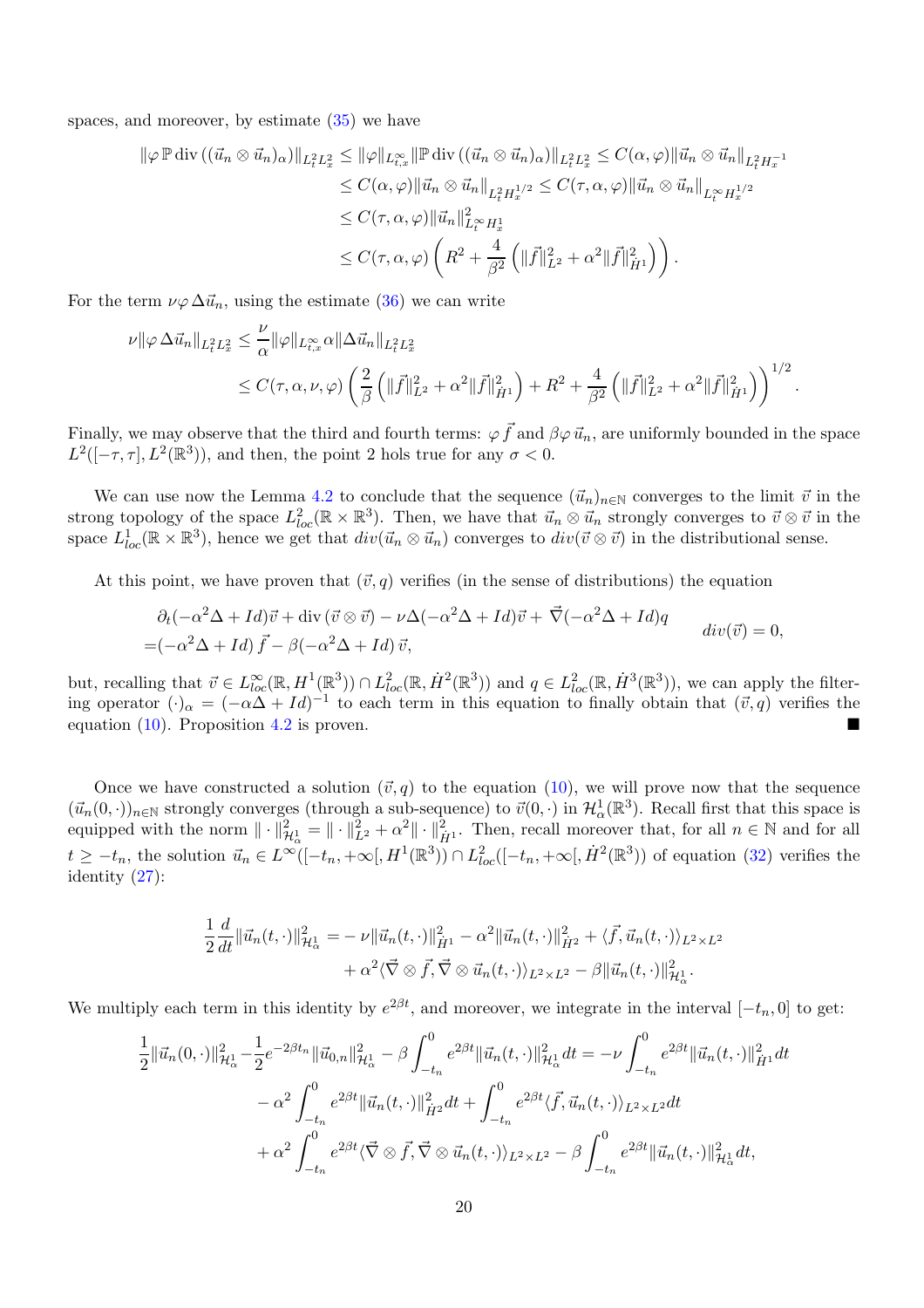spaces, and moreover, by estimate (35) we have

$$
\begin{aligned}
\|\varphi\, \mathbb{P}\, \text{div}\,((\vec{u}_n \otimes \vec{u}_n)_\alpha)\|_{L^2_t L^2_x} &\leq \|\varphi\|_{L^\infty_{t,x}} \|\mathbb{P}\, \text{div}\,((\vec{u}_n \otimes \vec{u}_n)_\alpha)\|_{L^2_t L^2_x} \leq C(\alpha,\varphi)\|\vec{u}_n \otimes \vec{u}_n\|_{L^2_t H^{-1}_x} \\
&\leq C(\alpha,\varphi)\|\vec{u}_n \otimes \vec{u}_n\|_{L^2_t H^{1/2}_x} \leq C(\tau,\alpha,\varphi)\|\vec{u}_n \otimes \vec{u}_n\|_{L^\infty_t H^{1/2}_x} \\
&\leq C(\tau,\alpha,\varphi)\|\vec{u}_n\|^2_{L^\infty_t H^1_x} \\
&\leq C(\tau,\alpha,\varphi)\left(R^2 + \frac{4}{\beta^2}\left(\|\vec{f}\|^2_{L^2} + \alpha^2\|\vec{f}\|^2_{\dot{H}^1}\right)\right).
\end{aligned}
$$

For the term $\nu\varphi\,\Delta\vec{u}_n$, using the estimate (36) we can write

$$
\begin{aligned}
\nu\|\varphi\,\Delta\vec{u}_n\|_{L^2_t L^2_x} &\leq \frac{\nu}{\alpha}\|\varphi\|_{L^\infty_{t,x}} \alpha\|\Delta\vec{u}_n\|_{L^2_t L^2_x} \\
&\leq C(\tau,\alpha,\nu,\varphi)\left(\frac{2}{\beta}\left(\|\vec{f}\|^2_{L^2} + \alpha^2\|\vec{f}\|^2_{\dot{H}^1}\right) + R^2 + \frac{4}{\beta^2}\left(\|\vec{f}\|^2_{L^2} + \alpha^2\|\vec{f}\|^2_{\dot{H}^1}\right)\right)^{1/2}.
\end{aligned}
$$

Finally, we may observe that the third and fourth terms: $\varphi\,\vec{f}$ and $\beta\varphi\,\vec{u}_n$, are uniformly bounded in the space $L^2([-\tau,\tau], L^2(\mathbb{R}^3))$, and then, the point 2 hols true for any $\sigma < 0$.

We can use now the Lemma 4.2 to conclude that the sequence $(\vec{u}_n)_{n\in\mathbb{N}}$ converges to the limit $\vec{v}$ in the strong topology of the space $L^2_{loc}(\mathbb{R}\times\mathbb{R}^3)$. Then, we have that $\vec{u}_n \otimes \vec{u}_n$ strongly converges to $\vec{v}\otimes\vec{v}$ in the space $L^1_{loc}(\mathbb{R}\times\mathbb{R}^3)$, hence we get that $div(\vec{u}_n \otimes \vec{u}_n)$ converges to $div(\vec{v}\otimes\vec{v})$ in the distributional sense.

At this point, we have proven that $(\vec{v}, q)$ verifies (in the sense of distributions) the equation

$$
\begin{aligned}
&\partial_t(-\alpha^2\Delta + Id)\vec{v} + \text{div}\,(\vec{v}\otimes\vec{v}) - \nu\Delta(-\alpha^2\Delta + Id)\vec{v} + \vec{\nabla}(-\alpha^2\Delta + Id)q \\
=&(-\alpha^2\Delta + Id)\,\vec{f} - \beta(-\alpha^2\Delta + Id)\,\vec{v},
\end{aligned}
\qquad div(\vec{v}) = 0,
$$

but, recalling that $\vec{v}\in L^\infty_{loc}(\mathbb{R}, H^1(\mathbb{R}^3)) \cap L^2_{loc}(\mathbb{R}, \dot{H}^2(\mathbb{R}^3))$ and $q\in L^2_{loc}(\mathbb{R}, \dot{H}^3(\mathbb{R}^3))$, we can apply the filtering operator $(\cdot)_\alpha = (-\alpha\Delta + Id)^{-1}$ to each term in this equation to finally obtain that $(\vec{v}, q)$ verifies the equation (10). Proposition 4.2 is proven. ■

Once we have constructed a solution $(\vec{v}, q)$ to the equation (10), we will prove now that the sequence $(\vec{u}_n(0,\cdot))_{n\in\mathbb{N}}$ strongly converges (through a sub-sequence) to $\vec{v}(0,\cdot)$ in $\mathcal{H}^1_\alpha(\mathbb{R}^3)$. Recall first that this space is equipped with the norm $\|\cdot\|^2_{\mathcal{H}^1_\alpha} = \|\cdot\|^2_{L^2} + \alpha^2\|\cdot\|^2_{\dot{H}^1}$. Then, recall moreover that, for all $n\in\mathbb{N}$ and for all $t\geq -t_n$, the solution $\vec{u}_n \in L^\infty([-t_n,+\infty[, H^1(\mathbb{R}^3)) \cap L^2_{loc}([-t_n,+\infty[, \dot{H}^2(\mathbb{R}^3))$ of equation (32) verifies the identity (27):

$$
\begin{aligned}
\frac{1}{2}\frac{d}{dt}\|\vec{u}_n(t,\cdot)\|^2_{\mathcal{H}^1_\alpha} =& -\nu\|\vec{u}_n(t,\cdot)\|^2_{\dot{H}^1} - \alpha^2\|\vec{u}_n(t,\cdot)\|^2_{\dot{H}^2} + \langle\vec{f}, \vec{u}_n(t,\cdot)\rangle_{L^2\times L^2} \\
&+ \alpha^2\langle\vec{\nabla}\otimes\vec{f}, \vec{\nabla}\otimes\vec{u}_n(t,\cdot)\rangle_{L^2\times L^2} - \beta\|\vec{u}_n(t,\cdot)\|^2_{\mathcal{H}^1_\alpha}.
\end{aligned}
$$

We multiply each term in this identity by $e^{2\beta t}$, and moreover, we integrate in the interval $[-t_n, 0]$ to get:

$$
\begin{aligned}
\frac{1}{2}\|\vec{u}_n(0,\cdot)\|^2_{\mathcal{H}^1_\alpha} - \frac{1}{2}e^{-2\beta t_n}\|\vec{u}_{0,n}\|^2_{\mathcal{H}^1_\alpha} - \beta\int_{-t_n}^0 e^{2\beta t}\|\vec{u}_n(t,\cdot)\|^2_{\mathcal{H}^1_\alpha}dt =& -\nu\int_{-t_n}^0 e^{2\beta t}\|\vec{u}_n(t,\cdot)\|^2_{\dot{H}^1}dt \\
&- \alpha^2\int_{-t_n}^0 e^{2\beta t}\|\vec{u}_n(t,\cdot)\|^2_{\dot{H}^2}dt + \int_{-t_n}^0 e^{2\beta t}\langle\vec{f}, \vec{u}_n(t,\cdot)\rangle_{L^2\times L^2}dt \\
&+ \alpha^2\int_{-t_n}^0 e^{2\beta t}\langle\vec{\nabla}\otimes\vec{f}, \vec{\nabla}\otimes\vec{u}_n(t,\cdot)\rangle_{L^2\times L^2} - \beta\int_{-t_n}^0 e^{2\beta t}\|\vec{u}_n(t,\cdot)\|^2_{\mathcal{H}^1_\alpha}dt,
\end{aligned}
$$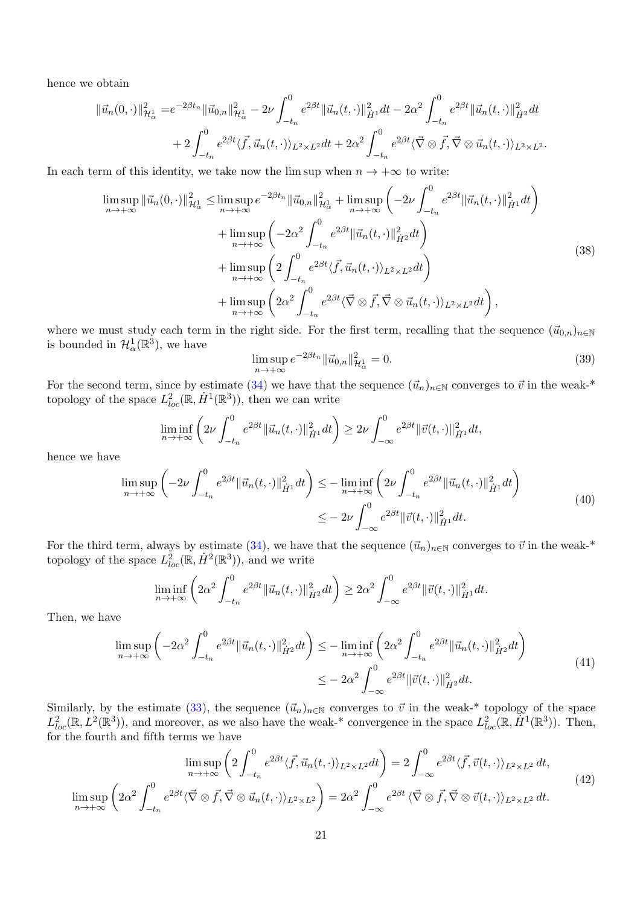hence we obtain

$$
\begin{aligned}
\|\vec{u}_n(0,\cdot)\|^2_{\mathcal{H}^1_\alpha} =& e^{-2\beta t_n}\|\vec{u}_{0,n}\|^2_{\mathcal{H}^1_\alpha} - 2\nu\int_{-t_n}^0 e^{2\beta t}\|\vec{u}_n(t,\cdot)\|^2_{\dot{H}^1}dt - 2\alpha^2\int_{-t_n}^0 e^{2\beta t}\|\vec{u}_n(t,\cdot)\|^2_{\dot{H}^2}dt \\
&+ 2\int_{-t_n}^0 e^{2\beta t}\langle \vec{f}, \vec{u}_n(t,\cdot)\rangle_{L^2\times L^2}dt + 2\alpha^2\int_{-t_n}^0 e^{2\beta t}\langle \vec{\nabla}\otimes\vec{f}, \vec{\nabla}\otimes\vec{u}_n(t,\cdot)\rangle_{L^2\times L^2}.
\end{aligned}
$$

In each term of this identity, we take now the lim sup when $n\to+\infty$ to write:

$$
\begin{aligned}
\limsup_{n\to+\infty}\|\vec{u}_n(0,\cdot)\|^2_{\mathcal{H}^1_\alpha} \leq& \limsup_{n\to+\infty} e^{-2\beta t_n}\|\vec{u}_{0,n}\|^2_{\mathcal{H}^1_\alpha} + \limsup_{n\to+\infty}\left(-2\nu\int_{-t_n}^0 e^{2\beta t}\|\vec{u}_n(t,\cdot)\|^2_{\dot{H}^1}dt\right) \\
&+ \limsup_{n\to+\infty}\left(-2\alpha^2\int_{-t_n}^0 e^{2\beta t}\|\vec{u}_n(t,\cdot)\|^2_{\dot{H}^2}dt\right) \\
&+ \limsup_{n\to+\infty}\left(2\int_{-t_n}^0 e^{2\beta t}\langle \vec{f}, \vec{u}_n(t,\cdot)\rangle_{L^2\times L^2}dt\right) \\
&+ \limsup_{n\to+\infty}\left(2\alpha^2\int_{-t_n}^0 e^{2\beta t}\langle \vec{\nabla}\otimes\vec{f}, \vec{\nabla}\otimes\vec{u}_n(t,\cdot)\rangle_{L^2\times L^2}dt\right),
\end{aligned}
\tag{38}
$$

where we must study each term in the right side. For the first term, recalling that the sequence $(\vec{u}_{0,n})_{n\in\mathbb{N}}$ is bounded in $\mathcal{H}^1_\alpha(\mathbb{R}^3)$, we have

$$
\limsup_{n\to+\infty} e^{-2\beta t_n}\|\vec{u}_{0,n}\|^2_{\mathcal{H}^1_\alpha} = 0. \tag{39}
$$

For the second term, since by estimate (34) we have that the sequence $(\vec{u}_n)_{n\in\mathbb{N}}$ converges to $\vec{v}$ in the weak-* topology of the space $L^2_{loc}(\mathbb{R}, \dot{H}^1(\mathbb{R}^3))$, then we can write

$$
\liminf_{n\to+\infty}\left(2\nu\int_{-t_n}^0 e^{2\beta t}\|\vec{u}_n(t,\cdot)\|^2_{\dot{H}^1}dt\right) \geq 2\nu\int_{-\infty}^0 e^{2\beta t}\|\vec{v}(t,\cdot)\|^2_{\dot{H}^1}dt,
$$

hence we have

$$
\begin{aligned}
\limsup_{n\to+\infty}\left(-2\nu\int_{-t_n}^0 e^{2\beta t}\|\vec{u}_n(t,\cdot)\|^2_{\dot{H}^1}dt\right) \leq& -\liminf_{n\to+\infty}\left(2\nu\int_{-t_n}^0 e^{2\beta t}\|\vec{u}_n(t,\cdot)\|^2_{\dot{H}^1}dt\right) \\
\leq& -2\nu\int_{-\infty}^0 e^{2\beta t}\|\vec{v}(t,\cdot)\|^2_{\dot{H}^1}dt.
\end{aligned}
\tag{40}
$$

For the third term, always by estimate (34), we have that the sequence $(\vec{u}_n)_{n\in\mathbb{N}}$ converges to $\vec{v}$ in the weak-* topology of the space $L^2_{loc}(\mathbb{R}, \dot{H}^2(\mathbb{R}^3))$, and we write

$$
\liminf_{n\to+\infty}\left(2\alpha^2\int_{-t_n}^0 e^{2\beta t}\|\vec{u}_n(t,\cdot)\|^2_{\dot{H}^2}dt\right) \geq 2\alpha^2\int_{-\infty}^0 e^{2\beta t}\|\vec{v}(t,\cdot)\|^2_{\dot{H}^1}dt.
$$

Then, we have

$$
\begin{aligned}
\limsup_{n\to+\infty}\left(-2\alpha^2\int_{-t_n}^0 e^{2\beta t}\|\vec{u}_n(t,\cdot)\|^2_{\dot{H}^2}dt\right) \leq& -\liminf_{n\to+\infty}\left(2\alpha^2\int_{-t_n}^0 e^{2\beta t}\|\vec{u}_n(t,\cdot)\|^2_{\dot{H}^2}dt\right) \\
\leq& -2\alpha^2\int_{-\infty}^0 e^{2\beta t}\|\vec{v}(t,\cdot)\|^2_{\dot{H}^2}dt.
\end{aligned}
\tag{41}
$$

Similarly, by the estimate (33), the sequence $(\vec{u}_n)_{n\in\mathbb{N}}$ converges to $\vec{v}$ in the weak-* topology of the space $L^2_{loc}(\mathbb{R}, L^2(\mathbb{R}^3))$, and moreover, as we also have the weak-* convergence in the space $L^2_{loc}(\mathbb{R}, \dot{H}^1(\mathbb{R}^3))$. Then, for the fourth and fifth terms we have

$$
\begin{aligned}
\limsup_{n\to+\infty}\left(2\int_{-t_n}^0 e^{2\beta t}\langle \vec{f}, \vec{u}_n(t,\cdot)\rangle_{L^2\times L^2}dt\right) =& 2\int_{-\infty}^0 e^{2\beta t}\langle \vec{f}, \vec{v}(t,\cdot)\rangle_{L^2\times L^2}\,dt, \\
\limsup_{n\to+\infty}\left(2\alpha^2\int_{-t_n}^0 e^{2\beta t}\langle \vec{\nabla}\otimes\vec{f}, \vec{\nabla}\otimes\vec{u}_n(t,\cdot)\rangle_{L^2\times L^2}\right) =& 2\alpha^2\int_{-\infty}^0 e^{2\beta t}\,\langle \vec{\nabla}\otimes\vec{f}, \vec{\nabla}\otimes\vec{v}(t,\cdot)\rangle_{L^2\times L^2}\,dt.
\end{aligned}
\tag{42}
$$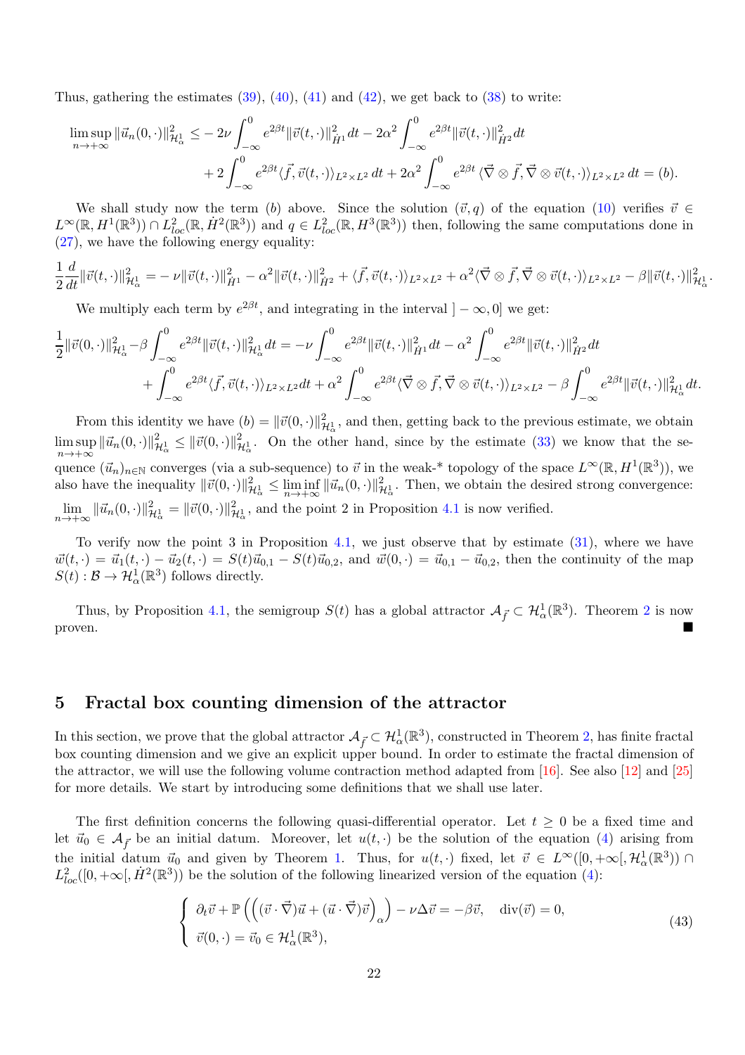Thus, gathering the estimates (39), (40), (41) and (42), we get back to (38) to write:

$$
\begin{aligned}
\limsup_{n\to+\infty} \|\vec{u}_n(0,\cdot)\|^2_{\mathcal{H}^1_\alpha} \leq & -2\nu \int_{-\infty}^{0} e^{2\beta t} \|\vec{v}(t,\cdot)\|^2_{\dot{H}^1} dt - 2\alpha^2 \int_{-\infty}^{0} e^{2\beta t} \|\vec{v}(t,\cdot)\|^2_{\dot{H}^2} dt \\
& + 2\int_{-\infty}^{0} e^{2\beta t} \langle \vec{f}, \vec{v}(t,\cdot)\rangle_{L^2\times L^2}\, dt + 2\alpha^2 \int_{-\infty}^{0} e^{2\beta t}\, \langle \vec{\nabla}\otimes \vec{f}, \vec{\nabla}\otimes \vec{v}(t,\cdot)\rangle_{L^2\times L^2}\, dt = (b).
\end{aligned}
$$

We shall study now the term $(b)$ above. Since the solution $(\vec{v}, q)$ of the equation (10) verifies $\vec{v} \in L^\infty(\mathbb{R}, H^1(\mathbb{R}^3)) \cap L^2_{loc}(\mathbb{R}, \dot{H}^2(\mathbb{R}^3))$ and $q \in L^2_{loc}(\mathbb{R}, H^3(\mathbb{R}^3))$ then, following the same computations done in (27), we have the following energy equality:

$$
\frac{1}{2}\frac{d}{dt}\|\vec{v}(t,\cdot)\|^2_{\mathcal{H}^1_\alpha} = -\nu \|\vec{v}(t,\cdot)\|^2_{\dot{H}^1} - \alpha^2 \|\vec{v}(t,\cdot)\|^2_{\dot{H}^2} + \langle \vec{f}, \vec{v}(t,\cdot)\rangle_{L^2\times L^2} + \alpha^2 \langle \vec{\nabla}\otimes \vec{f}, \vec{\nabla}\otimes \vec{v}(t,\cdot)\rangle_{L^2\times L^2} - \beta \|\vec{v}(t,\cdot)\|^2_{\mathcal{H}^1_\alpha}.
$$

We multiply each term by $e^{2\beta t}$, and integrating in the interval $]-\infty, 0]$ we get:

$$
\begin{aligned}
\frac{1}{2}\|\vec{v}(0,\cdot)\|^2_{\mathcal{H}^1_\alpha} - \beta \int_{-\infty}^{0} e^{2\beta t} \|\vec{v}(t,\cdot)\|^2_{\mathcal{H}^1_\alpha} dt = & -\nu \int_{-\infty}^{0} e^{2\beta t} \|\vec{v}(t,\cdot)\|^2_{\dot{H}^1} dt - \alpha^2 \int_{-\infty}^{0} e^{2\beta t} \|\vec{v}(t,\cdot)\|^2_{\dot{H}^2} dt \\
& + \int_{-\infty}^{0} e^{2\beta t} \langle \vec{f}, \vec{v}(t,\cdot)\rangle_{L^2\times L^2} dt + \alpha^2 \int_{-\infty}^{0} e^{2\beta t} \langle \vec{\nabla}\otimes \vec{f}, \vec{\nabla}\otimes \vec{v}(t,\cdot)\rangle_{L^2\times L^2} - \beta \int_{-\infty}^{0} e^{2\beta t} \|\vec{v}(t,\cdot)\|^2_{\mathcal{H}^1_\alpha} dt.
\end{aligned}
$$

From this identity we have $(b) = \|\vec{v}(0,\cdot)\|^2_{\mathcal{H}^1_\alpha}$, and then, getting back to the previous estimate, we obtain $\limsup_{n\to+\infty} \|\vec{u}_n(0,\cdot)\|^2_{\mathcal{H}^1_\alpha} \leq \|\vec{v}(0,\cdot)\|^2_{\mathcal{H}^1_\alpha}$. On the other hand, since by the estimate (33) we know that the sequence $(\vec{u}_n)_{n\in\mathbb{N}}$ converges (via a sub-sequence) to $\vec{v}$ in the weak-* topology of the space $L^\infty(\mathbb{R}, H^1(\mathbb{R}^3))$, we also have the inequality $\|\vec{v}(0,\cdot)\|^2_{\mathcal{H}^1_\alpha} \leq \liminf_{n\to+\infty} \|\vec{u}_n(0,\cdot)\|^2_{\mathcal{H}^1_\alpha}$. Then, we obtain the desired strong convergence: $\lim_{n\to+\infty} \|\vec{u}_n(0,\cdot)\|^2_{\mathcal{H}^1_\alpha} = \|\vec{v}(0,\cdot)\|^2_{\mathcal{H}^1_\alpha}$, and the point 2 in Proposition 4.1 is now verified.

To verify now the point 3 in Proposition 4.1, we just observe that by estimate (31), where we have $\vec{w}(t,\cdot) = \vec{u}_1(t,\cdot) - \vec{u}_2(t,\cdot) = S(t)\vec{u}_{0,1} - S(t)\vec{u}_{0,2}$, and $\vec{w}(0,\cdot) = \vec{u}_{0,1} - \vec{u}_{0,2}$, then the continuity of the map $S(t) : \mathcal{B} \to \mathcal{H}^1_\alpha(\mathbb{R}^3)$ follows directly.

Thus, by Proposition 4.1, the semigroup $S(t)$ has a global attractor $\mathcal{A}_{\vec{f}} \subset \mathcal{H}^1_\alpha(\mathbb{R}^3)$. Theorem 2 is now proven. ■

## 5 Fractal box counting dimension of the attractor

In this section, we prove that the global attractor $\mathcal{A}_{\vec{f}} \subset \mathcal{H}^1_\alpha(\mathbb{R}^3)$, constructed in Theorem 2, has finite fractal box counting dimension and we give an explicit upper bound. In order to estimate the fractal dimension of the attractor, we will use the following volume contraction method adapted from [16]. See also [12] and [25] for more details. We start by introducing some definitions that we shall use later.

The first definition concerns the following quasi-differential operator. Let $t \geq 0$ be a fixed time and let $\vec{u}_0 \in \mathcal{A}_{\vec{f}}$ be an initial datum. Moreover, let $u(t,\cdot)$ be the solution of the equation (4) arising from the initial datum $\vec{u}_0$ and given by Theorem 1. Thus, for $u(t,\cdot)$ fixed, let $\vec{v} \in L^\infty([0,+\infty[, \mathcal{H}^1_\alpha(\mathbb{R}^3)) \cap L^2_{loc}([0,+\infty[, \dot{H}^2(\mathbb{R}^3))$ be the solution of the following linearized version of the equation (4):

$$
\begin{cases}
\partial_t \vec{v} + \mathbb{P}\left( \left( (\vec{v}\cdot\vec{\nabla})\vec{u} + (\vec{u}\cdot\vec{\nabla})\vec{v} \right)_\alpha \right) - \nu\Delta\vec{v} = -\beta\vec{v}, \quad \text{div}(\vec{v}) = 0, \\
\vec{v}(0,\cdot) = \vec{v}_0 \in \mathcal{H}^1_\alpha(\mathbb{R}^3),
\end{cases} \tag{43}
$$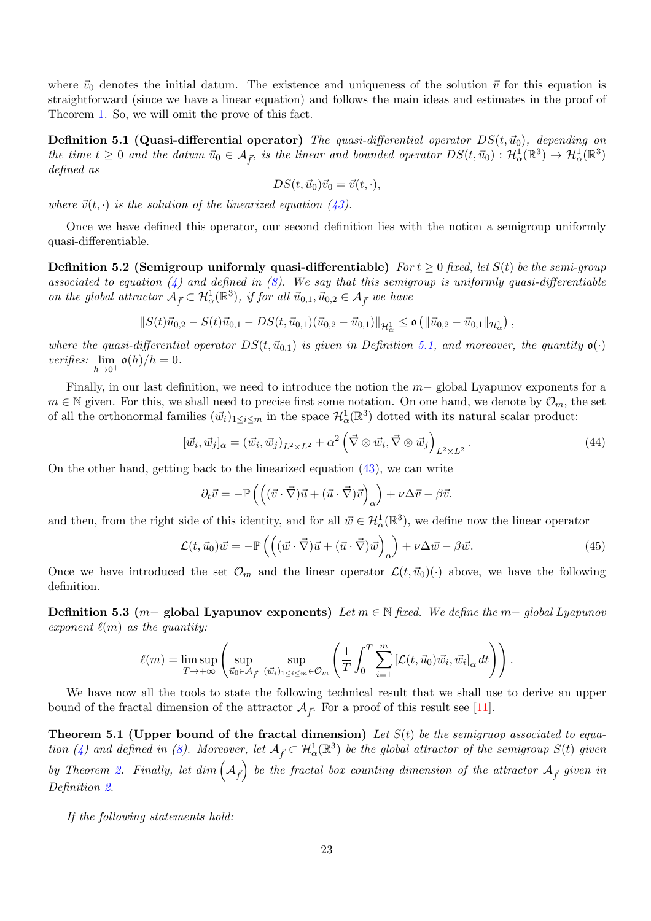where $\vec{v}_0$ denotes the initial datum. The existence and uniqueness of the solution $\vec{v}$ for this equation is straightforward (since we have a linear equation) and follows the main ideas and estimates in the proof of Theorem 1. So, we will omit the prove of this fact.

**Definition 5.1 (Quasi-differential operator)** *The quasi-differential operator $DS(t, \vec{u}_0)$, depending on the time $t \geq 0$ and the datum $\vec{u}_0 \in \mathcal{A}_{\vec{f}}$, is the linear and bounded operator $DS(t, \vec{u}_0) : \mathcal{H}^1_\alpha(\mathbb{R}^3) \to \mathcal{H}^1_\alpha(\mathbb{R}^3)$ defined as*

$$
DS(t, \vec{u}_0)\vec{v}_0 = \vec{v}(t, \cdot),
$$

*where $\vec{v}(t, \cdot)$ is the solution of the linearized equation (43).*

Once we have defined this operator, our second definition lies with the notion a semigroup uniformly quasi-differentiable.

**Definition 5.2 (Semigroup uniformly quasi-differentiable)** *For $t \geq 0$ fixed, let $S(t)$ be the semi-group associated to equation (4) and defined in (8). We say that this semigroup is uniformly quasi-differentiable on the global attractor $\mathcal{A}_{\vec{f}} \subset \mathcal{H}^1_\alpha(\mathbb{R}^3)$, if for all $\vec{u}_{0,1}, \vec{u}_{0,2} \in \mathcal{A}_{\vec{f}}$ we have*

$$
\| S(t)\vec{u}_{0,2} - S(t)\vec{u}_{0,1} - DS(t, \vec{u}_{0,1})(\vec{u}_{0,2} - \vec{u}_{0,1}) \|_{\mathcal{H}^1_\alpha} \leq \mathfrak{o}\left( \| \vec{u}_{0,2} - \vec{u}_{0,1} \|_{\mathcal{H}^1_\alpha} \right),
$$

*where the quasi-differential operator $DS(t, \vec{u}_{0,1})$ is given in Definition 5.1, and moreover, the quantity $\mathfrak{o}(\cdot)$ verifies: $\displaystyle\lim_{h \to 0^+} \mathfrak{o}(h)/h = 0$.*

Finally, in our last definition, we need to introduce the notion the $m-$ global Lyapunov exponents for a $m \in \mathbb{N}$ given. For this, we shall need to precise first some notation. On one hand, we denote by $\mathcal{O}_m$, the set of all the orthonormal families $(\vec{w}_i)_{1 \leq i \leq m}$ in the space $\mathcal{H}^1_\alpha(\mathbb{R}^3)$ dotted with its natural scalar product:

$$
[\vec{w}_i, \vec{w}_j]_\alpha = (\vec{w}_i, \vec{w}_j)_{L^2 \times L^2} + \alpha^2 \left( \vec{\nabla} \otimes \vec{w}_i, \vec{\nabla} \otimes \vec{w}_j \right)_{L^2 \times L^2}. \tag{44}
$$

On the other hand, getting back to the linearized equation (43), we can write

$$
\partial_t \vec{v} = -\mathbb{P}\left( \left( (\vec{v} \cdot \vec{\nabla})\vec{u} + (\vec{u} \cdot \vec{\nabla})\vec{v} \right)_\alpha \right) + \nu \Delta \vec{v} - \beta \vec{v}.
$$

and then, from the right side of this identity, and for all $\vec{w} \in \mathcal{H}^1_\alpha(\mathbb{R}^3)$, we define now the linear operator

$$
\mathcal{L}(t, \vec{u}_0)\vec{w} = -\mathbb{P}\left( \left( (\vec{w} \cdot \vec{\nabla})\vec{u} + (\vec{u} \cdot \vec{\nabla})\vec{w} \right)_\alpha \right) + \nu \Delta \vec{w} - \beta \vec{w}. \tag{45}
$$

Once we have introduced the set $\mathcal{O}_m$ and the linear operator $\mathcal{L}(t, \vec{u}_0)(\cdot)$ above, we have the following definition.

**Definition 5.3 ($m-$ global Lyapunov exponents)** *Let $m \in \mathbb{N}$ fixed. We define the $m-$ global Lyapunov exponent $\ell(m)$ as the quantity:*

$$
\ell(m) = \limsup_{T \to +\infty} \left( \sup_{\vec{u}_0 \in \mathcal{A}_{\vec{f}}} \sup_{(\vec{w}_i)_{1 \leq i \leq m} \in \mathcal{O}_m} \left( \frac{1}{T} \int_0^T \sum_{i=1}^m [\mathcal{L}(t, \vec{u}_0)\vec{w}_i, \vec{w}_i]_\alpha \, dt \right) \right).
$$

We have now all the tools to state the following technical result that we shall use to derive an upper bound of the fractal dimension of the attractor $\mathcal{A}_{\vec{f}}$. For a proof of this result see [11].

**Theorem 5.1 (Upper bound of the fractal dimension)** *Let $S(t)$ be the semigruop associated to equation (4) and defined in (8). Moreover, let $\mathcal{A}_{\vec{f}} \subset \mathcal{H}^1_\alpha(\mathbb{R}^3)$ be the global attractor of the semigroup $S(t)$ given by Theorem 2. Finally, let $\dim\left(\mathcal{A}_{\vec{f}}\right)$ be the fractal box counting dimension of the attractor $\mathcal{A}_{\vec{f}}$ given in Definition 2.*

*If the following statements hold:*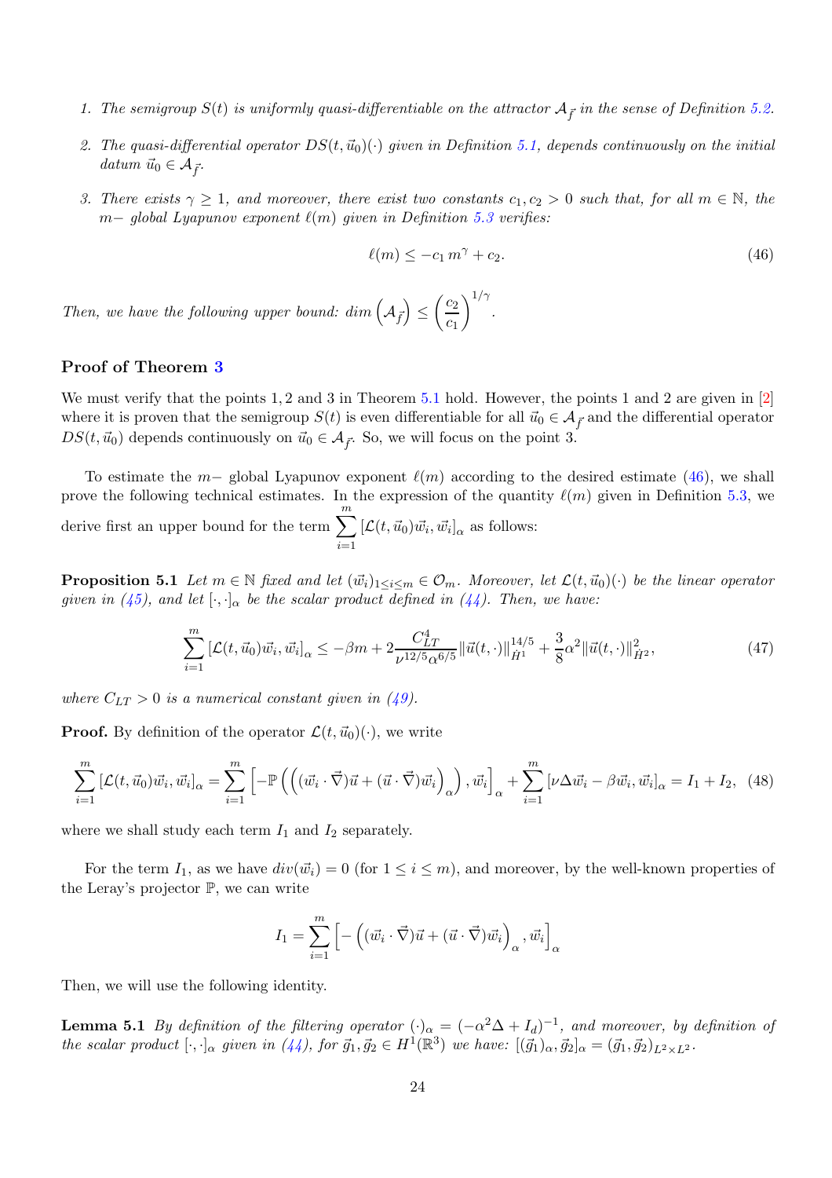1. *The semigroup $S(t)$ is uniformly quasi-differentiable on the attractor $\mathcal{A}_{\vec{f}}$ in the sense of Definition 5.2.*

2. *The quasi-differential operator $DS(t,\vec{u}_0)(\cdot)$ given in Definition 5.1, depends continuously on the initial datum $\vec{u}_0 \in \mathcal{A}_{\vec{f}}$.*

3. *There exists $\gamma \geq 1$, and moreover, there exist two constants $c_1, c_2 > 0$ such that, for all $m \in \mathbb{N}$, the $m-$ global Lyapunov exponent $\ell(m)$ given in Definition 5.3 verifies:*

$$\ell(m) \leq -c_1\, m^{\gamma} + c_2. \tag{46}$$

*Then, we have the following upper bound: $dim\left(\mathcal{A}_{\vec{f}}\right) \leq \left(\dfrac{c_2}{c_1}\right)^{1/\gamma}$.*

### Proof of Theorem 3

We must verify that the points 1, 2 and 3 in Theorem 5.1 hold. However, the points 1 and 2 are given in [2] where it is proven that the semigroup $S(t)$ is even differentiable for all $\vec{u}_0 \in \mathcal{A}_{\vec{f}}$ and the differential operator $DS(t,\vec{u}_0)$ depends continuously on $\vec{u}_0 \in \mathcal{A}_{\vec{f}}$. So, we will focus on the point 3.

To estimate the $m-$ global Lyapunov exponent $\ell(m)$ according to the desired estimate (46), we shall prove the following technical estimates. In the expression of the quantity $\ell(m)$ given in Definition 5.3, we derive first an upper bound for the term $\displaystyle\sum_{i=1}^{m} [\mathcal{L}(t,\vec{u}_0)\vec{w}_i, \vec{w}_i]_\alpha$ as follows:

**Proposition 5.1** *Let $m \in \mathbb{N}$ fixed and let $(\vec{w}_i)_{1\leq i \leq m} \in \mathcal{O}_m$. Moreover, let $\mathcal{L}(t,\vec{u}_0)(\cdot)$ be the linear operator given in (45), and let $[\cdot,\cdot]_\alpha$ be the scalar product defined in (44). Then, we have:*

$$\sum_{i=1}^{m} [\mathcal{L}(t,\vec{u}_0)\vec{w}_i, \vec{w}_i]_\alpha \leq -\beta m + 2\frac{C^4_{LT}}{\nu^{12/5}\alpha^{6/5}}\|\vec{u}(t,\cdot)\|^{14/5}_{\dot{H}^1} + \frac{3}{8}\alpha^2 \|\vec{u}(t,\cdot)\|^2_{\dot{H}^2}, \tag{47}$$

*where $C_{LT} > 0$ is a numerical constant given in (49).*

**Proof.** By definition of the operator $\mathcal{L}(t,\vec{u}_0)(\cdot)$, we write

$$\sum_{i=1}^{m} [\mathcal{L}(t,\vec{u}_0)\vec{w}_i, \vec{w}_i]_\alpha = \sum_{i=1}^{m}\left[-\mathbb{P}\left(\left((\vec{w}_i\cdot\vec{\nabla})\vec{u} + (\vec{u}\cdot\vec{\nabla})\vec{w}_i\right)_\alpha\right), \vec{w}_i\right]_\alpha + \sum_{i=1}^{m}[\nu\Delta \vec{w}_i - \beta \vec{w}_i, \vec{w}_i]_\alpha = I_1 + I_2, \tag{48}$$

where we shall study each term $I_1$ and $I_2$ separately.

For the term $I_1$, as we have $div(\vec{w}_i) = 0$ (for $1 \leq i \leq m$), and moreover, by the well-known properties of the Leray's projector $\mathbb{P}$, we can write

$$I_1 = \sum_{i=1}^{m}\left[-\left((\vec{w}_i\cdot\vec{\nabla})\vec{u} + (\vec{u}\cdot\vec{\nabla})\vec{w}_i\right)_\alpha, \vec{w}_i\right]_\alpha$$

Then, we will use the following identity.

**Lemma 5.1** *By definition of the filtering operator $(\cdot)_\alpha = (-\alpha^2\Delta + I_d)^{-1}$, and moreover, by definition of the scalar product $[\cdot,\cdot]_\alpha$ given in (44), for $\vec{g}_1, \vec{g}_2 \in H^1(\mathbb{R}^3)$ we have: $[(\vec{g}_1)_\alpha, \vec{g}_2]_\alpha = (\vec{g}_1, \vec{g}_2)_{L^2\times L^2}$.*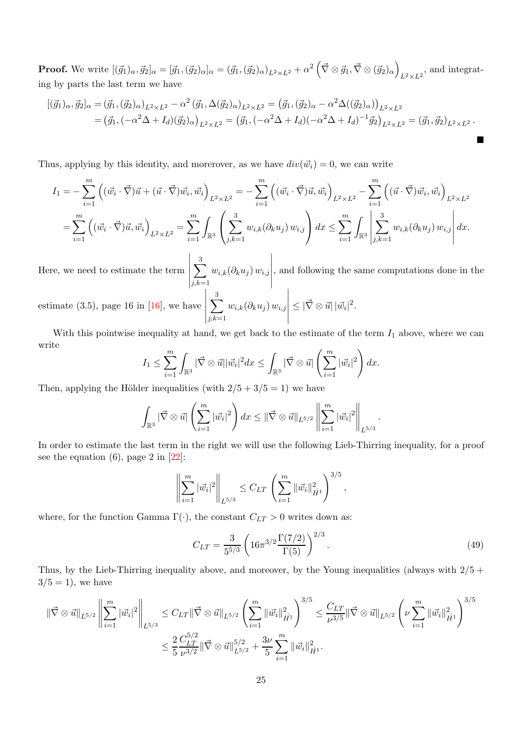**Proof.** We write $[(\vec{g}_1)_\alpha, \vec{g}_2]_\alpha = [\vec{g}_1, (\vec{g}_2)_\alpha]_\alpha = (\vec{g}_1, (\vec{g}_2)_\alpha)_{L^2\times L^2} + \alpha^2 \left(\vec{\nabla}\otimes \vec{g}_1, \vec{\nabla}\otimes (\vec{g}_2)_\alpha\right)_{L^2\times L^2}$, and integrating by parts the last term we have

$$
\begin{aligned}
[(\vec{g}_1)_\alpha, \vec{g}_2]_\alpha &= (\vec{g}_1, (\vec{g}_2)_\alpha)_{L^2\times L^2} - \alpha^2 (\vec{g}_1, \Delta(\vec{g}_2)_\alpha)_{L^2\times L^2} = \left(\vec{g}_1, (\vec{g}_2)_\alpha - \alpha^2 \Delta((\vec{g}_2)_\alpha)\right)_{L^2\times L^2} \\
&= \left(\vec{g}_1, (-\alpha^2\Delta + I_d)(\vec{g}_2)_\alpha\right)_{L^2\times L^2} = \left(\vec{g}_1, (-\alpha^2\Delta + I_d)(-\alpha^2\Delta + I_d)^{-1}\vec{g}_2\right)_{L^2\times L^2} = (\vec{g}_1, \vec{g}_2)_{L^2\times L^2}.
\end{aligned}
$$

■

Thus, applying by this identity, and morerover, as we have $div(\vec{w}_i) = 0$, we can write

$$
\begin{aligned}
I_1 &= -\sum_{i=1}^{m} \left((\vec{w}_i\cdot\vec{\nabla})\vec{u} + (\vec{u}\cdot\vec{\nabla})\vec{w}_i, \vec{w}_i\right)_{L^2\times L^2} = -\sum_{i=1}^{m} \left((\vec{w}_i\cdot\vec{\nabla})\vec{u}, \vec{w}_i\right)_{L^2\times L^2} - \sum_{i=1}^{m}\left((\vec{u}\cdot\vec{\nabla})\vec{w}_i, \vec{w}_i\right)_{L^2\times L^2} \\
&= \sum_{i=1}^{m} \left((\vec{w}_i\cdot\vec{\nabla})\vec{u}, \vec{w}_i\right)_{L^2\times L^2} = \sum_{i=1}^{m} \int_{\mathbb{R}^3} \left(\sum_{j,k=1}^{3} w_{i,k}(\partial_k u_j)\, w_{i,j}\right) dx \leq \sum_{i=1}^{m} \int_{\mathbb{R}^3} \left|\sum_{j,k=1}^{3} w_{i,k}(\partial_k u_j)\, w_{i,j}\right| dx.
\end{aligned}
$$

Here, we need to estimate the term $\left|\displaystyle\sum_{j,k=1}^{3} w_{i,k}(\partial_k u_j)\, w_{i,j}\right|$, and following the same computations done in the estimate (3.5), page 16 in [16], we have $\left|\displaystyle\sum_{j,k=1}^{3} w_{i,k}(\partial_k u_j)\, w_{i,j}\right| \leq |\vec{\nabla}\otimes\vec{u}|\,|\vec{w}_i|^2$.

With this pointwise inequality at hand, we get back to the estimate of the term $I_1$ above, where we can write

$$
I_1 \leq \sum_{i=1}^{m} \int_{\mathbb{R}^3} |\vec{\nabla}\otimes\vec{u}||\vec{w}_i|^2 dx \leq \int_{\mathbb{R}^3} |\vec{\nabla}\otimes\vec{u}| \left(\sum_{i=1}^{m} |\vec{w}_i|^2\right) dx.
$$

Then, applying the Hölder inequalities (with $2/5 + 3/5 = 1$) we have

$$
\int_{\mathbb{R}^3} |\vec{\nabla}\otimes\vec{u}| \left(\sum_{i=1}^{m} |\vec{w}_i|^2\right) dx \leq \|\vec{\nabla}\otimes\vec{u}\|_{L^{5/2}} \left\|\sum_{i=1}^{m} |\vec{w}_i|^2\right\|_{L^{5/3}}.
$$

In order to estimate the last term in the right we will use the following Lieb-Thirring inequality, for a proof see the equation (6), page 2 in [22]:

$$
\left\|\sum_{i=1}^{m} |\vec{w}_i|^2\right\|_{L^{5/3}} \leq C_{LT} \left(\sum_{i=1}^{m} \|\vec{w}_i\|^2_{\dot{H}^1}\right)^{3/5},
$$

where, for the function Gamma $\Gamma(\cdot)$, the constant $C_{LT} > 0$ writes down as:

$$
C_{LT} = \frac{3}{5^{5/3}} \left(16\pi^{3/2} \frac{\Gamma(7/2)}{\Gamma(5)}\right)^{2/3}. \tag{49}
$$

Thus, by the Lieb-Thirring inequality above, and moreover, by the Young inequalities (always with $2/5 + 3/5 = 1$), we have

$$
\begin{aligned}
\|\vec{\nabla}\otimes\vec{u}\|_{L^{5/2}} \left\|\sum_{i=1}^{m} |\vec{w}_i|^2\right\|_{L^{5/3}} &\leq C_{LT} \|\vec{\nabla}\otimes\vec{u}\|_{L^{5/2}} \left(\sum_{i=1}^{m} \|\vec{w}_i\|^2_{\dot{H}^1}\right)^{3/5} \leq \frac{C_{LT}}{\nu^{3/5}} \|\vec{\nabla}\otimes\vec{u}\|_{L^{5/2}} \left(\nu\sum_{i=1}^{m} \|\vec{w}_i\|^2_{\dot{H}^1}\right)^{3/5} \\
&\leq \frac{2}{5}\frac{C_{LT}^{5/2}}{\nu^{3/2}} \|\vec{\nabla}\otimes\vec{u}\|^{5/2}_{L^{5/2}} + \frac{3\nu}{5}\sum_{i=1}^{m} \|\vec{w}_i\|^2_{\dot{H}^1}.
\end{aligned}
$$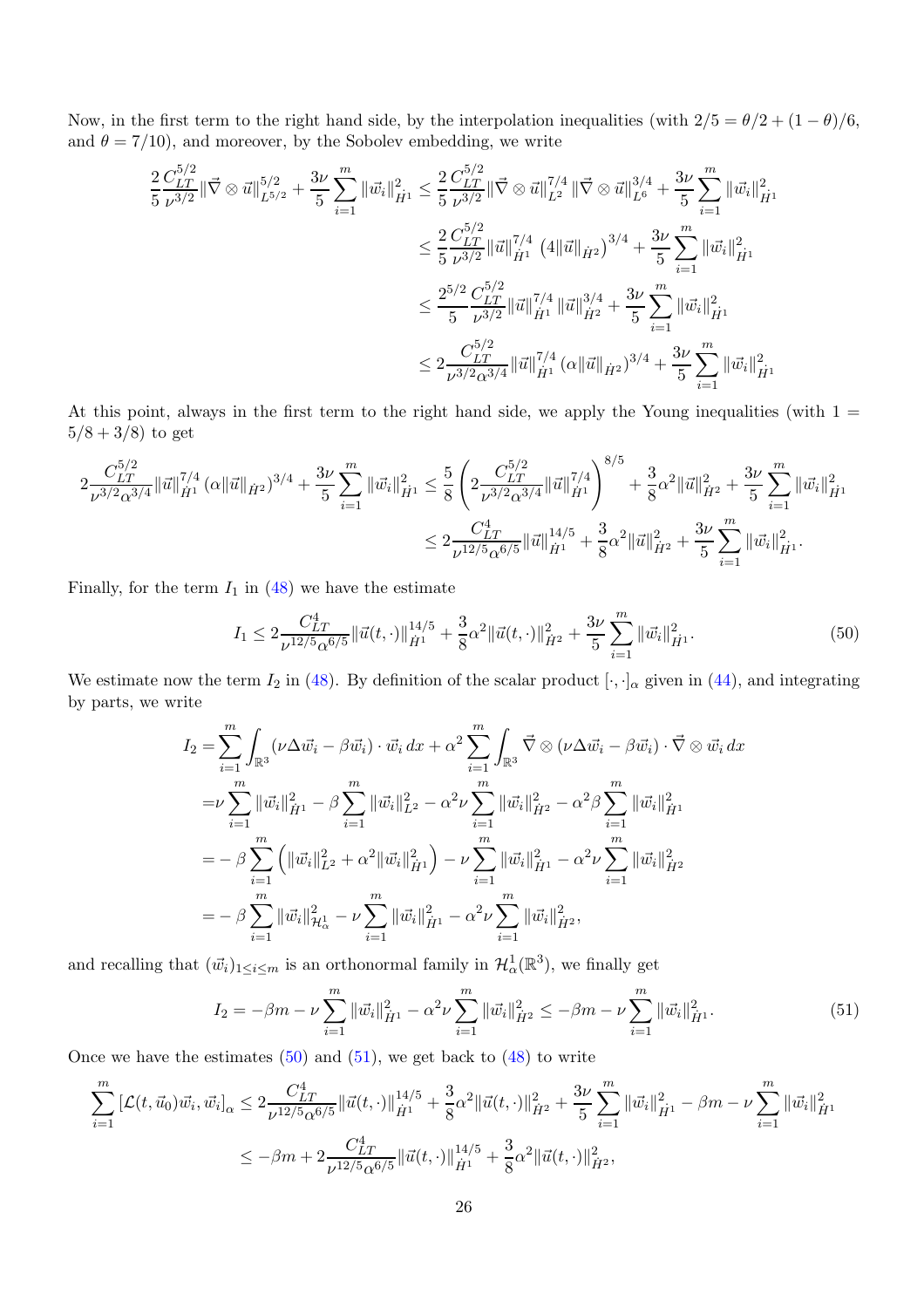Now, in the first term to the right hand side, by the interpolation inequalities (with $2/5 = \theta/2 + (1-\theta)/6$, and $\theta = 7/10$), and moreover, by the Sobolev embedding, we write

$$
\begin{aligned}
\frac{2}{5}\frac{C_{LT}^{5/2}}{\nu^{3/2}}\|\vec{\nabla}\otimes\vec{u}\|_{L^{5/2}}^{5/2} + \frac{3\nu}{5}\sum_{i=1}^{m}\|\vec{w}_i\|_{\dot{H}^1}^2 &\leq \frac{2}{5}\frac{C_{LT}^{5/2}}{\nu^{3/2}}\|\vec{\nabla}\otimes\vec{u}\|_{L^2}^{7/4}\,\|\vec{\nabla}\otimes\vec{u}\|_{L^6}^{3/4} + \frac{3\nu}{5}\sum_{i=1}^{m}\|\vec{w}_i\|_{\dot{H}^1}^2\\
&\leq \frac{2}{5}\frac{C_{LT}^{5/2}}{\nu^{3/2}}\|\vec{u}\|_{\dot{H}^1}^{7/4}\,\left(4\|\vec{u}\|_{\dot{H}^2}\right)^{3/4} + \frac{3\nu}{5}\sum_{i=1}^{m}\|\vec{w}_i\|_{\dot{H}^1}^2\\
&\leq \frac{2^{5/2}}{5}\frac{C_{LT}^{5/2}}{\nu^{3/2}}\|\vec{u}\|_{\dot{H}^1}^{7/4}\,\|\vec{u}\|_{\dot{H}^2}^{3/4} + \frac{3\nu}{5}\sum_{i=1}^{m}\|\vec{w}_i\|_{\dot{H}^1}^2\\
&\leq 2\frac{C_{LT}^{5/2}}{\nu^{3/2}\alpha^{3/4}}\|\vec{u}\|_{\dot{H}^1}^{7/4}\,(\alpha\|\vec{u}\|_{\dot{H}^2})^{3/4} + \frac{3\nu}{5}\sum_{i=1}^{m}\|\vec{w}_i\|_{\dot{H}^1}^2
\end{aligned}
$$

At this point, always in the first term to the right hand side, we apply the Young inequalities (with $1 = 5/8 + 3/8$) to get

$$
\begin{aligned}
2\frac{C_{LT}^{5/2}}{\nu^{3/2}\alpha^{3/4}}\|\vec{u}\|_{\dot{H}^1}^{7/4}\,(\alpha\|\vec{u}\|_{\dot{H}^2})^{3/4} + \frac{3\nu}{5}\sum_{i=1}^{m}\|\vec{w}_i\|_{\dot{H}^1}^2 &\leq \frac{5}{8}\left(2\frac{C_{LT}^{5/2}}{\nu^{3/2}\alpha^{3/4}}\|\vec{u}\|_{\dot{H}^1}^{7/4}\right)^{8/5} + \frac{3}{8}\alpha^2\|\vec{u}\|_{\dot{H}^2}^2 + \frac{3\nu}{5}\sum_{i=1}^{m}\|\vec{w}_i\|_{\dot{H}^1}^2\\
&\leq 2\frac{C_{LT}^4}{\nu^{12/5}\alpha^{6/5}}\|\vec{u}\|_{\dot{H}^1}^{14/5} + \frac{3}{8}\alpha^2\|\vec{u}\|_{\dot{H}^2}^2 + \frac{3\nu}{5}\sum_{i=1}^{m}\|\vec{w}_i\|_{\dot{H}^1}^2.
\end{aligned}
$$

Finally, for the term $I_1$ in (48) we have the estimate

$$
I_1 \leq 2\frac{C_{LT}^4}{\nu^{12/5}\alpha^{6/5}}\|\vec{u}(t,\cdot)\|_{\dot{H}^1}^{14/5} + \frac{3}{8}\alpha^2\|\vec{u}(t,\cdot)\|_{\dot{H}^2}^2 + \frac{3\nu}{5}\sum_{i=1}^{m}\|\vec{w}_i\|_{\dot{H}^1}^2. \tag{50}
$$

We estimate now the term $I_2$ in (48). By definition of the scalar product $[\cdot,\cdot]_\alpha$ given in (44), and integrating by parts, we write

$$
\begin{aligned}
I_2 =& \sum_{i=1}^{m}\int_{\mathbb{R}^3}(\nu\Delta\vec{w}_i - \beta\vec{w}_i)\cdot\vec{w}_i\,dx + \alpha^2\sum_{i=1}^{m}\int_{\mathbb{R}^3}\vec{\nabla}\otimes(\nu\Delta\vec{w}_i - \beta\vec{w}_i)\cdot\vec{\nabla}\otimes\vec{w}_i\,dx\\
=&\nu\sum_{i=1}^{m}\|\vec{w}_i\|_{\dot{H}^1}^2 - \beta\sum_{i=1}^{m}\|\vec{w}_i\|_{L^2}^2 - \alpha^2\nu\sum_{i=1}^{m}\|\vec{w}_i\|_{\dot{H}^2}^2 - \alpha^2\beta\sum_{i=1}^{m}\|\vec{w}_i\|_{\dot{H}^1}^2\\
=& -\beta\sum_{i=1}^{m}\left(\|\vec{w}_i\|_{L^2}^2 + \alpha^2\|\vec{w}_i\|_{\dot{H}^1}^2\right) - \nu\sum_{i=1}^{m}\|\vec{w}_i\|_{\dot{H}^1}^2 - \alpha^2\nu\sum_{i=1}^{m}\|\vec{w}_i\|_{\dot{H}^2}^2\\
=& -\beta\sum_{i=1}^{m}\|\vec{w}_i\|_{\mathcal{H}_\alpha^1}^2 - \nu\sum_{i=1}^{m}\|\vec{w}_i\|_{\dot{H}^1}^2 - \alpha^2\nu\sum_{i=1}^{m}\|\vec{w}_i\|_{\dot{H}^2}^2,
\end{aligned}
$$

and recalling that $(\vec{w}_i)_{1\leq i\leq m}$ is an orthonormal family in $\mathcal{H}_\alpha^1(\mathbb{R}^3)$, we finally get

$$
I_2 = -\beta m - \nu\sum_{i=1}^{m}\|\vec{w}_i\|_{\dot{H}^1}^2 - \alpha^2\nu\sum_{i=1}^{m}\|\vec{w}_i\|_{\dot{H}^2}^2 \leq -\beta m - \nu\sum_{i=1}^{m}\|\vec{w}_i\|_{\dot{H}^1}^2. \tag{51}
$$

Once we have the estimates (50) and (51), we get back to (48) to write

$$
\begin{aligned}
\sum_{i=1}^{m}[\mathcal{L}(t,\vec{u}_0)\vec{w}_i,\vec{w}_i]_\alpha &\leq 2\frac{C_{LT}^4}{\nu^{12/5}\alpha^{6/5}}\|\vec{u}(t,\cdot)\|_{\dot{H}^1}^{14/5} + \frac{3}{8}\alpha^2\|\vec{u}(t,\cdot)\|_{\dot{H}^2}^2 + \frac{3\nu}{5}\sum_{i=1}^{m}\|\vec{w}_i\|_{\dot{H}^1}^2 - \beta m - \nu\sum_{i=1}^{m}\|\vec{w}_i\|_{\dot{H}^1}^2\\
&\leq -\beta m + 2\frac{C_{LT}^4}{\nu^{12/5}\alpha^{6/5}}\|\vec{u}(t,\cdot)\|_{\dot{H}^1}^{14/5} + \frac{3}{8}\alpha^2\|\vec{u}(t,\cdot)\|_{\dot{H}^2}^2,
\end{aligned}
$$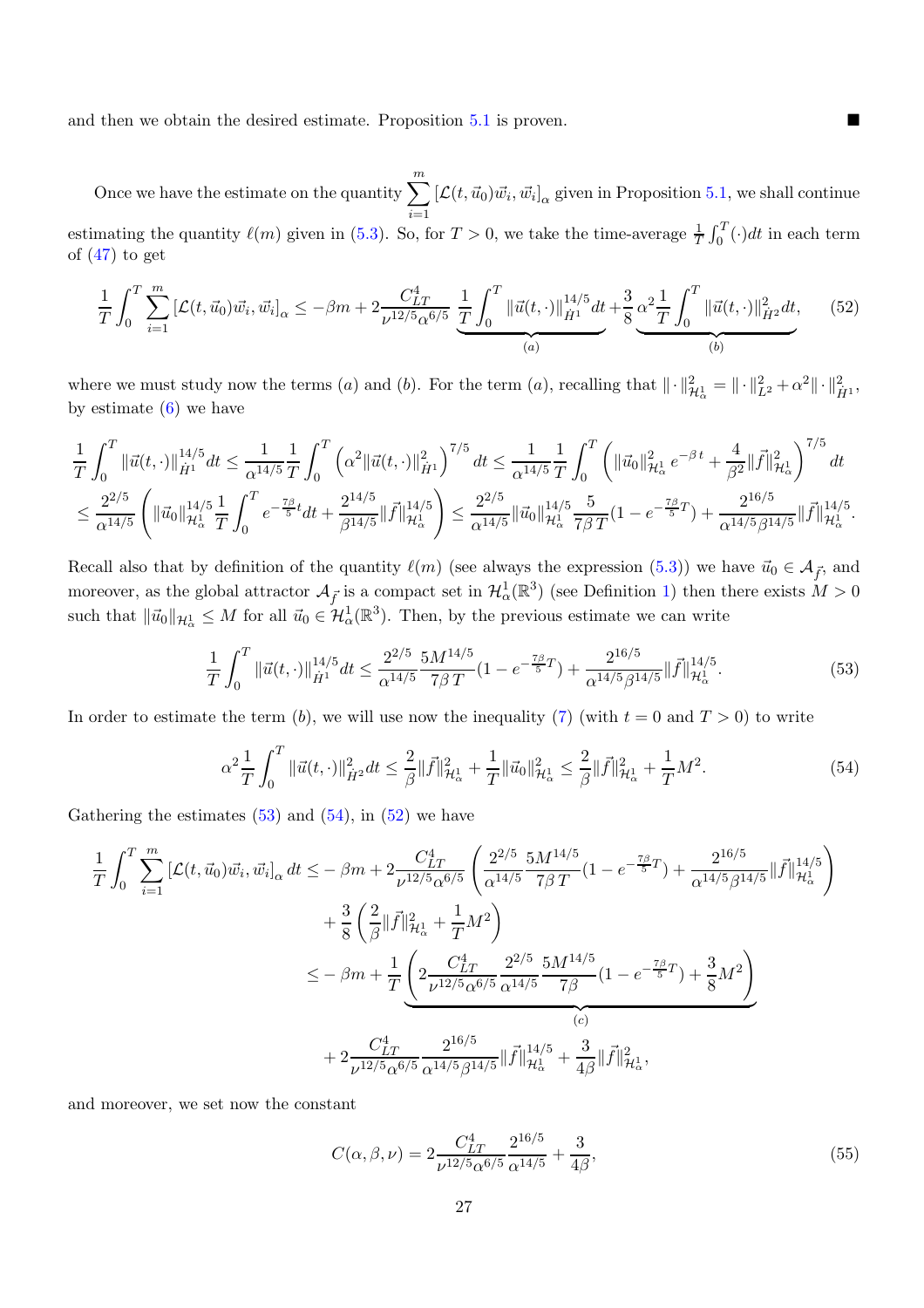and then we obtain the desired estimate. Proposition 5.1 is proven. ■

Once we have the estimate on the quantity $\displaystyle\sum_{i=1}^{m} \left[\mathcal{L}(t,\vec{u}_0)\vec{w}_i, \vec{w}_i\right]_\alpha$ given in Proposition 5.1, we shall continue estimating the quantity $\ell(m)$ given in (5.3). So, for $T>0$, we take the time-average $\frac{1}{T}\int_0^T (\cdot) dt$ in each term of (47) to get

$$
\frac{1}{T}\int_0^T \sum_{i=1}^{m} \left[\mathcal{L}(t,\vec{u}_0)\vec{w}_i, \vec{w}_i\right]_\alpha \leq -\beta m + 2\frac{C_{LT}^4}{\nu^{12/5}\alpha^{6/5}} \underbrace{\frac{1}{T}\int_0^T \|\vec{u}(t,\cdot)\|_{\dot{H}^1}^{14/5} dt}_{(a)} + \frac{3}{8}\underbrace{\alpha^2 \frac{1}{T}\int_0^T \|\vec{u}(t,\cdot)\|^2_{\dot{H}^2} dt}_{(b)}, \tag{52}
$$

where we must study now the terms $(a)$ and $(b)$. For the term $(a)$, recalling that $\|\cdot\|^2_{\mathcal{H}^1_\alpha} = \|\cdot\|^2_{L^2} + \alpha^2 \|\cdot\|^2_{\dot{H}^1}$, by estimate (6) we have

$$
\begin{aligned}
\frac{1}{T}\int_0^T \|\vec{u}(t,\cdot)\|_{\dot{H}^1}^{14/5} dt &\leq \frac{1}{\alpha^{14/5}}\frac{1}{T}\int_0^T \left(\alpha^2 \|\vec{u}(t,\cdot)\|^2_{\dot{H}^1}\right)^{7/5} dt \leq \frac{1}{\alpha^{14/5}}\frac{1}{T}\int_0^T \left(\|\vec{u}_0\|^2_{\mathcal{H}^1_\alpha} e^{-\beta t} + \frac{4}{\beta^2}\|\vec{f}\|^2_{\mathcal{H}^1_\alpha}\right)^{7/5} dt \\
&\leq \frac{2^{2/5}}{\alpha^{14/5}}\left(\|\vec{u}_0\|^{14/5}_{\mathcal{H}^1_\alpha}\frac{1}{T}\int_0^T e^{-\frac{7\beta}{5}t}dt + \frac{2^{14/5}}{\beta^{14/5}}\|\vec{f}\|^{14/5}_{\mathcal{H}^1_\alpha}\right) \leq \frac{2^{2/5}}{\alpha^{14/5}}\|\vec{u}_0\|^{14/5}_{\mathcal{H}^1_\alpha}\frac{5}{7\beta T}(1-e^{-\frac{7\beta}{5}T}) + \frac{2^{16/5}}{\alpha^{14/5}\beta^{14/5}}\|\vec{f}\|^{14/5}_{\mathcal{H}^1_\alpha}.
\end{aligned}
$$

Recall also that by definition of the quantity $\ell(m)$ (see always the expression (5.3)) we have $\vec{u}_0 \in \mathcal{A}_{\vec{f}}$, and moreover, as the global attractor $\mathcal{A}_{\vec{f}}$ is a compact set in $\mathcal{H}^1_\alpha(\mathbb{R}^3)$ (see Definition 1) then there exists $M>0$ such that $\|\vec{u}_0\|_{\mathcal{H}^1_\alpha} \leq M$ for all $\vec{u}_0 \in \mathcal{H}^1_\alpha(\mathbb{R}^3)$. Then, by the previous estimate we can write

$$
\frac{1}{T}\int_0^T \|\vec{u}(t,\cdot)\|^{14/5}_{\dot{H}^1} dt \leq \frac{2^{2/5}}{\alpha^{14/5}}\frac{5M^{14/5}}{7\beta\, T}(1-e^{-\frac{7\beta}{5}T}) + \frac{2^{16/5}}{\alpha^{14/5}\beta^{14/5}}\|\vec{f}\|^{14/5}_{\mathcal{H}^1_\alpha}. \tag{53}
$$

In order to estimate the term $(b)$, we will use now the inequality (7) (with $t=0$ and $T>0$) to write

$$
\alpha^2 \frac{1}{T}\int_0^T \|\vec{u}(t,\cdot)\|^2_{\dot{H}^2} dt \leq \frac{2}{\beta}\|\vec{f}\|^2_{\mathcal{H}^1_\alpha} + \frac{1}{T}\|\vec{u}_0\|^2_{\mathcal{H}^1_\alpha} \leq \frac{2}{\beta}\|\vec{f}\|^2_{\mathcal{H}^1_\alpha} + \frac{1}{T}M^2. \tag{54}
$$

Gathering the estimates (53) and (54), in (52) we have

$$
\begin{aligned}
\frac{1}{T}\int_0^T \sum_{i=1}^{m} \left[\mathcal{L}(t,\vec{u}_0)\vec{w}_i, \vec{w}_i\right]_\alpha dt \leq & -\beta m + 2\frac{C_{LT}^4}{\nu^{12/5}\alpha^{6/5}}\left(\frac{2^{2/5}}{\alpha^{14/5}}\frac{5M^{14/5}}{7\beta\, T}(1-e^{-\frac{7\beta}{5}T}) + \frac{2^{16/5}}{\alpha^{14/5}\beta^{14/5}}\|\vec{f}\|^{14/5}_{\mathcal{H}^1_\alpha}\right) \\
& + \frac{3}{8}\left(\frac{2}{\beta}\|\vec{f}\|^2_{\mathcal{H}^1_\alpha} + \frac{1}{T}M^2\right) \\
\leq & -\beta m + \frac{1}{T}\underbrace{\left(2\frac{C_{LT}^4}{\nu^{12/5}\alpha^{6/5}}\frac{2^{2/5}}{\alpha^{14/5}}\frac{5M^{14/5}}{7\beta}(1-e^{-\frac{7\beta}{5}T}) + \frac{3}{8}M^2\right)}_{(c)} \\
& + 2\frac{C_{LT}^4}{\nu^{12/5}\alpha^{6/5}}\frac{2^{16/5}}{\alpha^{14/5}\beta^{14/5}}\|\vec{f}\|^{14/5}_{\mathcal{H}^1_\alpha} + \frac{3}{4\beta}\|\vec{f}\|^2_{\mathcal{H}^1_\alpha},
\end{aligned}
$$

and moreover, we set now the constant

$$
C(\alpha,\beta,\nu) = 2\frac{C_{LT}^4}{\nu^{12/5}\alpha^{6/5}}\frac{2^{16/5}}{\alpha^{14/5}} + \frac{3}{4\beta}, \tag{55}
$$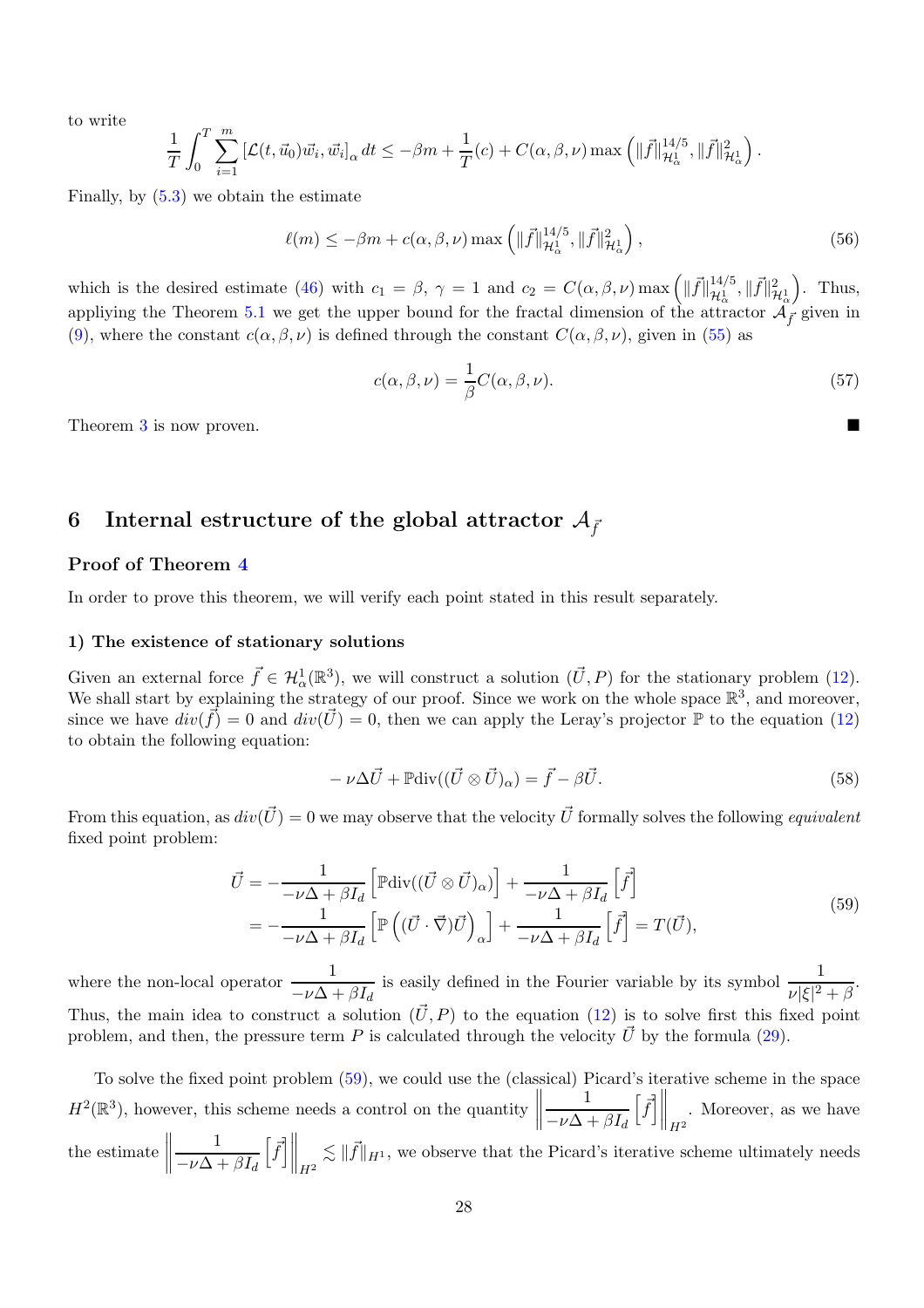to write

$$\frac{1}{T}\int_0^T \sum_{i=1}^m \left[\mathcal{L}(t,\vec{u}_0)\vec{w}_i,\vec{w}_i\right]_\alpha dt \leq -\beta m + \frac{1}{T}(c) + C(\alpha,\beta,\nu)\max\left(\|\vec{f}\|^{14/5}_{\mathcal{H}^1_\alpha}, \|\vec{f}\|^2_{\mathcal{H}^1_\alpha}\right).$$

Finally, by (5.3) we obtain the estimate

$$\ell(m) \leq -\beta m + c(\alpha,\beta,\nu)\max\left(\|\vec{f}\|^{14/5}_{\mathcal{H}^1_\alpha}, \|\vec{f}\|^2_{\mathcal{H}^1_\alpha}\right), \tag{56}$$

which is the desired estimate (46) with $c_1 = \beta$, $\gamma = 1$ and $c_2 = C(\alpha,\beta,\nu)\max\left(\|\vec{f}\|^{14/5}_{\mathcal{H}^1_\alpha}, \|\vec{f}\|^2_{\mathcal{H}^1_\alpha}\right)$. Thus, appliying the Theorem 5.1 we get the upper bound for the fractal dimension of the attractor $\mathcal{A}_{\vec{f}}$ given in (9), where the constant $c(\alpha,\beta,\nu)$ is defined through the constant $C(\alpha,\beta,\nu)$, given in (55) as

$$c(\alpha,\beta,\nu) = \frac{1}{\beta}C(\alpha,\beta,\nu). \tag{57}$$

Theorem 3 is now proven. ■

## 6 Internal estructure of the global attractor $\mathcal{A}_{\vec{f}}$

### Proof of Theorem 4

In order to prove this theorem, we will verify each point stated in this result separately.

#### 1) The existence of stationary solutions

Given an external force $\vec{f} \in \mathcal{H}^1_\alpha(\mathbb{R}^3)$, we will construct a solution $(\vec{U}, P)$ for the stationary problem (12). We shall start by explaining the strategy of our proof. Since we work on the whole space $\mathbb{R}^3$, and moreover, since we have $div(\vec{f}) = 0$ and $div(\vec{U}) = 0$, then we can apply the Leray's projector $\mathbb{P}$ to the equation (12) to obtain the following equation:

$$-\nu\Delta\vec{U} + \mathbb{P}\text{div}((\vec{U}\otimes\vec{U})_\alpha) = \vec{f} - \beta\vec{U}. \tag{58}$$

From this equation, as $div(\vec{U}) = 0$ we may observe that the velocity $\vec{U}$ formally solves the following *equivalent* fixed point problem:

$$\begin{aligned}\vec{U} &= -\frac{1}{-\nu\Delta+\beta I_d}\left[\mathbb{P}\text{div}((\vec{U}\otimes\vec{U})_\alpha)\right] + \frac{1}{-\nu\Delta+\beta I_d}\left[\vec{f}\right]\\ &= -\frac{1}{-\nu\Delta+\beta I_d}\left[\mathbb{P}\left((\vec{U}\cdot\vec{\nabla})\vec{U}\right)_\alpha\right] + \frac{1}{-\nu\Delta+\beta I_d}\left[\vec{f}\right] = T(\vec{U}),\end{aligned} \tag{59}$$

where the non-local operator $\dfrac{1}{-\nu\Delta+\beta I_d}$ is easily defined in the Fourier variable by its symbol $\dfrac{1}{\nu|\xi|^2+\beta}$. Thus, the main idea to construct a solution $(\vec{U}, P)$ to the equation (12) is to solve first this fixed point problem, and then, the pressure term $P$ is calculated through the velocity $\vec{U}$ by the formula (29).

To solve the fixed point problem (59), we could use the (classical) Picard's iterative scheme in the space $H^2(\mathbb{R}^3)$, however, this scheme needs a control on the quantity $\left\|\dfrac{1}{-\nu\Delta+\beta I_d}\left[\vec{f}\right]\right\|_{H^2}$. Moreover, as we have the estimate $\left\|\dfrac{1}{-\nu\Delta+\beta I_d}\left[\vec{f}\right]\right\|_{H^2} \lesssim \|\vec{f}\|_{H^1}$, we observe that the Picard's iterative scheme ultimately needs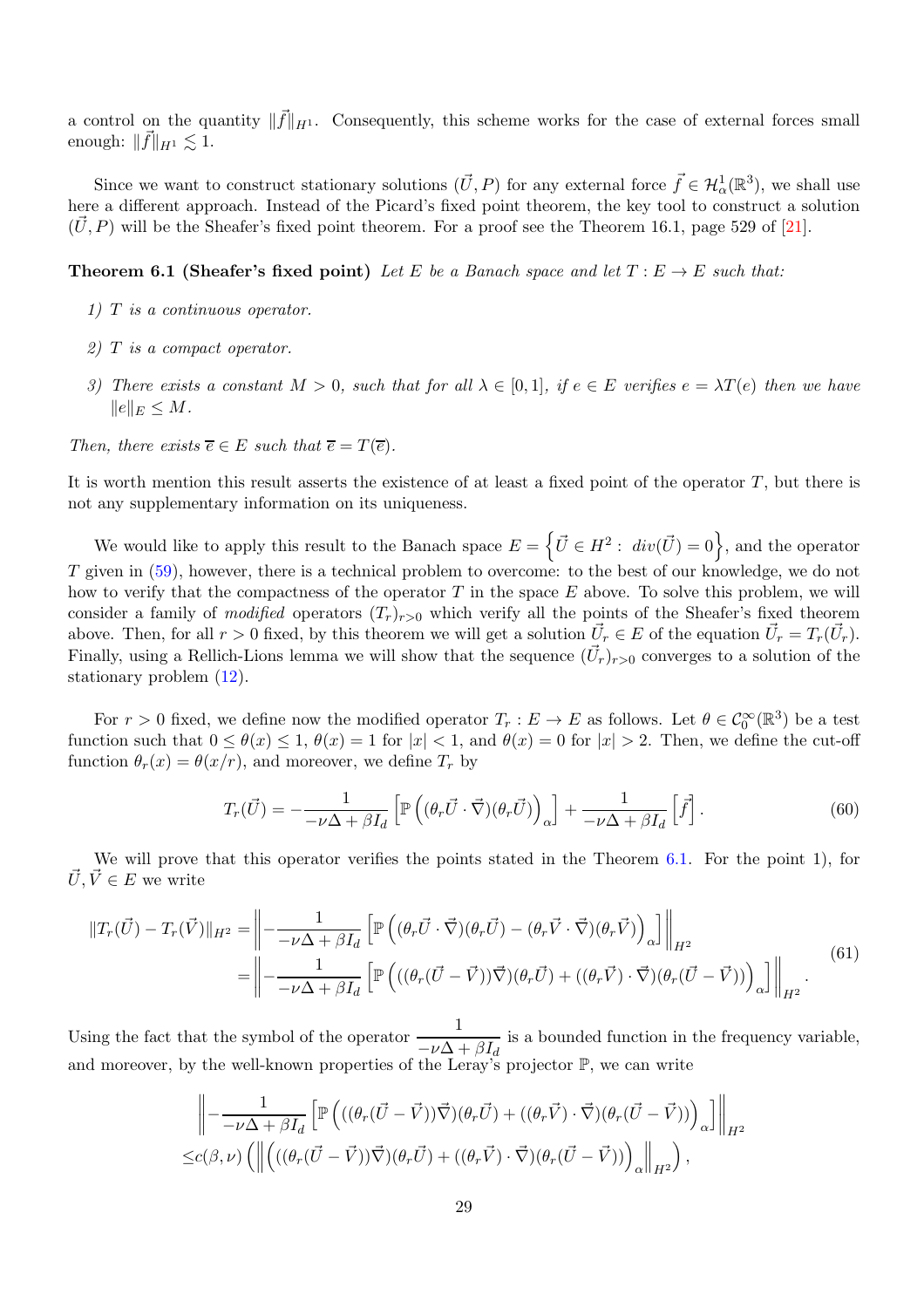a control on the quantity $\|\vec{f}\|_{H^1}$. Consequently, this scheme works for the case of external forces small enough: $\|\vec{f}\|_{H^1} \lesssim 1$.

Since we want to construct stationary solutions $(\vec{U}, P)$ for any external force $\vec{f} \in \mathcal{H}^1_\alpha(\mathbb{R}^3)$, we shall use here a different approach. Instead of the Picard's fixed point theorem, the key tool to construct a solution $(\vec{U}, P)$ will be the Sheafer's fixed point theorem. For a proof see the Theorem 16.1, page 529 of [21].

**Theorem 6.1 (Sheafer's fixed point)** *Let $E$ be a Banach space and let $T : E \to E$ such that:*

*1) $T$ is a continuous operator.*

*2) $T$ is a compact operator.*

*3) There exists a constant $M > 0$, such that for all $\lambda \in [0, 1]$, if $e \in E$ verifies $e = \lambda T(e)$ then we have $\|e\|_E \leq M$.*

*Then, there exists $\overline{e} \in E$ such that $\overline{e} = T(\overline{e})$.*

It is worth mention this result asserts the existence of at least a fixed point of the operator $T$, but there is not any supplementary information on its uniqueness.

We would like to apply this result to the Banach space $E = \left\{ \vec{U} \in H^2 : \ div(\vec{U}) = 0 \right\}$, and the operator $T$ given in (59), however, there is a technical problem to overcome: to the best of our knowledge, we do not how to verify that the compactness of the operator $T$ in the space $E$ above. To solve this problem, we will consider a family of *modified* operators $(T_r)_{r>0}$ which verify all the points of the Sheafer's fixed theorem above. Then, for all $r > 0$ fixed, by this theorem we will get a solution $\vec{U}_r \in E$ of the equation $\vec{U}_r = T_r(\vec{U}_r)$. Finally, using a Rellich-Lions lemma we will show that the sequence $(\vec{U}_r)_{r>0}$ converges to a solution of the stationary problem (12).

For $r > 0$ fixed, we define now the modified operator $T_r : E \to E$ as follows. Let $\theta \in \mathcal{C}^\infty_0(\mathbb{R}^3)$ be a test function such that $0 \leq \theta(x) \leq 1$, $\theta(x) = 1$ for $|x| < 1$, and $\theta(x) = 0$ for $|x| > 2$. Then, we define the cut-off function $\theta_r(x) = \theta(x/r)$, and moreover, we define $T_r$ by

$$
T_r(\vec{U}) = -\frac{1}{-\nu\Delta + \beta I_d}\left[\mathbb{P}\left((\theta_r\vec{U}\cdot\vec{\nabla})(\theta_r\vec{U})\right)_\alpha\right] + \frac{1}{-\nu\Delta + \beta I_d}\left[\vec{f}\right]. \tag{60}
$$

We will prove that this operator verifies the points stated in the Theorem 6.1. For the point 1), for $\vec{U}, \vec{V} \in E$ we write

$$
\begin{aligned}
\|T_r(\vec{U}) - T_r(\vec{V})\|_{H^2} &= \left\| -\frac{1}{-\nu\Delta + \beta I_d}\left[\mathbb{P}\left((\theta_r\vec{U}\cdot\vec{\nabla})(\theta_r\vec{U}) - (\theta_r\vec{V}\cdot\vec{\nabla})(\theta_r\vec{V})\right)_\alpha\right]\right\|_{H^2} \\
&= \left\| -\frac{1}{-\nu\Delta + \beta I_d}\left[\mathbb{P}\left(((\theta_r(\vec{U}-\vec{V}))\vec{\nabla})(\theta_r\vec{U}) + ((\theta_r\vec{V})\cdot\vec{\nabla})(\theta_r(\vec{U}-\vec{V}))\right)_\alpha\right]\right\|_{H^2}.
\end{aligned} \tag{61}
$$

Using the fact that the symbol of the operator $\dfrac{1}{-\nu\Delta + \beta I_d}$ is a bounded function in the frequency variable, and moreover, by the well-known properties of the Leray's projector $\mathbb{P}$, we can write

$$
\begin{aligned}
&\left\| -\frac{1}{-\nu\Delta + \beta I_d}\left[\mathbb{P}\left(((\theta_r(\vec{U}-\vec{V}))\vec{\nabla})(\theta_r\vec{U}) + ((\theta_r\vec{V})\cdot\vec{\nabla})(\theta_r(\vec{U}-\vec{V}))\right)_\alpha\right]\right\|_{H^2} \\
\leq & c(\beta,\nu)\left(\left\|\left(((\theta_r(\vec{U}-\vec{V}))\vec{\nabla})(\theta_r\vec{U}) + ((\theta_r\vec{V})\cdot\vec{\nabla})(\theta_r(\vec{U}-\vec{V}))\right)_\alpha\right\|_{H^2}\right),
\end{aligned}
$$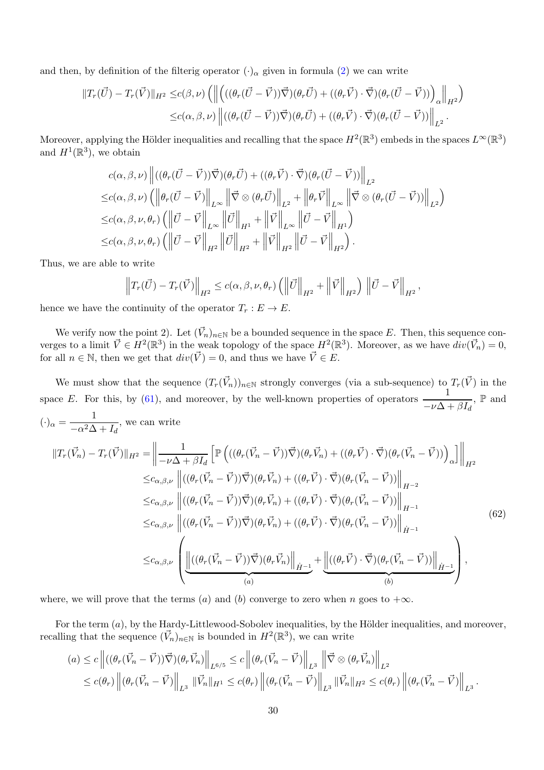and then, by definition of the filterig operator $(\cdot)_\alpha$ given in formula (2) we can write

$$
\begin{aligned}
\|T_r(\vec{U}) - T_r(\vec{V})\|_{H^2} \leq & c(\beta,\nu)\left(\left\| \left( ((\theta_r(\vec{U}-\vec{V}))\vec{\nabla})(\theta_r\vec{U}) + ((\theta_r\vec{V})\cdot\vec{\nabla})(\theta_r(\vec{U}-\vec{V}))\right)_\alpha \right\|_{H^2}\right) \\
\leq & c(\alpha,\beta,\nu)\left\| ((\theta_r(\vec{U}-\vec{V}))\vec{\nabla})(\theta_r\vec{U}) + ((\theta_r\vec{V})\cdot\vec{\nabla})(\theta_r(\vec{U}-\vec{V}))\right\|_{L^2}.
\end{aligned}
$$

Moreover, applying the Hölder inequalities and recalling that the space $H^2(\mathbb{R}^3)$ embeds in the spaces $L^\infty(\mathbb{R}^3)$ and $H^1(\mathbb{R}^3)$, we obtain

$$
\begin{aligned}
& c(\alpha,\beta,\nu)\left\| ((\theta_r(\vec{U}-\vec{V}))\vec{\nabla})(\theta_r\vec{U}) + ((\theta_r\vec{V})\cdot\vec{\nabla})(\theta_r(\vec{U}-\vec{V}))\right\|_{L^2} \\
\leq & c(\alpha,\beta,\nu)\left( \left\|\theta_r(\vec{U}-\vec{V})\right\|_{L^\infty}\left\|\vec{\nabla}\otimes(\theta_r\vec{U})\right\|_{L^2} + \left\|\theta_r\vec{V}\right\|_{L^\infty}\left\|\vec{\nabla}\otimes(\theta_r(\vec{U}-\vec{V}))\right\|_{L^2}\right) \\
\leq & c(\alpha,\beta,\nu,\theta_r)\left( \left\|\vec{U}-\vec{V}\right\|_{L^\infty}\left\|\vec{U}\right\|_{H^1} + \left\|\vec{V}\right\|_{L^\infty}\left\|\vec{U}-\vec{V}\right\|_{H^1}\right) \\
\leq & c(\alpha,\beta,\nu,\theta_r)\left( \left\|\vec{U}-\vec{V}\right\|_{H^2}\left\|\vec{U}\right\|_{H^2} + \left\|\vec{V}\right\|_{H^2}\left\|\vec{U}-\vec{V}\right\|_{H^2}\right).
\end{aligned}
$$

Thus, we are able to write

$$
\left\|T_r(\vec{U}) - T_r(\vec{V})\right\|_{H^2} \leq c(\alpha,\beta,\nu,\theta_r)\left(\left\|\vec{U}\right\|_{H^2} + \left\|\vec{V}\right\|_{H^2}\right)\left\|\vec{U}-\vec{V}\right\|_{H^2},
$$

hence we have the continuity of the operator $T_r : E \to E$.

We verify now the point 2). Let $(\vec{V}_n)_{n\in\mathbb{N}}$ be a bounded sequence in the space $E$. Then, this sequence converges to a limit $\vec{V} \in H^2(\mathbb{R}^3)$ in the weak topology of the space $H^2(\mathbb{R}^3)$. Moreover, as we have $div(\vec{V}_n) = 0$, for all $n \in \mathbb{N}$, then we get that $div(\vec{V}) = 0$, and thus we have $\vec{V} \in E$.

We must show that the sequence $(T_r(\vec{V}_n))_{n\in\mathbb{N}}$ strongly converges (via a sub-sequence) to $T_r(\vec{V})$ in the space $E$. For this, by (61), and moreover, by the well-known properties of operators $\dfrac{1}{-\nu\Delta + \beta I_d}$, $\mathbb{P}$ and $(\cdot)_\alpha = \dfrac{1}{-\alpha^2\Delta + I_d}$, we can write

$$
\begin{aligned}
\|T_r(\vec{V}_n) - T_r(\vec{V})\|_{H^2} = & \left\| \frac{1}{-\nu\Delta + \beta I_d}\left[\mathbb{P}\left( ((\theta_r(\vec{V}_n-\vec{V}))\vec{\nabla})(\theta_r\vec{V}_n) + ((\theta_r\vec{V})\cdot\vec{\nabla})(\theta_r(\vec{V}_n-\vec{V}))\right)_\alpha\right]\right\|_{H^2} \\
\leq & c_{\alpha,\beta,\nu}\left\| ((\theta_r(\vec{V}_n-\vec{V}))\vec{\nabla})(\theta_r\vec{V}_n) + ((\theta_r\vec{V})\cdot\vec{\nabla})(\theta_r(\vec{V}_n-\vec{V}))\right\|_{H^{-2}} \\
\leq & c_{\alpha,\beta,\nu}\left\| ((\theta_r(\vec{V}_n-\vec{V}))\vec{\nabla})(\theta_r\vec{V}_n) + ((\theta_r\vec{V})\cdot\vec{\nabla})(\theta_r(\vec{V}_n-\vec{V}))\right\|_{H^{-1}} \\
\leq & c_{\alpha,\beta,\nu}\left\| ((\theta_r(\vec{V}_n-\vec{V}))\vec{\nabla})(\theta_r\vec{V}_n) + ((\theta_r\vec{V})\cdot\vec{\nabla})(\theta_r(\vec{V}_n-\vec{V}))\right\|_{\dot{H}^{-1}} \\
\leq & c_{\alpha,\beta,\nu}\left( \underbrace{\left\| ((\theta_r(\vec{V}_n-\vec{V}))\vec{\nabla})(\theta_r\vec{V}_n)\right\|_{\dot{H}^{-1}}}_{(a)} + \underbrace{\left\|((\theta_r\vec{V})\cdot\vec{\nabla})(\theta_r(\vec{V}_n-\vec{V}))\right\|_{\dot{H}^{-1}}}_{(b)}\right),
\end{aligned}
\tag{62}
$$

where, we will prove that the terms $(a)$ and $(b)$ converge to zero when $n$ goes to $+\infty$.

For the term $(a)$, by the Hardy-Littlewood-Sobolev inequalities, by the Hölder inequalities, and moreover, recalling that the sequence $(\vec{V}_n)_{n\in\mathbb{N}}$ is bounded in $H^2(\mathbb{R}^3)$, we can write

$$
\begin{aligned}
(a) \leq & c\left\| ((\theta_r(\vec{V}_n-\vec{V}))\vec{\nabla})(\theta_r\vec{V}_n)\right\|_{L^{6/5}} \leq c\left\|(\theta_r(\vec{V}_n-\vec{V})\right\|_{L^3}\left\|\vec{\nabla}\otimes(\theta_r\vec{V}_n)\right\|_{L^2} \\
\leq & c(\theta_r)\left\|(\theta_r(\vec{V}_n-\vec{V})\right\|_{L^3}\|\vec{V}_n\|_{H^1} \leq c(\theta_r)\left\|(\theta_r(\vec{V}_n-\vec{V})\right\|_{L^3}\|\vec{V}_n\|_{H^2} \leq c(\theta_r)\left\|(\theta_r(\vec{V}_n-\vec{V})\right\|_{L^3}.
\end{aligned}
$$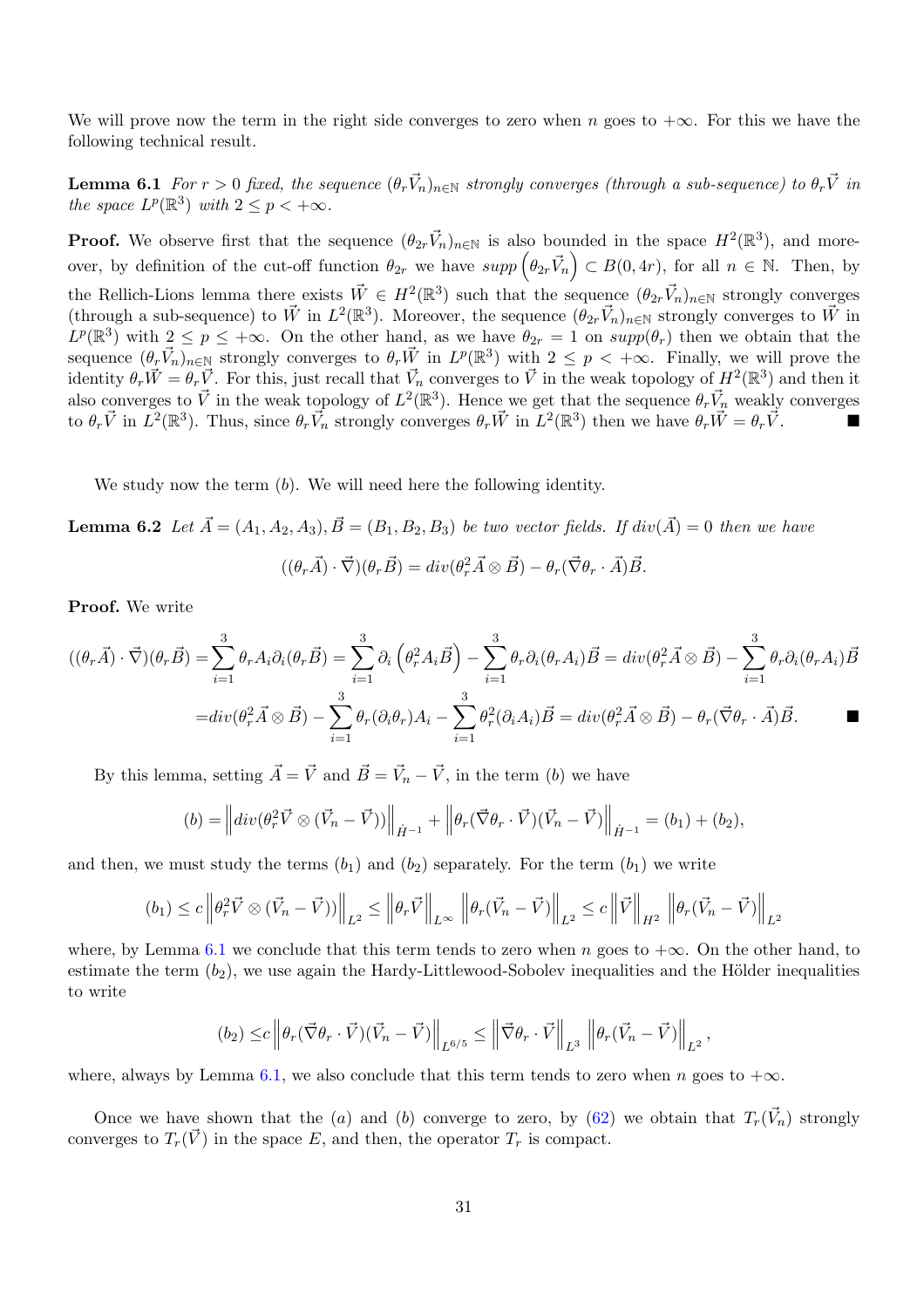We will prove now the term in the right side converges to zero when $n$ goes to $+\infty$. For this we have the following technical result.

**Lemma 6.1** *For $r > 0$ fixed, the sequence $(\theta_r \vec{V}_n)_{n\in\mathbb{N}}$ strongly converges (through a sub-sequence) to $\theta_r \vec{V}$ in the space $L^p(\mathbb{R}^3)$ with $2 \leq p < +\infty$.*

**Proof.** We observe first that the sequence $(\theta_{2r}\vec{V}_n)_{n\in\mathbb{N}}$ is also bounded in the space $H^2(\mathbb{R}^3)$, and moreover, by definition of the cut-off function $\theta_{2r}$ we have $supp\left(\theta_{2r}\vec{V}_n\right) \subset B(0, 4r)$, for all $n \in \mathbb{N}$. Then, by the Rellich-Lions lemma there exists $\vec{W} \in H^2(\mathbb{R}^3)$ such that the sequence $(\theta_{2r}\vec{V}_n)_{n\in\mathbb{N}}$ strongly converges (through a sub-sequence) to $\vec{W}$ in $L^2(\mathbb{R}^3)$. Moreover, the sequence $(\theta_{2r}\vec{V}_n)_{n\in\mathbb{N}}$ strongly converges to $\vec{W}$ in $L^p(\mathbb{R}^3)$ with $2 \leq p \leq +\infty$. On the other hand, as we have $\theta_{2r} = 1$ on $supp(\theta_r)$ then we obtain that the sequence $(\theta_r\vec{V}_n)_{n\in\mathbb{N}}$ strongly converges to $\theta_r\vec{W}$ in $L^p(\mathbb{R}^3)$ with $2 \leq p < +\infty$. Finally, we will prove the identity $\theta_r\vec{W} = \theta_r\vec{V}$. For this, just recall that $\vec{V}_n$ converges to $\vec{V}$ in the weak topology of $H^2(\mathbb{R}^3)$ and then it also converges to $\vec{V}$ in the weak topology of $L^2(\mathbb{R}^3)$. Hence we get that the sequence $\theta_r\vec{V}_n$ weakly converges to $\theta_r\vec{V}$ in $L^2(\mathbb{R}^3)$. Thus, since $\theta_r\vec{V}_n$ strongly converges $\theta_r\vec{W}$ in $L^2(\mathbb{R}^3)$ then we have $\theta_r\vec{W} = \theta_r\vec{V}$. ■

We study now the term $(b)$. We will need here the following identity.

**Lemma 6.2** *Let $\vec{A} = (A_1, A_2, A_3), \vec{B} = (B_1, B_2, B_3)$ be two vector fields. If $div(\vec{A}) = 0$ then we have*

$$((\theta_r\vec{A}) \cdot \vec{\nabla})(\theta_r\vec{B}) = div(\theta_r^2\vec{A} \otimes \vec{B}) - \theta_r(\vec{\nabla}\theta_r \cdot \vec{A})\vec{B}.$$

**Proof.** We write

$$\begin{aligned}
((\theta_r\vec{A}) \cdot \vec{\nabla})(\theta_r\vec{B}) =& \sum_{i=1}^{3} \theta_r A_i \partial_i(\theta_r\vec{B}) = \sum_{i=1}^{3} \partial_i\left(\theta_r^2 A_i\vec{B}\right) - \sum_{i=1}^{3}\theta_r\partial_i(\theta_r A_i)\vec{B} = div(\theta_r^2\vec{A}\otimes\vec{B}) - \sum_{i=1}^{3}\theta_r\partial_i(\theta_r A_i)\vec{B}\\
=& div(\theta_r^2\vec{A}\otimes\vec{B}) - \sum_{i=1}^{3}\theta_r(\partial_i\theta_r)A_i - \sum_{i=1}^{3}\theta_r^2(\partial_i A_i)\vec{B} = div(\theta_r^2\vec{A}\otimes\vec{B}) - \theta_r(\vec{\nabla}\theta_r\cdot\vec{A})\vec{B}.
\end{aligned}$$

■

By this lemma, setting $\vec{A} = \vec{V}$ and $\vec{B} = \vec{V}_n - \vec{V}$, in the term $(b)$ we have

$$(b) = \left\| div(\theta_r^2\vec{V}\otimes(\vec{V}_n - \vec{V}))\right\|_{\dot{H}^{-1}} + \left\|\theta_r(\vec{\nabla}\theta_r\cdot\vec{V})(\vec{V}_n - \vec{V})\right\|_{\dot{H}^{-1}} = (b_1) + (b_2),$$

and then, we must study the terms $(b_1)$ and $(b_2)$ separately. For the term $(b_1)$ we write

$$(b_1) \leq c\left\|\theta_r^2\vec{V}\otimes(\vec{V}_n - \vec{V}))\right\|_{L^2} \leq \left\|\theta_r\vec{V}\right\|_{L^\infty}\left\|\theta_r(\vec{V}_n - \vec{V})\right\|_{L^2} \leq c\left\|\vec{V}\right\|_{H^2}\left\|\theta_r(\vec{V}_n - \vec{V})\right\|_{L^2}$$

where, by Lemma 6.1 we conclude that this term tends to zero when $n$ goes to $+\infty$. On the other hand, to estimate the term $(b_2)$, we use again the Hardy-Littlewood-Sobolev inequalities and the Hölder inequalities to write

$$(b_2) \leq c\left\|\theta_r(\vec{\nabla}\theta_r\cdot\vec{V})(\vec{V}_n - \vec{V})\right\|_{L^{6/5}} \leq \left\|\vec{\nabla}\theta_r\cdot\vec{V}\right\|_{L^3}\left\|\theta_r(\vec{V}_n - \vec{V})\right\|_{L^2},$$

where, always by Lemma 6.1, we also conclude that this term tends to zero when $n$ goes to $+\infty$.

Once we have shown that the $(a)$ and $(b)$ converge to zero, by (62) we obtain that $T_r(\vec{V}_n)$ strongly converges to $T_r(\vec{V})$ in the space $E$, and then, the operator $T_r$ is compact.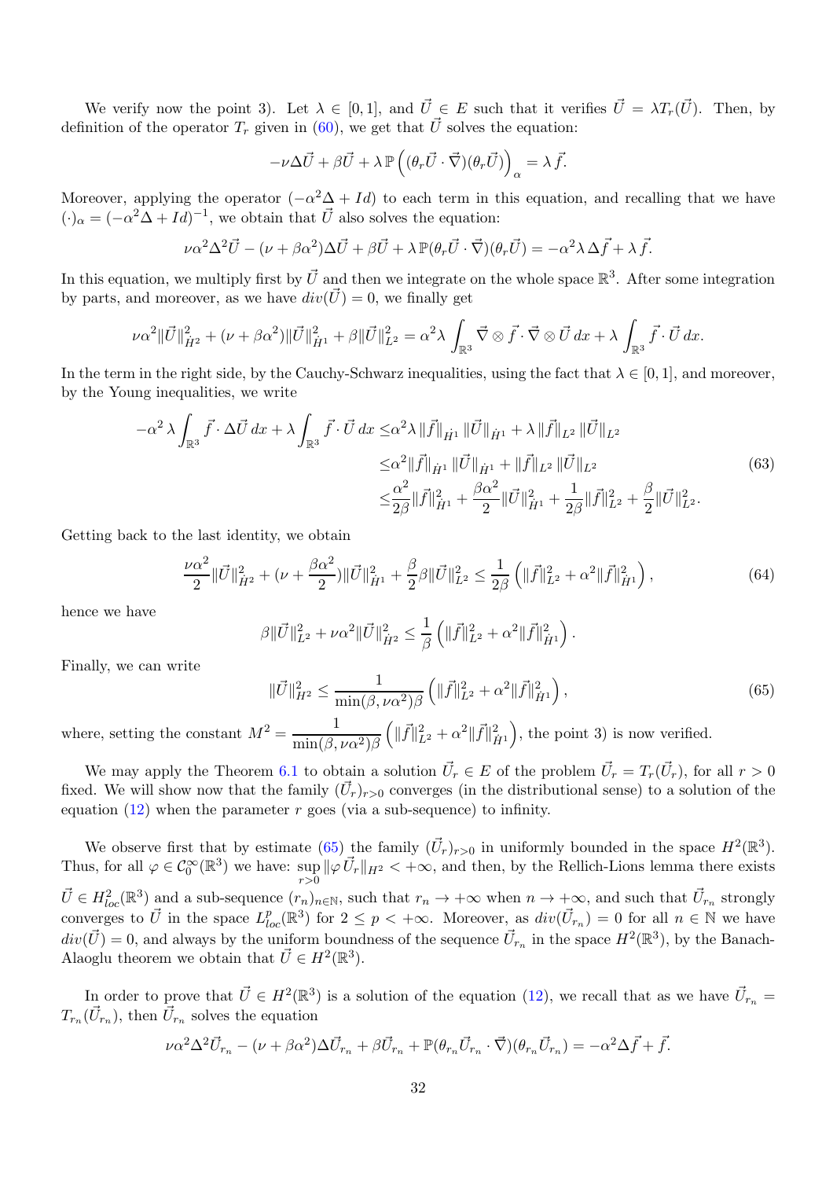We verify now the point 3). Let $\lambda \in [0,1]$, and $\vec{U} \in E$ such that it verifies $\vec{U} = \lambda T_r(\vec{U})$. Then, by definition of the operator $T_r$ given in (60), we get that $\vec{U}$ solves the equation:

$$-\nu \Delta \vec{U} + \beta \vec{U} + \lambda \, \mathbb{P}\left( (\theta_r \vec{U} \cdot \vec{\nabla})(\theta_r \vec{U}) \right)_\alpha = \lambda \, \vec{f}.$$

Moreover, applying the operator $(-\alpha^2 \Delta + Id)$ to each term in this equation, and recalling that we have $(\cdot)_\alpha = (-\alpha^2 \Delta + Id)^{-1}$, we obtain that $\vec{U}$ also solves the equation:

$$\nu \alpha^2 \Delta^2 \vec{U} - (\nu + \beta \alpha^2) \Delta \vec{U} + \beta \vec{U} + \lambda \, \mathbb{P}(\theta_r \vec{U} \cdot \vec{\nabla})(\theta_r \vec{U}) = -\alpha^2 \lambda \, \Delta \vec{f} + \lambda \, \vec{f}.$$

In this equation, we multiply first by $\vec{U}$ and then we integrate on the whole space $\mathbb{R}^3$. After some integration by parts, and moreover, as we have $div(\vec{U}) = 0$, we finally get

$$\nu \alpha^2 \|\vec{U}\|^2_{\dot{H}^2} + (\nu + \beta \alpha^2) \|\vec{U}\|^2_{\dot{H}^1} + \beta \|\vec{U}\|^2_{L^2} = \alpha^2 \lambda \int_{\mathbb{R}^3} \vec{\nabla} \otimes \vec{f} \cdot \vec{\nabla} \otimes \vec{U} \, dx + \lambda \int_{\mathbb{R}^3} \vec{f} \cdot \vec{U} \, dx.$$

In the term in the right side, by the Cauchy-Schwarz inequalities, using the fact that $\lambda \in [0,1]$, and moreover, by the Young inequalities, we write

$$\begin{aligned}
-\alpha^2 \, \lambda \int_{\mathbb{R}^3} \vec{f} \cdot \Delta \vec{U} \, dx + \lambda \int_{\mathbb{R}^3} \vec{f} \cdot \vec{U} \, dx \leq & \alpha^2 \lambda \, \|\vec{f}\|_{\dot{H}^1} \, \|\vec{U}\|_{\dot{H}^1} + \lambda \, \|\vec{f}\|_{L^2} \, \|\vec{U}\|_{L^2} \\
\leq & \alpha^2 \|\vec{f}\|_{\dot{H}^1} \, \|\vec{U}\|_{\dot{H}^1} + \|\vec{f}\|_{L^2} \, \|\vec{U}\|_{L^2} \\
\leq & \frac{\alpha^2}{2\beta} \|\vec{f}\|^2_{\dot{H}^1} + \frac{\beta \alpha^2}{2} \|\vec{U}\|^2_{\dot{H}^1} + \frac{1}{2\beta} \|\vec{f}\|^2_{L^2} + \frac{\beta}{2} \|\vec{U}\|^2_{L^2}.
\end{aligned} \tag{63}$$

Getting back to the last identity, we obtain

$$\frac{\nu \alpha^2}{2} \|\vec{U}\|^2_{\dot{H}^2} + (\nu + \frac{\beta \alpha^2}{2}) \|\vec{U}\|^2_{\dot{H}^1} + \frac{\beta}{2} \beta \|\vec{U}\|^2_{L^2} \leq \frac{1}{2\beta} \left( \|\vec{f}\|^2_{L^2} + \alpha^2 \|\vec{f}\|^2_{\dot{H}^1} \right), \tag{64}$$

hence we have

$$\beta \|\vec{U}\|^2_{L^2} + \nu \alpha^2 \|\vec{U}\|^2_{\dot{H}^2} \leq \frac{1}{\beta} \left( \|\vec{f}\|^2_{L^2} + \alpha^2 \|\vec{f}\|^2_{\dot{H}^1} \right).$$

Finally, we can write

$$\|\vec{U}\|^2_{H^2} \leq \frac{1}{\min(\beta, \nu \alpha^2) \beta} \left( \|\vec{f}\|^2_{L^2} + \alpha^2 \|\vec{f}\|^2_{\dot{H}^1} \right), \tag{65}$$

where, setting the constant $M^2 = \dfrac{1}{\min(\beta, \nu \alpha^2) \beta} \left( \|\vec{f}\|^2_{L^2} + \alpha^2 \|\vec{f}\|^2_{\dot{H}^1} \right)$, the point 3) is now verified.

We may apply the Theorem 6.1 to obtain a solution $\vec{U}_r \in E$ of the problem $\vec{U}_r = T_r(\vec{U}_r)$, for all $r > 0$ fixed. We will show now that the family $(\vec{U}_r)_{r>0}$ converges (in the distributional sense) to a solution of the equation (12) when the parameter $r$ goes (via a sub-sequence) to infinity.

We observe first that by estimate (65) the family $(\vec{U}_r)_{r>0}$ in uniformly bounded in the space $H^2(\mathbb{R}^3)$. Thus, for all $\varphi \in \mathcal{C}^\infty_0(\mathbb{R}^3)$ we have: $\sup\limits_{r>0} \|\varphi \, \vec{U}_r\|_{H^2} < +\infty$, and then, by the Rellich-Lions lemma there exists $\vec{U} \in H^2_{loc}(\mathbb{R}^3)$ and a sub-sequence $(r_n)_{n\in\mathbb{N}}$, such that $r_n \to +\infty$ when $n \to +\infty$, and such that $\vec{U}_{r_n}$ strongly converges to $\vec{U}$ in the space $L^p_{loc}(\mathbb{R}^3)$ for $2 \leq p < +\infty$. Moreover, as $div(\vec{U}_{r_n}) = 0$ for all $n \in \mathbb{N}$ we have $div(\vec{U}) = 0$, and always by the uniform boundness of the sequence $\vec{U}_{r_n}$ in the space $H^2(\mathbb{R}^3)$, by the Banach-Alaoglu theorem we obtain that $\vec{U} \in H^2(\mathbb{R}^3)$.

In order to prove that $\vec{U} \in H^2(\mathbb{R}^3)$ is a solution of the equation (12), we recall that as we have $\vec{U}_{r_n} = T_{r_n}(\vec{U}_{r_n})$, then $\vec{U}_{r_n}$ solves the equation

$$\nu \alpha^2 \Delta^2 \vec{U}_{r_n} - (\nu + \beta \alpha^2) \Delta \vec{U}_{r_n} + \beta \vec{U}_{r_n} + \mathbb{P}(\theta_{r_n} \vec{U}_{r_n} \cdot \vec{\nabla})(\theta_{r_n} \vec{U}_{r_n}) = -\alpha^2 \Delta \vec{f} + \vec{f}.$$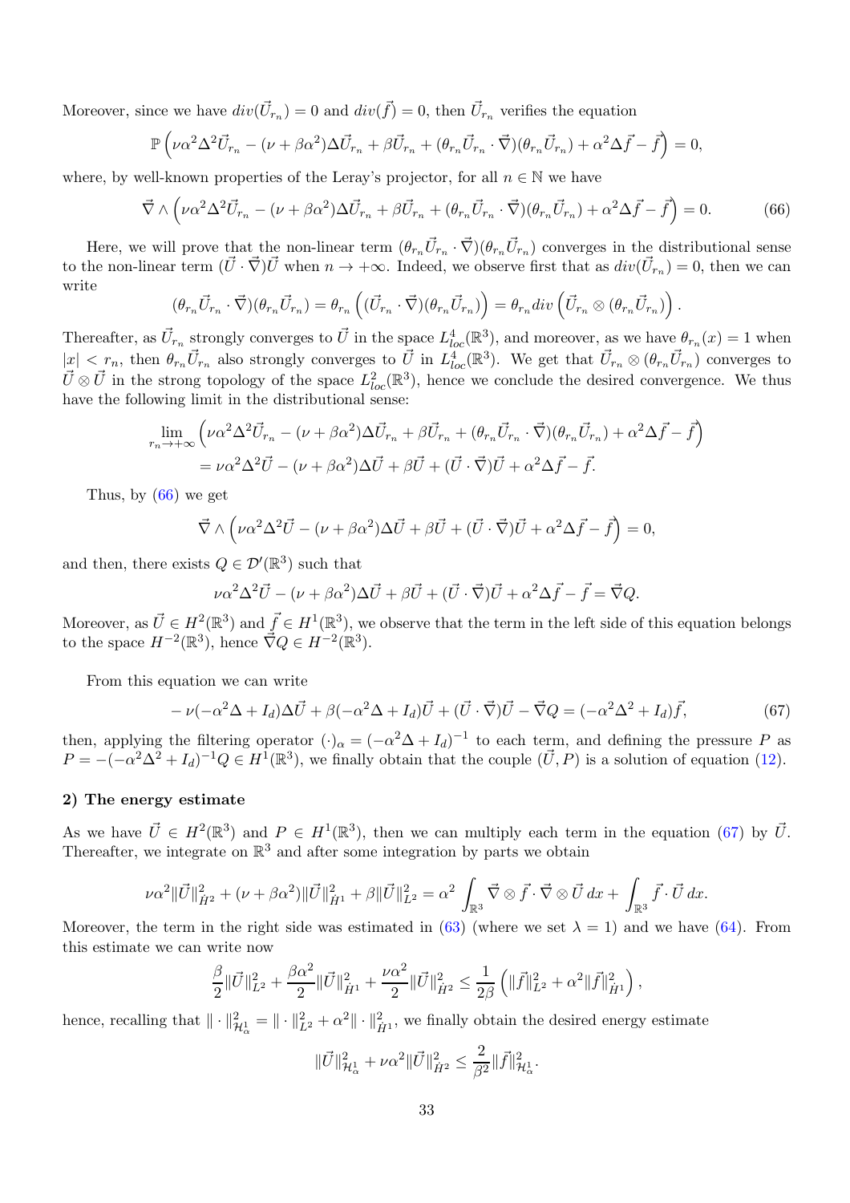Moreover, since we have $div(\vec{U}_{r_n}) = 0$ and $div(\vec{f}) = 0$, then $\vec{U}_{r_n}$ verifies the equation

$$\mathbb{P}\left(\nu\alpha^2\Delta^2\vec{U}_{r_n} - (\nu + \beta\alpha^2)\Delta\vec{U}_{r_n} + \beta\vec{U}_{r_n} + (\theta_{r_n}\vec{U}_{r_n}\cdot\vec{\nabla})(\theta_{r_n}\vec{U}_{r_n}) + \alpha^2\Delta\vec{f} - \vec{f}\right) = 0,$$

where, by well-known properties of the Leray's projector, for all $n \in \mathbb{N}$ we have

$$\vec{\nabla}\wedge\left(\nu\alpha^2\Delta^2\vec{U}_{r_n} - (\nu + \beta\alpha^2)\Delta\vec{U}_{r_n} + \beta\vec{U}_{r_n} + (\theta_{r_n}\vec{U}_{r_n}\cdot\vec{\nabla})(\theta_{r_n}\vec{U}_{r_n}) + \alpha^2\Delta\vec{f} - \vec{f}\right) = 0. \tag{66}$$

Here, we will prove that the non-linear term $(\theta_{r_n}\vec{U}_{r_n}\cdot\vec{\nabla})(\theta_{r_n}\vec{U}_{r_n})$ converges in the distributional sense to the non-linear term $(\vec{U}\cdot\vec{\nabla})\vec{U}$ when $n \to +\infty$. Indeed, we observe first that as $div(\vec{U}_{r_n}) = 0$, then we can write

$$(\theta_{r_n}\vec{U}_{r_n}\cdot\vec{\nabla})(\theta_{r_n}\vec{U}_{r_n}) = \theta_{r_n}\left((\vec{U}_{r_n}\cdot\vec{\nabla})(\theta_{r_n}\vec{U}_{r_n})\right) = \theta_{r_n} div\left(\vec{U}_{r_n}\otimes(\theta_{r_n}\vec{U}_{r_n})\right).$$

Thereafter, as $\vec{U}_{r_n}$ strongly converges to $\vec{U}$ in the space $L^4_{loc}(\mathbb{R}^3)$, and moreover, as we have $\theta_{r_n}(x) = 1$ when $|x| < r_n$, then $\theta_{r_n}\vec{U}_{r_n}$ also strongly converges to $\vec{U}$ in $L^4_{loc}(\mathbb{R}^3)$. We get that $\vec{U}_{r_n}\otimes(\theta_{r_n}\vec{U}_{r_n})$ converges to $\vec{U}\otimes\vec{U}$ in the strong topology of the space $L^2_{loc}(\mathbb{R}^3)$, hence we conclude the desired convergence. We thus have the following limit in the distributional sense:

$$\begin{aligned}
&\lim_{r_n\to+\infty}\left(\nu\alpha^2\Delta^2\vec{U}_{r_n} - (\nu + \beta\alpha^2)\Delta\vec{U}_{r_n} + \beta\vec{U}_{r_n} + (\theta_{r_n}\vec{U}_{r_n}\cdot\vec{\nabla})(\theta_{r_n}\vec{U}_{r_n}) + \alpha^2\Delta\vec{f} - \vec{f}\right)\\
&= \nu\alpha^2\Delta^2\vec{U} - (\nu + \beta\alpha^2)\Delta\vec{U} + \beta\vec{U} + (\vec{U}\cdot\vec{\nabla})\vec{U} + \alpha^2\Delta\vec{f} - \vec{f}.
\end{aligned}$$

Thus, by (66) we get

$$\vec{\nabla}\wedge\left(\nu\alpha^2\Delta^2\vec{U} - (\nu + \beta\alpha^2)\Delta\vec{U} + \beta\vec{U} + (\vec{U}\cdot\vec{\nabla})\vec{U} + \alpha^2\Delta\vec{f} - \vec{f}\right) = 0,$$

and then, there exists $Q \in \mathcal{D}'(\mathbb{R}^3)$ such that

$$\nu\alpha^2\Delta^2\vec{U} - (\nu + \beta\alpha^2)\Delta\vec{U} + \beta\vec{U} + (\vec{U}\cdot\vec{\nabla})\vec{U} + \alpha^2\Delta\vec{f} - \vec{f} = \vec{\nabla}Q.$$

Moreover, as $\vec{U} \in H^2(\mathbb{R}^3)$ and $\vec{f} \in H^1(\mathbb{R}^3)$, we observe that the term in the left side of this equation belongs to the space $H^{-2}(\mathbb{R}^3)$, hence $\vec{\nabla}Q \in H^{-2}(\mathbb{R}^3)$.

From this equation we can write

$$-\nu(-\alpha^2\Delta + I_d)\Delta\vec{U} + \beta(-\alpha^2\Delta + I_d)\vec{U} + (\vec{U}\cdot\vec{\nabla})\vec{U} - \vec{\nabla}Q = (-\alpha^2\Delta^2 + I_d)\vec{f}, \tag{67}$$

then, applying the filtering operator $(\cdot)_\alpha = (-\alpha^2\Delta + I_d)^{-1}$ to each term, and defining the pressure $P$ as $P = -(-\alpha^2\Delta^2 + I_d)^{-1}Q \in H^1(\mathbb{R}^3)$, we finally obtain that the couple $(\vec{U}, P)$ is a solution of equation (12).

**2) The energy estimate**

As we have $\vec{U} \in H^2(\mathbb{R}^3)$ and $P \in H^1(\mathbb{R}^3)$, then we can multiply each term in the equation (67) by $\vec{U}$. Thereafter, we integrate on $\mathbb{R}^3$ and after some integration by parts we obtain

$$\nu\alpha^2\|\vec{U}\|^2_{\dot{H}^2} + (\nu + \beta\alpha^2)\|\vec{U}\|^2_{\dot{H}^1} + \beta\|\vec{U}\|^2_{L^2} = \alpha^2\int_{\mathbb{R}^3}\vec{\nabla}\otimes\vec{f}\cdot\vec{\nabla}\otimes\vec{U}\,dx + \int_{\mathbb{R}^3}\vec{f}\cdot\vec{U}\,dx.$$

Moreover, the term in the right side was estimated in (63) (where we set $\lambda = 1$) and we have (64). From this estimate we can write now

$$\frac{\beta}{2}\|\vec{U}\|^2_{L^2} + \frac{\beta\alpha^2}{2}\|\vec{U}\|^2_{\dot{H}^1} + \frac{\nu\alpha^2}{2}\|\vec{U}\|^2_{\dot{H}^2} \leq \frac{1}{2\beta}\left(\|\vec{f}\|^2_{L^2} + \alpha^2\|\vec{f}\|^2_{\dot{H}^1}\right),$$

hence, recalling that $\|\cdot\|^2_{\mathcal{H}^1_\alpha} = \|\cdot\|^2_{L^2} + \alpha^2\|\cdot\|^2_{\dot{H}^1}$, we finally obtain the desired energy estimate

$$\|\vec{U}\|^2_{\mathcal{H}^1_\alpha} + \nu\alpha^2\|\vec{U}\|^2_{\dot{H}^2} \leq \frac{2}{\beta^2}\|\vec{f}\|^2_{\mathcal{H}^1_\alpha}.$$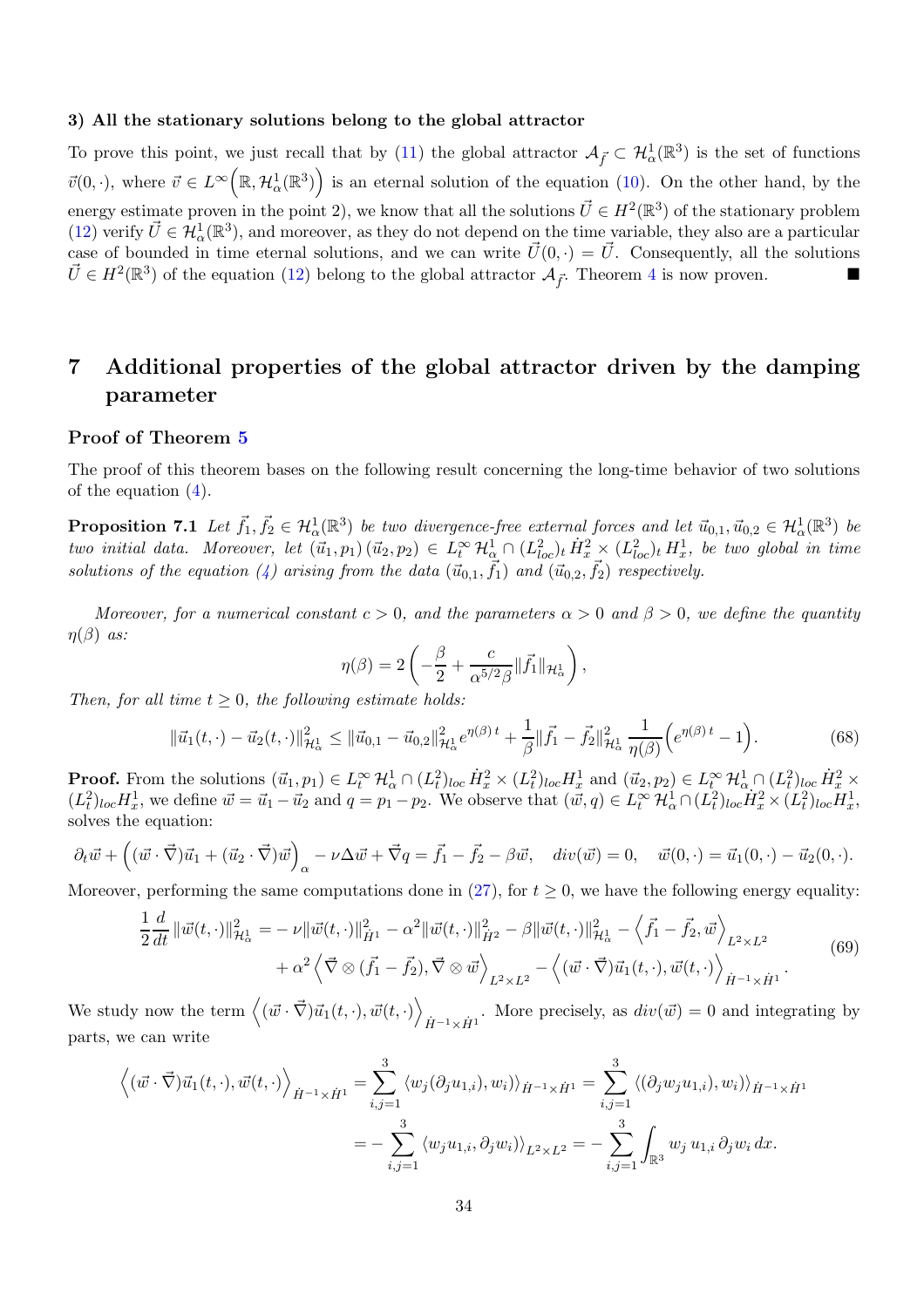**3) All the stationary solutions belong to the global attractor**

To prove this point, we just recall that by (11) the global attractor $\mathcal{A}_{\vec{f}} \subset \mathcal{H}^1_\alpha(\mathbb{R}^3)$ is the set of functions $\vec{v}(0,\cdot)$, where $\vec{v} \in L^\infty\Big(\mathbb{R}, \mathcal{H}^1_\alpha(\mathbb{R}^3)\Big)$ is an eternal solution of the equation (10). On the other hand, by the energy estimate proven in the point 2), we know that all the solutions $\vec{U} \in H^2(\mathbb{R}^3)$ of the stationary problem (12) verify $\vec{U} \in \mathcal{H}^1_\alpha(\mathbb{R}^3)$, and moreover, as they do not depend on the time variable, they also are a particular case of bounded in time eternal solutions, and we can write $\vec{U}(0,\cdot) = \vec{U}$. Consequently, all the solutions $\vec{U} \in H^2(\mathbb{R}^3)$ of the equation (12) belong to the global attractor $\mathcal{A}_{\vec{f}}$. Theorem 4 is now proven. ■

# 7 Additional properties of the global attractor driven by the damping parameter

### Proof of Theorem 5

The proof of this theorem bases on the following result concerning the long-time behavior of two solutions of the equation (4).

**Proposition 7.1** *Let $\vec{f}_1, \vec{f}_2 \in \mathcal{H}^1_\alpha(\mathbb{R}^3)$ be two divergence-free external forces and let $\vec{u}_{0,1}, \vec{u}_{0,2} \in \mathcal{H}^1_\alpha(\mathbb{R}^3)$ be two initial data. Moreover, let $(\vec{u}_1, p_1)\,(\vec{u}_2, p_2) \in L^\infty_t \mathcal{H}^1_\alpha \cap (L^2_{loc})_t \dot{H}^2_x \times (L^2_{loc})_t H^1_x$, be two global in time solutions of the equation (4) arising from the data $(\vec{u}_{0,1}, \vec{f}_1)$ and $(\vec{u}_{0,2}, \vec{f}_2)$ respectively.*

*Moreover, for a numerical constant $c > 0$, and the parameters $\alpha > 0$ and $\beta > 0$, we define the quantity $\eta(\beta)$ as:*

$$\eta(\beta) = 2\left(-\frac{\beta}{2} + \frac{c}{\alpha^{5/2}\beta}\|\vec{f}_1\|_{\mathcal{H}^1_\alpha}\right),$$

*Then, for all time $t \geq 0$, the following estimate holds:*

$$\|\vec{u}_1(t,\cdot) - \vec{u}_2(t,\cdot)\|^2_{\mathcal{H}^1_\alpha} \leq \|\vec{u}_{0,1} - \vec{u}_{0,2}\|^2_{\mathcal{H}^1_\alpha} e^{\eta(\beta)\,t} + \frac{1}{\beta}\|\vec{f}_1 - \vec{f}_2\|^2_{\mathcal{H}^1_\alpha}\frac{1}{\eta(\beta)}\Big(e^{\eta(\beta)\,t} - 1\Big). \tag{68}$$

**Proof.** From the solutions $(\vec{u}_1, p_1) \in L^\infty_t \mathcal{H}^1_\alpha \cap (L^2_t)_{loc} \dot{H}^2_x \times (L^2_t)_{loc} H^1_x$ and $(\vec{u}_2, p_2) \in L^\infty_t \mathcal{H}^1_\alpha \cap (L^2_t)_{loc} \dot{H}^2_x \times (L^2_t)_{loc} H^1_x$, we define $\vec{w} = \vec{u}_1 - \vec{u}_2$ and $q = p_1 - p_2$. We observe that $(\vec{w}, q) \in L^\infty_t \mathcal{H}^1_\alpha \cap (L^2_t)_{loc} \dot{H}^2_x \times (L^2_t)_{loc} H^1_x$, solves the equation:

$$\partial_t \vec{w} + \Big((\vec{w}\cdot\vec{\nabla})\vec{u}_1 + (\vec{u}_2\cdot\vec{\nabla})\vec{w}\Big)_\alpha - \nu\Delta\vec{w} + \vec{\nabla} q = \vec{f}_1 - \vec{f}_2 - \beta\vec{w}, \quad div(\vec{w}) = 0, \quad \vec{w}(0,\cdot) = \vec{u}_1(0,\cdot) - \vec{u}_2(0,\cdot).$$

Moreover, performing the same computations done in (27), for $t \geq 0$, we have the following energy equality:

$$\begin{aligned} \frac{1}{2}\frac{d}{dt}\|\vec{w}(t,\cdot)\|^2_{\mathcal{H}^1_\alpha} = &-\nu\|\vec{w}(t,\cdot)\|^2_{\dot{H}^1} - \alpha^2\|\vec{w}(t,\cdot)\|^2_{\dot{H}^2} - \beta\|\vec{w}(t,\cdot)\|^2_{\mathcal{H}^1_\alpha} - \Big\langle \vec{f}_1 - \vec{f}_2, \vec{w}\Big\rangle_{L^2\times L^2} \\ &+ \alpha^2\Big\langle \vec{\nabla}\otimes(\vec{f}_1 - \vec{f}_2), \vec{\nabla}\otimes\vec{w}\Big\rangle_{L^2\times L^2} - \Big\langle (\vec{w}\cdot\vec{\nabla})\vec{u}_1(t,\cdot), \vec{w}(t,\cdot)\Big\rangle_{\dot{H}^{-1}\times\dot{H}^1}. \end{aligned} \tag{69}$$

We study now the term $\Big\langle (\vec{w}\cdot\vec{\nabla})\vec{u}_1(t,\cdot), \vec{w}(t,\cdot)\Big\rangle_{\dot{H}^{-1}\times\dot{H}^1}$. More precisely, as $div(\vec{w}) = 0$ and integrating by parts, we can write

$$\begin{aligned} \Big\langle (\vec{w}\cdot\vec{\nabla})\vec{u}_1(t,\cdot), \vec{w}(t,\cdot)\Big\rangle_{\dot{H}^{-1}\times\dot{H}^1} &= \sum_{i,j=1}^{3}\langle w_j(\partial_j u_{1,i}), w_i)\rangle_{\dot{H}^{-1}\times\dot{H}^1} = \sum_{i,j=1}^{3}\langle(\partial_j w_j u_{1,i}), w_i)\rangle_{\dot{H}^{-1}\times\dot{H}^1} \\ &= -\sum_{i,j=1}^{3}\langle w_j u_{1,i}, \partial_j w_i)\rangle_{L^2\times L^2} = -\sum_{i,j=1}^{3}\int_{\mathbb{R}^3} w_j\, u_{1,i}\,\partial_j w_i\, dx. \end{aligned}$$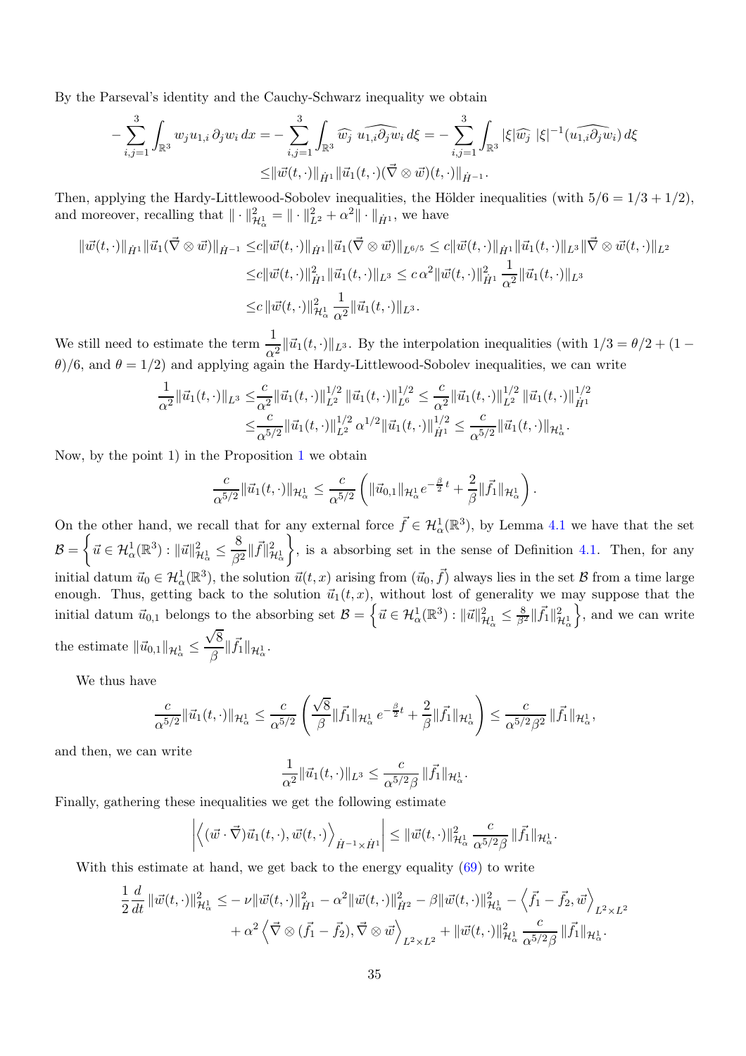By the Parseval's identity and the Cauchy-Schwarz inequality we obtain

$$
-\sum_{i,j=1}^{3}\int_{\mathbb{R}^3} w_j u_{1,i}\,\partial_j w_i\,dx = -\sum_{i,j=1}^{3}\int_{\mathbb{R}^3} \widehat{w_j}\;\widehat{u_{1,i}\partial_j w_i}\,d\xi = -\sum_{i,j=1}^{3}\int_{\mathbb{R}^3} |\xi|\widehat{w_j}\;|\xi|^{-1}(\widehat{u_{1,i}\partial_j w_i})\,d\xi
$$
$$
\leq \|\vec{w}(t,\cdot)\|_{\dot{H}^1}\|\vec{u}_1(t,\cdot)(\vec{\nabla}\otimes\vec{w})(t,\cdot)\|_{\dot{H}^{-1}}.
$$

Then, applying the Hardy-Littlewood-Sobolev inequalities, the Hölder inequalities (with $5/6 = 1/3+1/2$), and moreover, recalling that $\|\cdot\|^2_{\mathcal{H}^1_\alpha} = \|\cdot\|^2_{L^2} + \alpha^2\|\cdot\|_{\dot{H}^1}$, we have

$$
\begin{aligned}
\|\vec{w}(t,\cdot)\|_{\dot{H}^1}\|\vec{u}_1(\vec{\nabla}\otimes\vec{w})\|_{\dot{H}^{-1}} \leq& c\|\vec{w}(t,\cdot)\|_{\dot{H}^1}\|\vec{u}_1(\vec{\nabla}\otimes\vec{w})\|_{L^{6/5}} \leq c\|\vec{w}(t,\cdot)\|_{\dot{H}^1}\|\vec{u}_1(t,\cdot)\|_{L^3}\|\vec{\nabla}\otimes\vec{w}(t,\cdot)\|_{L^2}\\
\leq& c\|\vec{w}(t,\cdot)\|^2_{\dot{H}^1}\|\vec{u}_1(t,\cdot)\|_{L^3} \leq c\,\alpha^2\|\vec{w}(t,\cdot)\|^2_{\dot{H}^1}\,\frac{1}{\alpha^2}\|\vec{u}_1(t,\cdot)\|_{L^3}\\
\leq& c\,\|\vec{w}(t,\cdot)\|^2_{\mathcal{H}^1_\alpha}\,\frac{1}{\alpha^2}\|\vec{u}_1(t,\cdot)\|_{L^3}.
\end{aligned}
$$

We still need to estimate the term $\dfrac{1}{\alpha^2}\|\vec{u}_1(t,\cdot)\|_{L^3}$. By the interpolation inequalities (with $1/3 = \theta/2 + (1-\theta)/6$, and $\theta = 1/2$) and applying again the Hardy-Littlewood-Sobolev inequalities, we can write

$$
\begin{aligned}
\frac{1}{\alpha^2}\|\vec{u}_1(t,\cdot)\|_{L^3} \leq& \frac{c}{\alpha^2}\|\vec{u}_1(t,\cdot)\|^{1/2}_{L^2}\,\|\vec{u}_1(t,\cdot)\|^{1/2}_{L^6} \leq \frac{c}{\alpha^2}\|\vec{u}_1(t,\cdot)\|^{1/2}_{L^2}\,\|\vec{u}_1(t,\cdot)\|^{1/2}_{\dot{H}^1}\\
\leq& \frac{c}{\alpha^{5/2}}\|\vec{u}_1(t,\cdot)\|^{1/2}_{L^2}\,\alpha^{1/2}\|\vec{u}_1(t,\cdot)\|^{1/2}_{\dot{H}^1} \leq \frac{c}{\alpha^{5/2}}\|\vec{u}_1(t,\cdot)\|_{\mathcal{H}^1_\alpha}.
\end{aligned}
$$

Now, by the point 1) in the Proposition 1 we obtain

$$
\frac{c}{\alpha^{5/2}}\|\vec{u}_1(t,\cdot)\|_{\mathcal{H}^1_\alpha} \leq \frac{c}{\alpha^{5/2}}\left(\|\vec{u}_{0,1}\|_{\mathcal{H}^1_\alpha}e^{-\frac{\beta}{2}t} + \frac{2}{\beta}\|\vec{f}_1\|_{\mathcal{H}^1_\alpha}\right).
$$

On the other hand, we recall that for any external force $\vec{f}\in\mathcal{H}^1_\alpha(\mathbb{R}^3)$, by Lemma 4.1 we have that the set $\mathcal{B} = \left\{\vec{u}\in\mathcal{H}^1_\alpha(\mathbb{R}^3) : \|\vec{u}\|^2_{\mathcal{H}^1_\alpha} \leq \dfrac{8}{\beta^2}\|\vec{f}\|^2_{\mathcal{H}^1_\alpha}\right\}$, is a absorbing set in the sense of Definition 4.1. Then, for any initial datum $\vec{u}_0\in\mathcal{H}^1_\alpha(\mathbb{R}^3)$, the solution $\vec{u}(t,x)$ arising from $(\vec{u}_0,\vec{f})$ always lies in the set $\mathcal{B}$ from a time large enough. Thus, getting back to the solution $\vec{u}_1(t,x)$, without lost of generality we may suppose that the initial datum $\vec{u}_{0,1}$ belongs to the absorbing set $\mathcal{B} = \left\{\vec{u}\in\mathcal{H}^1_\alpha(\mathbb{R}^3) : \|\vec{u}\|^2_{\mathcal{H}^1_\alpha} \leq \frac{8}{\beta^2}\|\vec{f}_1\|^2_{\mathcal{H}^1_\alpha}\right\}$, and we can write the estimate $\|\vec{u}_{0,1}\|_{\mathcal{H}^1_\alpha} \leq \dfrac{\sqrt{8}}{\beta}\|\vec{f}_1\|_{\mathcal{H}^1_\alpha}$.

We thus have

$$
\frac{c}{\alpha^{5/2}}\|\vec{u}_1(t,\cdot)\|_{\mathcal{H}^1_\alpha} \leq \frac{c}{\alpha^{5/2}}\left(\frac{\sqrt{8}}{\beta}\|\vec{f}_1\|_{\mathcal{H}^1_\alpha}e^{-\frac{\beta}{2}t} + \frac{2}{\beta}\|\vec{f}_1\|_{\mathcal{H}^1_\alpha}\right) \leq \frac{c}{\alpha^{5/2}\beta^2}\,\|\vec{f}_1\|_{\mathcal{H}^1_\alpha},
$$

and then, we can write

$$
\frac{1}{\alpha^2}\|\vec{u}_1(t,\cdot)\|_{L^3} \leq \frac{c}{\alpha^{5/2}\beta}\,\|\vec{f}_1\|_{\mathcal{H}^1_\alpha}.
$$

Finally, gathering these inequalities we get the following estimate

$$
\left|\left\langle(\vec{w}\cdot\vec{\nabla})\vec{u}_1(t,\cdot),\vec{w}(t,\cdot)\right\rangle_{\dot{H}^{-1}\times\dot{H}^1}\right| \leq \|\vec{w}(t,\cdot)\|^2_{\mathcal{H}^1_\alpha}\,\frac{c}{\alpha^{5/2}\beta}\,\|\vec{f}_1\|_{\mathcal{H}^1_\alpha}.
$$

With this estimate at hand, we get back to the energy equality (69) to write

$$
\begin{aligned}
\frac{1}{2}\frac{d}{dt}\|\vec{w}(t,\cdot)\|^2_{\mathcal{H}^1_\alpha} \leq& -\nu\|\vec{w}(t,\cdot)\|^2_{\dot{H}^1} - \alpha^2\|\vec{w}(t,\cdot)\|^2_{\dot{H}^2} - \beta\|\vec{w}(t,\cdot)\|^2_{\mathcal{H}^1_\alpha} - \left\langle\vec{f}_1-\vec{f}_2,\vec{w}\right\rangle_{L^2\times L^2}\\
&+\alpha^2\left\langle\vec{\nabla}\otimes(\vec{f}_1-\vec{f}_2),\vec{\nabla}\otimes\vec{w}\right\rangle_{L^2\times L^2} + \|\vec{w}(t,\cdot)\|^2_{\mathcal{H}^1_\alpha}\,\frac{c}{\alpha^{5/2}\beta}\,\|\vec{f}_1\|_{\mathcal{H}^1_\alpha}.
\end{aligned}
$$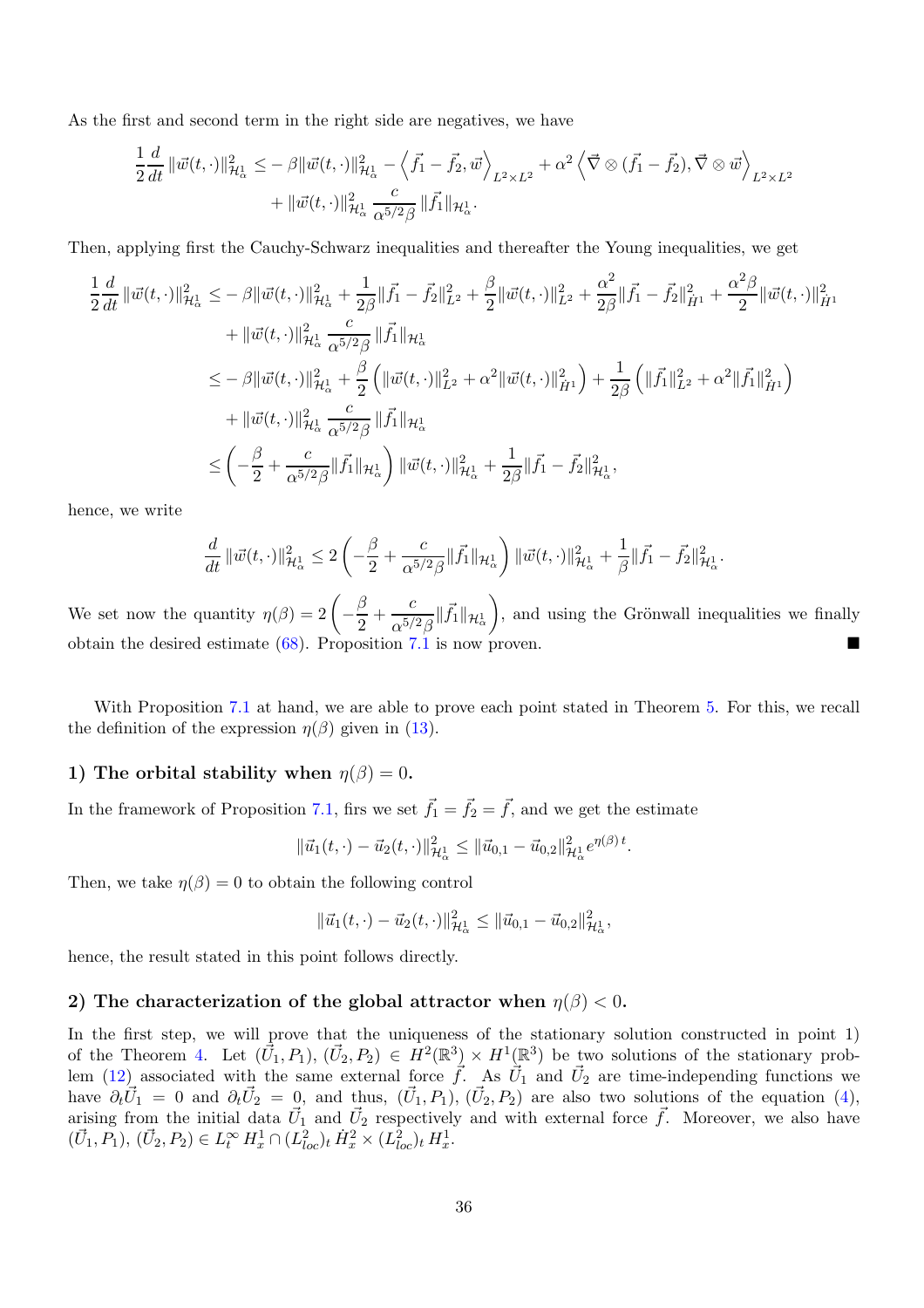As the first and second term in the right side are negatives, we have

$$
\begin{aligned}
\frac{1}{2}\frac{d}{dt}\|\vec{w}(t,\cdot)\|^2_{\mathcal{H}^1_\alpha} \leq & -\beta\|\vec{w}(t,\cdot)\|^2_{\mathcal{H}^1_\alpha} - \left\langle \vec{f}_1-\vec{f}_2, \vec{w}\right\rangle_{L^2\times L^2} + \alpha^2\left\langle \vec{\nabla}\otimes(\vec{f}_1-\vec{f}_2), \vec{\nabla}\otimes \vec{w}\right\rangle_{L^2\times L^2} \\
& + \|\vec{w}(t,\cdot)\|^2_{\mathcal{H}^1_\alpha}\frac{c}{\alpha^{5/2}\beta}\|\vec{f}_1\|_{\mathcal{H}^1_\alpha}.
\end{aligned}
$$

Then, applying first the Cauchy-Schwarz inequalities and thereafter the Young inequalities, we get

$$
\begin{aligned}
\frac{1}{2}\frac{d}{dt}\|\vec{w}(t,\cdot)\|^2_{\mathcal{H}^1_\alpha} \leq & -\beta\|\vec{w}(t,\cdot)\|^2_{\mathcal{H}^1_\alpha} + \frac{1}{2\beta}\|\vec{f}_1-\vec{f}_2\|^2_{L^2} + \frac{\beta}{2}\|\vec{w}(t,\cdot)\|^2_{L^2} + \frac{\alpha^2}{2\beta}\|\vec{f}_1-\vec{f}_2\|^2_{\dot{H}^1} + \frac{\alpha^2\beta}{2}\|\vec{w}(t,\cdot)\|^2_{\dot{H}^1} \\
& + \|\vec{w}(t,\cdot)\|^2_{\mathcal{H}^1_\alpha}\frac{c}{\alpha^{5/2}\beta}\|\vec{f}_1\|_{\mathcal{H}^1_\alpha} \\
\leq & -\beta\|\vec{w}(t,\cdot)\|^2_{\mathcal{H}^1_\alpha} + \frac{\beta}{2}\left(\|\vec{w}(t,\cdot)\|^2_{L^2} + \alpha^2\|\vec{w}(t,\cdot)\|^2_{\dot{H}^1}\right) + \frac{1}{2\beta}\left(\|\vec{f}_1\|^2_{L^2} + \alpha^2\|\vec{f}_1\|^2_{\dot{H}^1}\right) \\
& + \|\vec{w}(t,\cdot)\|^2_{\mathcal{H}^1_\alpha}\frac{c}{\alpha^{5/2}\beta}\|\vec{f}_1\|_{\mathcal{H}^1_\alpha} \\
\leq & \left(-\frac{\beta}{2} + \frac{c}{\alpha^{5/2}\beta}\|\vec{f}_1\|_{\mathcal{H}^1_\alpha}\right)\|\vec{w}(t,\cdot)\|^2_{\mathcal{H}^1_\alpha} + \frac{1}{2\beta}\|\vec{f}_1-\vec{f}_2\|^2_{\mathcal{H}^1_\alpha},
\end{aligned}
$$

hence, we write

$$
\frac{d}{dt}\|\vec{w}(t,\cdot)\|^2_{\mathcal{H}^1_\alpha} \leq 2\left(-\frac{\beta}{2} + \frac{c}{\alpha^{5/2}\beta}\|\vec{f}_1\|_{\mathcal{H}^1_\alpha}\right)\|\vec{w}(t,\cdot)\|^2_{\mathcal{H}^1_\alpha} + \frac{1}{\beta}\|\vec{f}_1-\vec{f}_2\|^2_{\mathcal{H}^1_\alpha}.
$$

We set now the quantity $\eta(\beta) = 2\left(-\frac{\beta}{2} + \frac{c}{\alpha^{5/2}\beta}\|\vec{f}_1\|_{\mathcal{H}^1_\alpha}\right)$, and using the Grönwall inequalities we finally obtain the desired estimate (68). Proposition 7.1 is now proven. ■

With Proposition 7.1 at hand, we are able to prove each point stated in Theorem 5. For this, we recall the definition of the expression $\eta(\beta)$ given in (13).

### 1) The orbital stability when $\eta(\beta) = 0$.

In the framework of Proposition 7.1, firs we set $\vec{f}_1 = \vec{f}_2 = \vec{f}$, and we get the estimate

$$
\|\vec{u}_1(t,\cdot) - \vec{u}_2(t,\cdot)\|^2_{\mathcal{H}^1_\alpha} \leq \|\vec{u}_{0,1} - \vec{u}_{0,2}\|^2_{\mathcal{H}^1_\alpha} e^{\eta(\beta)\,t}.
$$

Then, we take $\eta(\beta) = 0$ to obtain the following control

$$
\|\vec{u}_1(t,\cdot) - \vec{u}_2(t,\cdot)\|^2_{\mathcal{H}^1_\alpha} \leq \|\vec{u}_{0,1} - \vec{u}_{0,2}\|^2_{\mathcal{H}^1_\alpha},
$$

hence, the result stated in this point follows directly.

### 2) The characterization of the global attractor when $\eta(\beta) < 0$.

In the first step, we will prove that the uniqueness of the stationary solution constructed in point 1) of the Theorem 4. Let $(\vec{U}_1, P_1)$, $(\vec{U}_2, P_2) \in H^2(\mathbb{R}^3) \times H^1(\mathbb{R}^3)$ be two solutions of the stationary problem (12) associated with the same external force $\vec{f}$. As $\vec{U}_1$ and $\vec{U}_2$ are time-independing functions we have $\partial_t \vec{U}_1 = 0$ and $\partial_t \vec{U}_2 = 0$, and thus, $(\vec{U}_1, P_1)$, $(\vec{U}_2, P_2)$ are also two solutions of the equation (4), arising from the initial data $\vec{U}_1$ and $\vec{U}_2$ respectively and with external force $\vec{f}$. Moreover, we also have $(\vec{U}_1, P_1)$, $(\vec{U}_2, P_2) \in L^\infty_t H^1_x \cap (L^2_{loc})_t \dot{H}^2_x \times (L^2_{loc})_t H^1_x$.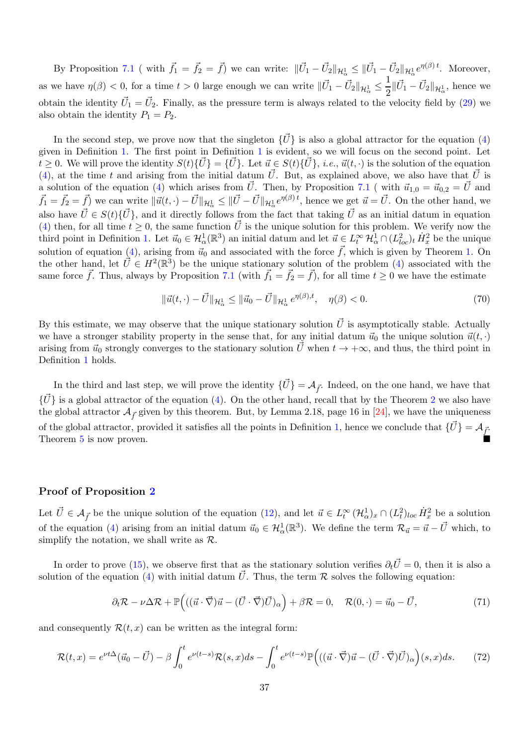By Proposition 7.1 ( with $\vec{f}_1 = \vec{f}_2 = \vec{f}$) we can write: $\|\vec{U}_1 - \vec{U}_2\|_{\mathcal{H}^1_\alpha} \leq \|\vec{U}_1 - \vec{U}_2\|_{\mathcal{H}^1_\alpha} e^{\eta(\beta)\,t}$. Moreover, as we have $\eta(\beta) < 0$, for a time $t > 0$ large enough we can write $\|\vec{U}_1 - \vec{U}_2\|_{\mathcal{H}^1_\alpha} \leq \frac{1}{2}\|\vec{U}_1 - \vec{U}_2\|_{\mathcal{H}^1_\alpha}$, hence we obtain the identity $\vec{U}_1 = \vec{U}_2$. Finally, as the pressure term is always related to the velocity field by (29) we also obtain the identity $P_1 = P_2$.

In the second step, we prove now that the singleton $\{\vec{U}\}$ is also a global attractor for the equation (4) given in Definition 1. The first point in Definition 1 is evident, so we will focus on the second point. Let $t \geq 0$. We will prove the identity $S(t)\{\vec{U}\} = \{\vec{U}\}$. Let $\vec{u} \in S(t)\{\vec{U}\}$, *i.e.*, $\vec{u}(t,\cdot)$ is the solution of the equation (4), at the time $t$ and arising from the initial datum $\vec{U}$. But, as explained above, we also have that $\vec{U}$ is a solution of the equation (4) which arises from $\vec{U}$. Then, by Proposition 7.1 ( with $\vec{u}_{1,0} = \vec{u}_{0,2} = \vec{U}$ and $\vec{f}_1 = \vec{f}_2 = \vec{f}$) we can write $\|\vec{u}(t,\cdot) - \vec{U}\|_{\mathcal{H}^1_\alpha} \leq \|\vec{U} - \vec{U}\|_{\mathcal{H}^1_\alpha} e^{\eta(\beta)\,t}$, hence we get $\vec{u} = \vec{U}$. On the other hand, we also have $\vec{U} \in S(t)\{\vec{U}\}$, and it directly follows from the fact that taking $\vec{U}$ as an initial datum in equation (4) then, for all time $t \geq 0$, the same function $\vec{U}$ is the unique solution for this problem. We verify now the third point in Definition 1. Let $\vec{u}_0 \in \mathcal{H}^1_\alpha(\mathbb{R}^3)$ an initial datum and let $\vec{u} \in L^\infty_t \mathcal{H}^1_\alpha \cap (L^2_{loc})_t \dot{H}^2_x$ be the unique solution of equation (4), arising from $\vec{u}_0$ and associated with the force $\vec{f}$, which is given by Theorem 1. On the other hand, let $\vec{U} \in H^2(\mathbb{R}^3)$ be the unique stationary solution of the problem (4) associated with the same force $\vec{f}$. Thus, always by Proposition 7.1 (with $\vec{f}_1 = \vec{f}_2 = \vec{f}$), for all time $t \geq 0$ we have the estimate

$$\|\vec{u}(t,\cdot) - \vec{U}\|_{\mathcal{H}^1_\alpha} \leq \|\vec{u}_0 - \vec{U}\|_{\mathcal{H}^1_\alpha} e^{\eta(\beta),t}, \quad \eta(\beta) < 0. \tag{70}$$

By this estimate, we may observe that the unique stationary solution $\vec{U}$ is asymptotically stable. Actually we have a stronger stability property in the sense that, for any initial datum $\vec{u}_0$ the unique solution $\vec{u}(t,\cdot)$ arising from $\vec{u}_0$ strongly converges to the stationary solution $\vec{U}$ when $t \to +\infty$, and thus, the third point in Definition 1 holds.

In the third and last step, we will prove the identity $\{\vec{U}\} = \mathcal{A}_{\vec{f}}$. Indeed, on the one hand, we have that $\{\vec{U}\}$ is a global attractor of the equation (4). On the other hand, recall that by the Theorem 2 we also have the global attractor $\mathcal{A}_{\vec{f}}$ given by this theorem. But, by Lemma 2.18, page 16 in [24], we have the uniqueness of the global attractor, provided it satisfies all the points in Definition 1, hence we conclude that $\{\vec{U}\} = \mathcal{A}_{\vec{f}}$. Theorem 5 is now proven. ■

#### Proof of Proposition 2

Let $\vec{U} \in \mathcal{A}_{\vec{f}}$ be the unique solution of the equation (12), and let $\vec{u} \in L^\infty_t (\mathcal{H}^1_\alpha)_x \cap (L^2_t)_{loc} \dot{H}^2_x$ be a solution of the equation (4) arising from an initial datum $\vec{u}_0 \in \mathcal{H}^1_\alpha(\mathbb{R}^3)$. We define the term $\mathcal{R}_{\vec{u}} = \vec{u} - \vec{U}$ which, to simplify the notation, we shall write as $\mathcal{R}$.

In order to prove (15), we observe first that as the stationary solution verifies $\partial_t \vec{U} = 0$, then it is also a solution of the equation (4) with initial datum $\vec{U}$. Thus, the term $\mathcal{R}$ solves the following equation:

$$\partial_t \mathcal{R} - \nu\Delta\mathcal{R} + \mathbb{P}\Big(((\vec{u}\cdot\vec{\nabla})\vec{u} - (\vec{U}\cdot\vec{\nabla})\vec{U})_\alpha\Big) + \beta\mathcal{R} = 0, \quad \mathcal{R}(0,\cdot) = \vec{u}_0 - \vec{U}, \tag{71}$$

and consequently $\mathcal{R}(t,x)$ can be written as the integral form:

$$\mathcal{R}(t,x) = e^{\nu t\Delta}(\vec{u}_0 - \vec{U}) - \beta\int_0^t e^{\nu(t-s)}\mathcal{R}(s,x)ds - \int_0^t e^{\nu(t-s)}\mathbb{P}\Big(((\vec{u}\cdot\vec{\nabla})\vec{u} - (\vec{U}\cdot\vec{\nabla})\vec{U})_\alpha\Big)(s,x)ds. \tag{72}$$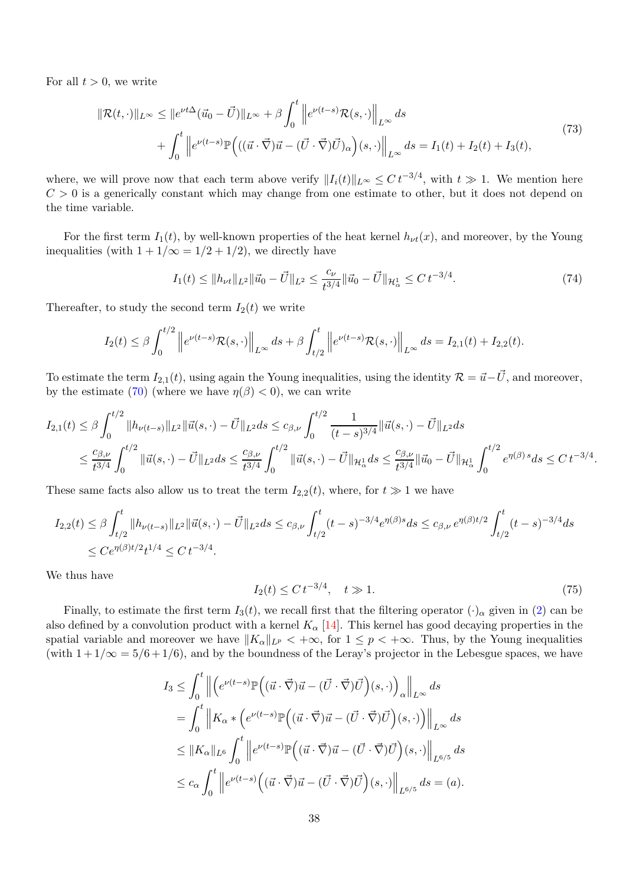For all $t > 0$, we write

$$
\begin{aligned}
\|\mathcal{R}(t,\cdot)\|_{L^\infty} \leq& \|e^{\nu t\Delta}(\vec{u}_0 - \vec{U})\|_{L^\infty} + \beta \int_0^t \left\| e^{\nu(t-s)}\mathcal{R}(s,\cdot)\right\|_{L^\infty} ds \\
&+ \int_0^t \left\| e^{\nu(t-s)}\mathbb{P}\Big(((\vec{u}\cdot\vec{\nabla})\vec{u} - (\vec{U}\cdot\vec{\nabla})\vec{U})_\alpha\Big)(s,\cdot)\right\|_{L^\infty} ds = I_1(t) + I_2(t) + I_3(t),
\end{aligned} \tag{73}
$$

where, we will prove now that each term above verify $\|I_i(t)\|_{L^\infty} \leq C\, t^{-3/4}$, with $t \gg 1$. We mention here $C > 0$ is a generically constant which may change from one estimate to other, but it does not depend on the time variable.

For the first term $I_1(t)$, by well-known properties of the heat kernel $h_{\nu t}(x)$, and moreover, by the Young inequalities (with $1 + 1/\infty = 1/2 + 1/2$), we directly have

$$
I_1(t) \leq \|h_{\nu t}\|_{L^2}\|\vec{u}_0 - \vec{U}\|_{L^2} \leq \frac{c_\nu}{t^{3/4}}\|\vec{u}_0 - \vec{U}\|_{\mathcal{H}^1_\alpha} \leq C\, t^{-3/4}. \tag{74}
$$

Thereafter, to study the second term $I_2(t)$ we write

$$
I_2(t) \leq \beta \int_0^{t/2} \left\| e^{\nu(t-s)}\mathcal{R}(s,\cdot)\right\|_{L^\infty} ds + \beta \int_{t/2}^t \left\| e^{\nu(t-s)}\mathcal{R}(s,\cdot)\right\|_{L^\infty} ds = I_{2,1}(t) + I_{2,2}(t).
$$

To estimate the term $I_{2,1}(t)$, using again the Young inequalities, using the identity $\mathcal{R} = \vec{u} - \vec{U}$, and moreover, by the estimate (70) (where we have $\eta(\beta) < 0$), we can write

$$
\begin{aligned}
I_{2,1}(t) &\leq \beta \int_0^{t/2} \|h_{\nu(t-s)}\|_{L^2}\|\vec{u}(s,\cdot) - \vec{U}\|_{L^2} ds \leq c_{\beta,\nu}\int_0^{t/2} \frac{1}{(t-s)^{3/4}}\|\vec{u}(s,\cdot) - \vec{U}\|_{L^2} ds \\
&\leq \frac{c_{\beta,\nu}}{t^{3/4}}\int_0^{t/2} \|\vec{u}(s,\cdot) - \vec{U}\|_{L^2} ds \leq \frac{c_{\beta,\nu}}{t^{3/4}}\int_0^{t/2} \|\vec{u}(s,\cdot) - \vec{U}\|_{\mathcal{H}^1_\alpha} ds \leq \frac{c_{\beta,\nu}}{t^{3/4}}\|\vec{u}_0 - \vec{U}\|_{\mathcal{H}^1_\alpha}\int_0^{t/2} e^{\eta(\beta)\, s} ds \leq C\, t^{-3/4}.
\end{aligned}
$$

These same facts also allow us to treat the term $I_{2,2}(t)$, where, for $t \gg 1$ we have

$$
\begin{aligned}
I_{2,2}(t) &\leq \beta \int_{t/2}^t \|h_{\nu(t-s)}\|_{L^2}\|\vec{u}(s,\cdot) - \vec{U}\|_{L^2} ds \leq c_{\beta,\nu}\int_{t/2}^t (t-s)^{-3/4}e^{\eta(\beta)s} ds \leq c_{\beta,\nu}\, e^{\eta(\beta)t/2}\int_{t/2}^t (t-s)^{-3/4} ds \\
&\leq C e^{\eta(\beta)t/2} t^{1/4} \leq C\, t^{-3/4}.
\end{aligned}
$$

We thus have

$$
I_2(t) \leq C\, t^{-3/4}, \quad t \gg 1. \tag{75}
$$

Finally, to estimate the first term $I_3(t)$, we recall first that the filtering operator $(\cdot)_\alpha$ given in (2) can be also defined by a convolution product with a kernel $K_\alpha$ [14]. This kernel has good decaying properties in the spatial variable and moreover we have $\|K_\alpha\|_{L^p} < +\infty$, for $1 \leq p < +\infty$. Thus, by the Young inequalities (with $1 + 1/\infty = 5/6 + 1/6$), and by the boundness of the Leray's projector in the Lebesgue spaces, we have

$$
\begin{aligned}
I_3 &\leq \int_0^t \left\| \left( e^{\nu(t-s)}\mathbb{P}\Big((\vec{u}\cdot\vec{\nabla})\vec{u} - (\vec{U}\cdot\vec{\nabla})\vec{U}\Big)(s,\cdot)\right)_\alpha \right\|_{L^\infty} ds \\
&= \int_0^t \left\| K_\alpha * \left( e^{\nu(t-s)}\mathbb{P}\Big((\vec{u}\cdot\vec{\nabla})\vec{u} - (\vec{U}\cdot\vec{\nabla})\vec{U}\Big)(s,\cdot)\right) \right\|_{L^\infty} ds \\
&\leq \|K_\alpha\|_{L^6}\int_0^t \left\| e^{\nu(t-s)}\mathbb{P}\Big((\vec{u}\cdot\vec{\nabla})\vec{u} - (\vec{U}\cdot\vec{\nabla})\vec{U}\Big)(s,\cdot)\right\|_{L^{6/5}} ds \\
&\leq c_\alpha \int_0^t \left\| e^{\nu(t-s)}\Big((\vec{u}\cdot\vec{\nabla})\vec{u} - (\vec{U}\cdot\vec{\nabla})\vec{U}\Big)(s,\cdot)\right\|_{L^{6/5}} ds = (a).
\end{aligned}
$$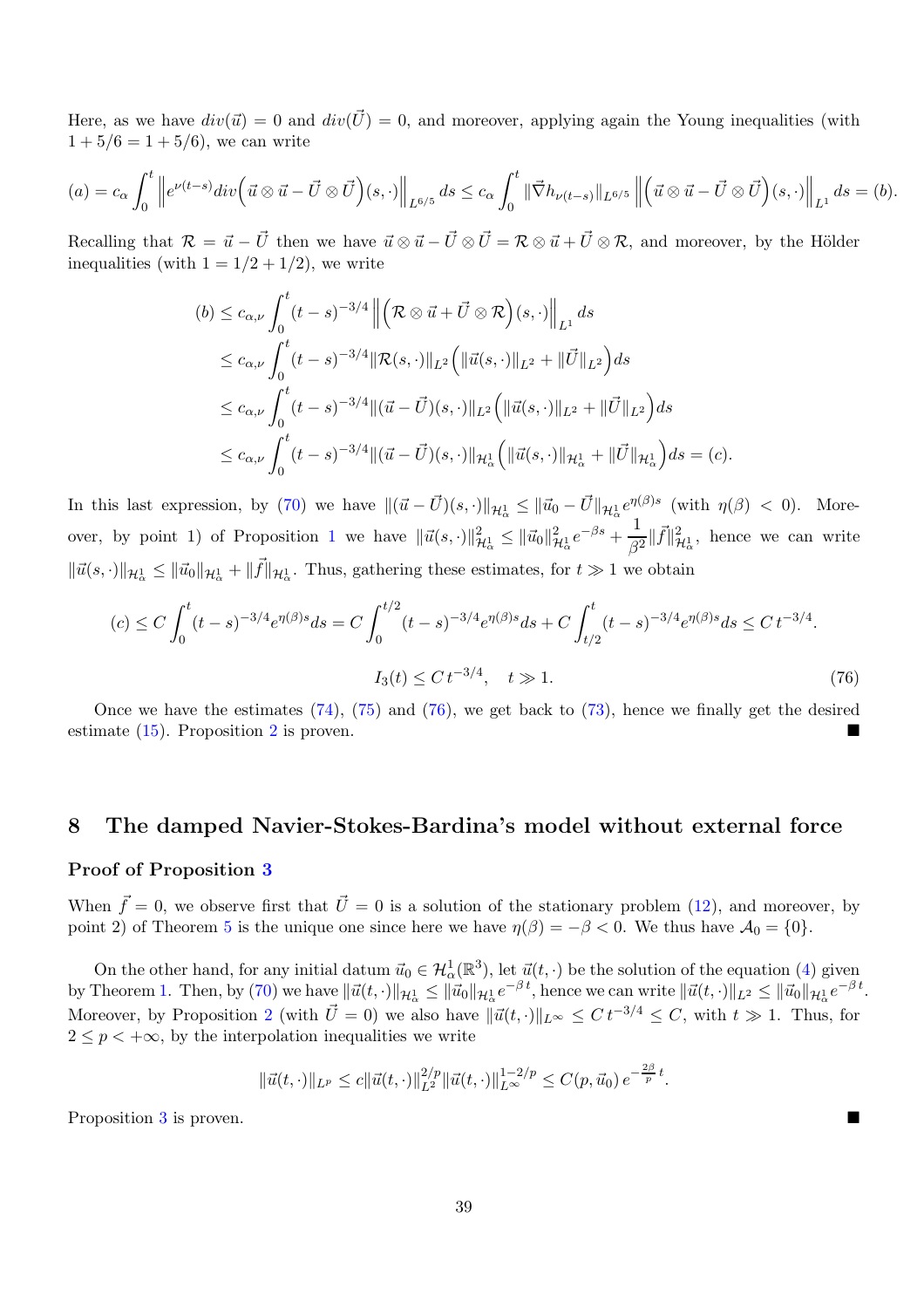Here, as we have $div(\vec{u}) = 0$ and $div(\vec{U}) = 0$, and moreover, applying again the Young inequalities (with $1 + 5/6 = 1 + 5/6$), we can write

$$(a) = c_\alpha \int_0^t \left\| e^{\nu(t-s)} div\Big(\vec{u}\otimes\vec{u} - \vec{U}\otimes\vec{U}\Big)(s,\cdot)\right\|_{L^{6/5}} ds \leq c_\alpha \int_0^t \|\vec{\nabla} h_{\nu(t-s)}\|_{L^{6/5}} \left\|\Big(\vec{u}\otimes\vec{u} - \vec{U}\otimes\vec{U}\Big)(s,\cdot)\right\|_{L^1} ds = (b).$$

Recalling that $\mathcal{R} = \vec{u} - \vec{U}$ then we have $\vec{u}\otimes\vec{u} - \vec{U}\otimes\vec{U} = \mathcal{R}\otimes\vec{u} + \vec{U}\otimes\mathcal{R}$, and moreover, by the Hölder inequalities (with $1 = 1/2 + 1/2$), we write

$$\begin{aligned}
(b) &\leq c_{\alpha,\nu}\int_0^t (t-s)^{-3/4}\left\|\Big(\mathcal{R}\otimes\vec{u} + \vec{U}\otimes\mathcal{R}\Big)(s,\cdot)\right\|_{L^1} ds\\
&\leq c_{\alpha,\nu}\int_0^t (t-s)^{-3/4}\|\mathcal{R}(s,\cdot)\|_{L^2}\Big(\|\vec{u}(s,\cdot)\|_{L^2} + \|\vec{U}\|_{L^2}\Big)ds\\
&\leq c_{\alpha,\nu}\int_0^t (t-s)^{-3/4}\|(\vec{u}-\vec{U})(s,\cdot)\|_{L^2}\Big(\|\vec{u}(s,\cdot)\|_{L^2} + \|\vec{U}\|_{L^2}\Big)ds\\
&\leq c_{\alpha,\nu}\int_0^t (t-s)^{-3/4}\|(\vec{u}-\vec{U})(s,\cdot)\|_{\mathcal{H}^1_\alpha}\Big(\|\vec{u}(s,\cdot)\|_{\mathcal{H}^1_\alpha} + \|\vec{U}\|_{\mathcal{H}^1_\alpha}\Big)ds = (c).
\end{aligned}$$

In this last expression, by (70) we have $\|(\vec{u}-\vec{U})(s,\cdot)\|_{\mathcal{H}^1_\alpha} \leq \|\vec{u}_0 - \vec{U}\|_{\mathcal{H}^1_\alpha} e^{\eta(\beta)s}$ (with $\eta(\beta) < 0$). Moreover, by point 1) of Proposition 1 we have $\|\vec{u}(s,\cdot)\|^2_{\mathcal{H}^1_\alpha} \leq \|\vec{u}_0\|^2_{\mathcal{H}^1_\alpha} e^{-\beta s} + \dfrac{1}{\beta^2}\|\vec{f}\|^2_{\mathcal{H}^1_\alpha}$, hence we can write $\|\vec{u}(s,\cdot)\|_{\mathcal{H}^1_\alpha} \leq \|\vec{u}_0\|_{\mathcal{H}^1_\alpha} + \|\vec{f}\|_{\mathcal{H}^1_\alpha}$. Thus, gathering these estimates, for $t \gg 1$ we obtain

$$(c) \leq C\int_0^t (t-s)^{-3/4} e^{\eta(\beta)s} ds = C\int_0^{t/2} (t-s)^{-3/4} e^{\eta(\beta)s} ds + C\int_{t/2}^t (t-s)^{-3/4} e^{\eta(\beta)s} ds \leq C\, t^{-3/4}.$$

$$I_3(t) \leq C\, t^{-3/4}, \quad t \gg 1. \tag{76}$$

Once we have the estimates (74), (75) and (76), we get back to (73), hence we finally get the desired estimate (15). Proposition 2 is proven. ■

## 8 The damped Navier-Stokes-Bardina's model without external force

**Proof of Proposition 3**

When $\vec{f} = 0$, we observe first that $\vec{U} = 0$ is a solution of the stationary problem (12), and moreover, by point 2) of Theorem 5 is the unique one since here we have $\eta(\beta) = -\beta < 0$. We thus have $\mathcal{A}_0 = \{0\}$.

On the other hand, for any initial datum $\vec{u}_0 \in \mathcal{H}^1_\alpha(\mathbb{R}^3)$, let $\vec{u}(t,\cdot)$ be the solution of the equation (4) given by Theorem 1. Then, by (70) we have $\|\vec{u}(t,\cdot)\|_{\mathcal{H}^1_\alpha} \leq \|\vec{u}_0\|_{\mathcal{H}^1_\alpha} e^{-\beta t}$, hence we can write $\|\vec{u}(t,\cdot)\|_{L^2} \leq \|\vec{u}_0\|_{\mathcal{H}^1_\alpha} e^{-\beta t}$. Moreover, by Proposition 2 (with $\vec{U} = 0$) we also have $\|\vec{u}(t,\cdot)\|_{L^\infty} \leq C\, t^{-3/4} \leq C$, with $t \gg 1$. Thus, for $2 \leq p < +\infty$, by the interpolation inequalities we write

$$\|\vec{u}(t,\cdot)\|_{L^p} \leq c\|\vec{u}(t,\cdot)\|^{2/p}_{L^2}\|\vec{u}(t,\cdot)\|^{1-2/p}_{L^\infty} \leq C(p,\vec{u}_0)\, e^{-\frac{2\beta}{p}t}.$$

Proposition 3 is proven. ■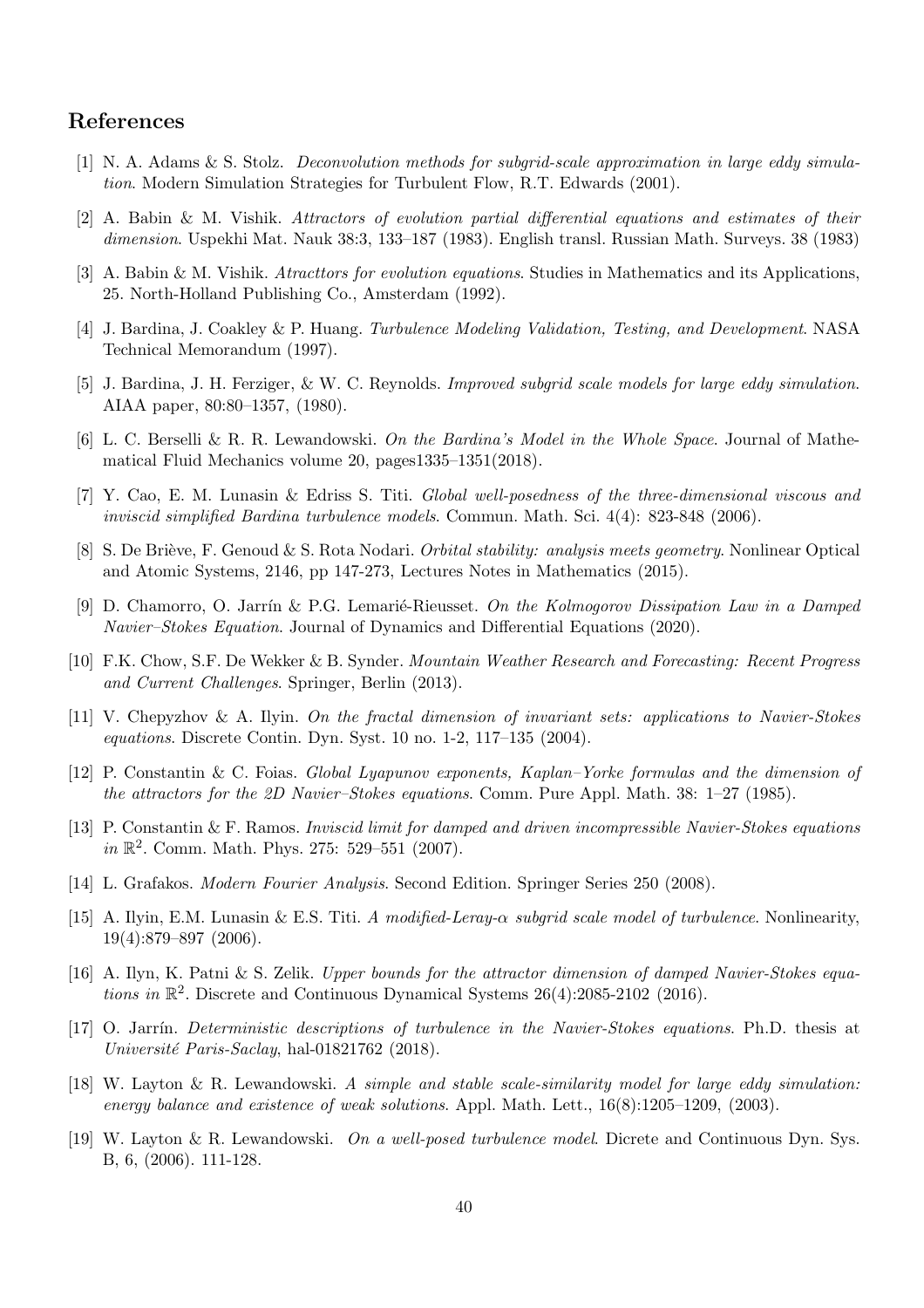## References

[1] N. A. Adams & S. Stolz. *Deconvolution methods for subgrid-scale approximation in large eddy simulation*. Modern Simulation Strategies for Turbulent Flow, R.T. Edwards (2001).

[2] A. Babin & M. Vishik. *Attractors of evolution partial differential equations and estimates of their dimension*. Uspekhi Mat. Nauk 38:3, 133–187 (1983). English transl. Russian Math. Surveys. 38 (1983)

[3] A. Babin & M. Vishik. *Atracttors for evolution equations*. Studies in Mathematics and its Applications, 25. North-Holland Publishing Co., Amsterdam (1992).

[4] J. Bardina, J. Coakley & P. Huang. *Turbulence Modeling Validation, Testing, and Development*. NASA Technical Memorandum (1997).

[5] J. Bardina, J. H. Ferziger, & W. C. Reynolds. *Improved subgrid scale models for large eddy simulation*. AIAA paper, 80:80–1357, (1980).

[6] L. C. Berselli & R. R. Lewandowski. *On the Bardina's Model in the Whole Space*. Journal of Mathematical Fluid Mechanics volume 20, pages1335–1351(2018).

[7] Y. Cao, E. M. Lunasin & Edriss S. Titi. *Global well-posedness of the three-dimensional viscous and inviscid simplified Bardina turbulence models*. Commun. Math. Sci. 4(4): 823-848 (2006).

[8] S. De Bièvre, F. Genoud & S. Rota Nodari. *Orbital stability: analysis meets geometry*. Nonlinear Optical and Atomic Systems, 2146, pp 147-273, Lectures Notes in Mathematics (2015).

[9] D. Chamorro, O. Jarrín & P.G. Lemarié-Rieusset. *On the Kolmogorov Dissipation Law in a Damped Navier–Stokes Equation*. Journal of Dynamics and Differential Equations (2020).

[10] F.K. Chow, S.F. De Wekker & B. Synder. *Mountain Weather Research and Forecasting: Recent Progress and Current Challenges*. Springer, Berlin (2013).

[11] V. Chepyzhov & A. Ilyin. *On the fractal dimension of invariant sets: applications to Navier-Stokes equations*. Discrete Contin. Dyn. Syst. 10 no. 1-2, 117–135 (2004).

[12] P. Constantin & C. Foias. *Global Lyapunov exponents, Kaplan–Yorke formulas and the dimension of the attractors for the 2D Navier–Stokes equations*. Comm. Pure Appl. Math. 38: 1–27 (1985).

[13] P. Constantin & F. Ramos. *Inviscid limit for damped and driven incompressible Navier-Stokes equations in $\mathbb{R}^2$*. Comm. Math. Phys. 275: 529–551 (2007).

[14] L. Grafakos. *Modern Fourier Analysis*. Second Edition. Springer Series 250 (2008).

[15] A. Ilyin, E.M. Lunasin & E.S. Titi. *A modified-Leray-$\alpha$ subgrid scale model of turbulence*. Nonlinearity, 19(4):879–897 (2006).

[16] A. Ilyn, K. Patni & S. Zelik. *Upper bounds for the attractor dimension of damped Navier-Stokes equations in $\mathbb{R}^2$*. Discrete and Continuous Dynamical Systems 26(4):2085-2102 (2016).

[17] O. Jarrín. *Deterministic descriptions of turbulence in the Navier-Stokes equations*. Ph.D. thesis at *Université Paris-Saclay*, hal-01821762 (2018).

[18] W. Layton & R. Lewandowski. *A simple and stable scale-similarity model for large eddy simulation: energy balance and existence of weak solutions*. Appl. Math. Lett., 16(8):1205–1209, (2003).

[19] W. Layton & R. Lewandowski. *On a well-posed turbulence model*. Dicrete and Continuous Dyn. Sys. B, 6, (2006). 111-128.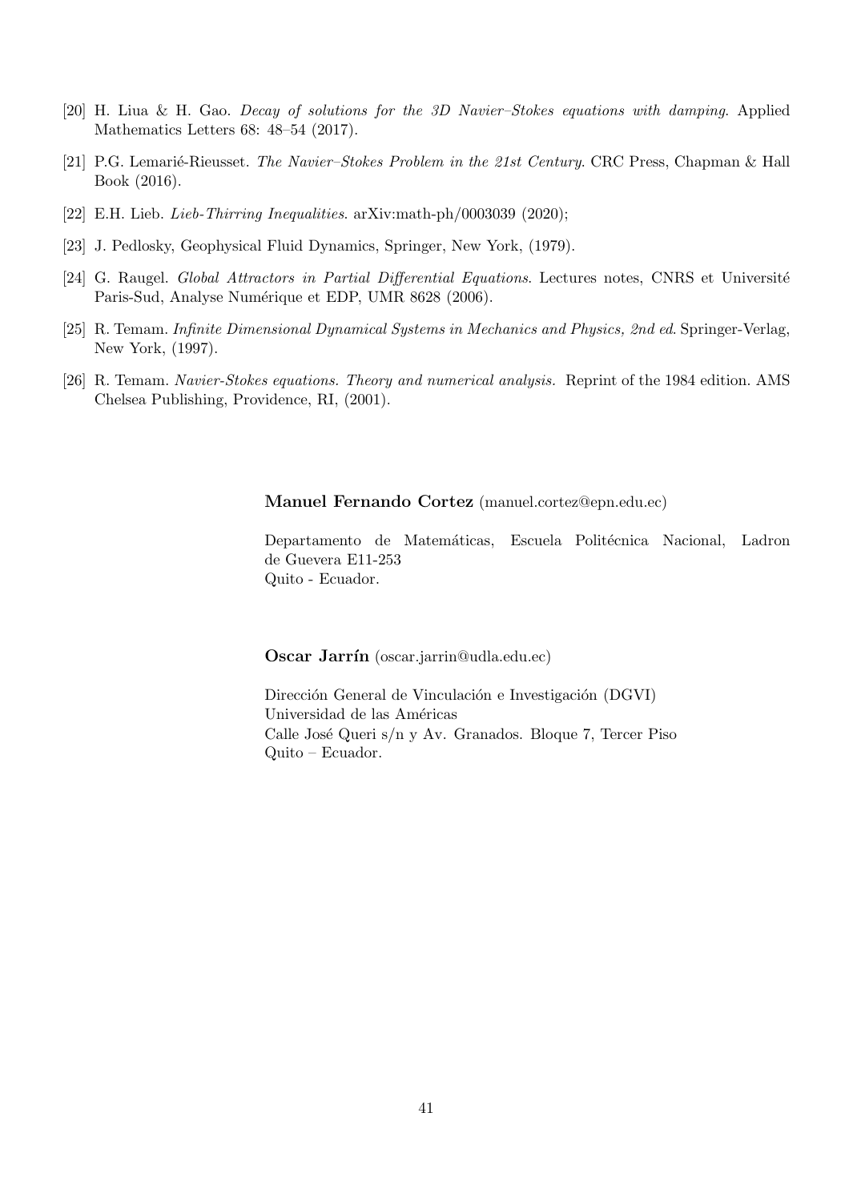[20] H. Liua & H. Gao. *Decay of solutions for the 3D Navier–Stokes equations with damping*. Applied Mathematics Letters 68: 48–54 (2017).

[21] P.G. Lemarié-Rieusset. *The Navier–Stokes Problem in the 21st Century*. CRC Press, Chapman & Hall Book (2016).

[22] E.H. Lieb. *Lieb-Thirring Inequalities*. arXiv:math-ph/0003039 (2020);

[23] J. Pedlosky, Geophysical Fluid Dynamics, Springer, New York, (1979).

[24] G. Raugel. *Global Attractors in Partial Differential Equations*. Lectures notes, CNRS et Université Paris-Sud, Analyse Numérique et EDP, UMR 8628 (2006).

[25] R. Temam. *Infinite Dimensional Dynamical Systems in Mechanics and Physics, 2nd ed*. Springer-Verlag, New York, (1997).

[26] R. Temam. *Navier-Stokes equations. Theory and numerical analysis.* Reprint of the 1984 edition. AMS Chelsea Publishing, Providence, RI, (2001).

**Manuel Fernando Cortez** (manuel.cortez@epn.edu.ec)

Departamento de Matemáticas, Escuela Politécnica Nacional, Ladron de Guevera E11-253
Quito - Ecuador.

**Oscar Jarrín** (oscar.jarrin@udla.edu.ec)

Dirección General de Vinculación e Investigación (DGVI)
Universidad de las Américas
Calle José Queri s/n y Av. Granados. Bloque 7, Tercer Piso
Quito – Ecuador.